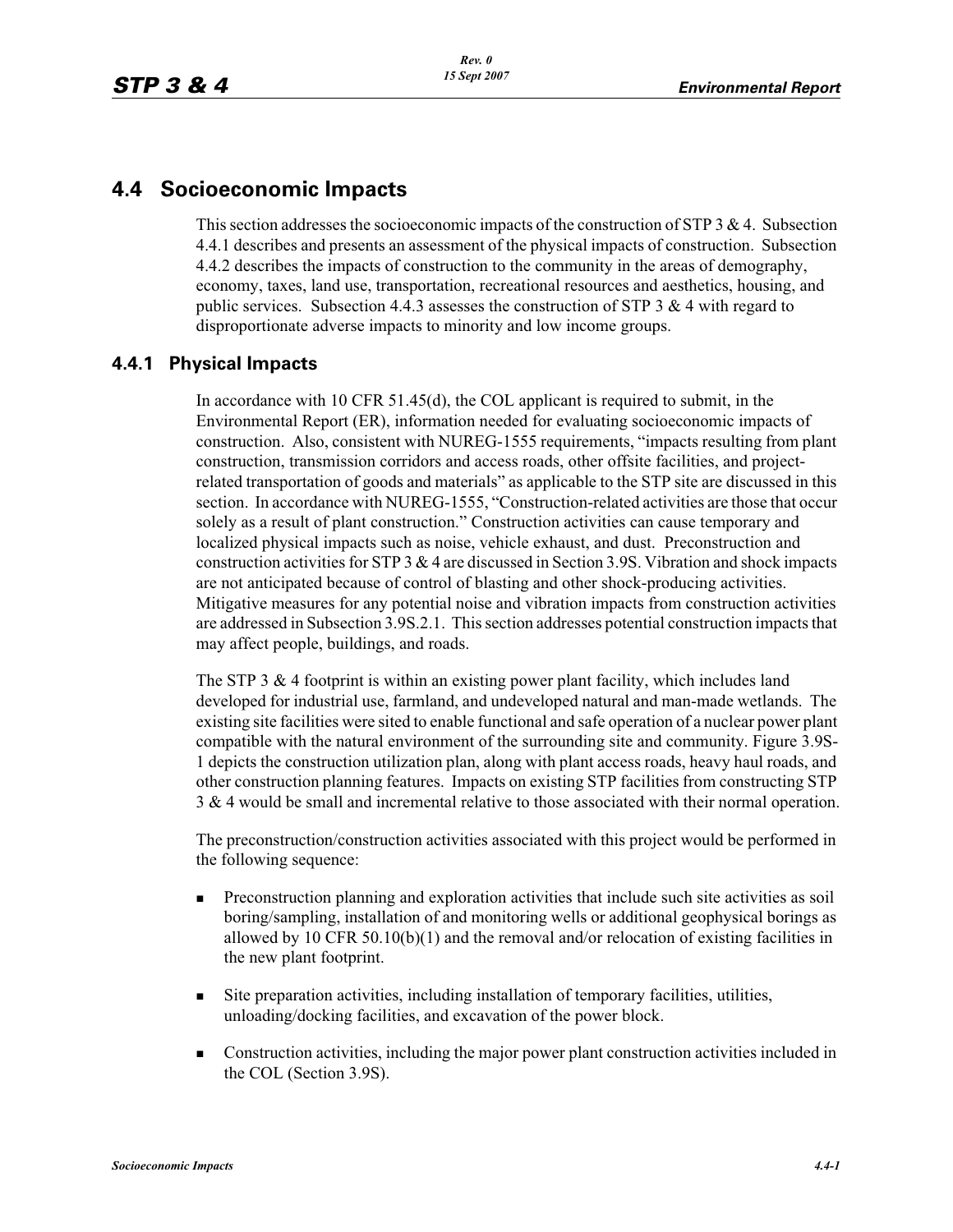## 4.4 Socioeconomic Impacts

This section addresses the socioeconomic impacts of the construction of STP 3 & 4. Subsection 4.4.1 describes and presents an assessment of the physical impacts of construction. Subsection 4.4.2 describes the impacts of construction to the community in the areas of demography, economy, taxes, land use, transportation, recreational resources and aesthetics, housing, and public services. Subsection 4.4.3 assesses the construction of STP 3 & 4 with regard to disproportionate adverse impacts to minority and low income groups.

### 4.4.1 Physical Impacts

In accordance with 10 CFR 51.45(d), the COL applicant is required to submit, in the Environmental Report (ER), information needed for evaluating socioeconomic impacts of construction. Also, consistent with NUREG-1555 requirements, "impacts resulting from plant construction, transmission corridors and access roads, other offsite facilities, and project-related transportation of goods and materials" as applicable to the STP site are discussed in this section. In accordance with NUREG-1555, "Construction-related activities are those that occur solely as a result of plant construction." Construction activities can cause temporary and localized physical impacts such as noise, vehicle exhaust, and dust. Preconstruction and construction activities for STP 3 & 4 are discussed in Section 3.9S. Vibration and shock impacts are not anticipated because of control of blasting and other shock-producing activities. Mitigative measures for any potential noise and vibration impacts from construction activities are addressed in Subsection 3.9S.2.1. This section addresses potential construction impacts that may affect people, buildings, and roads.

The STP 3 & 4 footprint is within an existing power plant facility, which includes land developed for industrial use, farmland, and undeveloped natural and man-made wetlands. The existing site facilities were sited to enable functional and safe operation of a nuclear power plant compatible with the natural environment of the surrounding site and community. Figure 3.9S-1 depicts the construction utilization plan, along with plant access roads, heavy haul roads, and other construction planning features. Impacts on existing STP facilities from constructing STP 3 & 4 would be small and incremental relative to those associated with their normal operation.

The preconstruction/construction activities associated with this project would be performed in the following sequence:

- Preconstruction planning and exploration activities that include such site activities as soil boring/sampling, installation of and monitoring wells or additional geophysical borings as allowed by 10 CFR 50.10(b)(1) and the removal and/or relocation of existing facilities in the new plant footprint.
- Site preparation activities, including installation of temporary facilities, utilities, unloading/docking facilities, and excavation of the power block.
- Construction activities, including the major power plant construction activities included in the COL (Section 3.9S).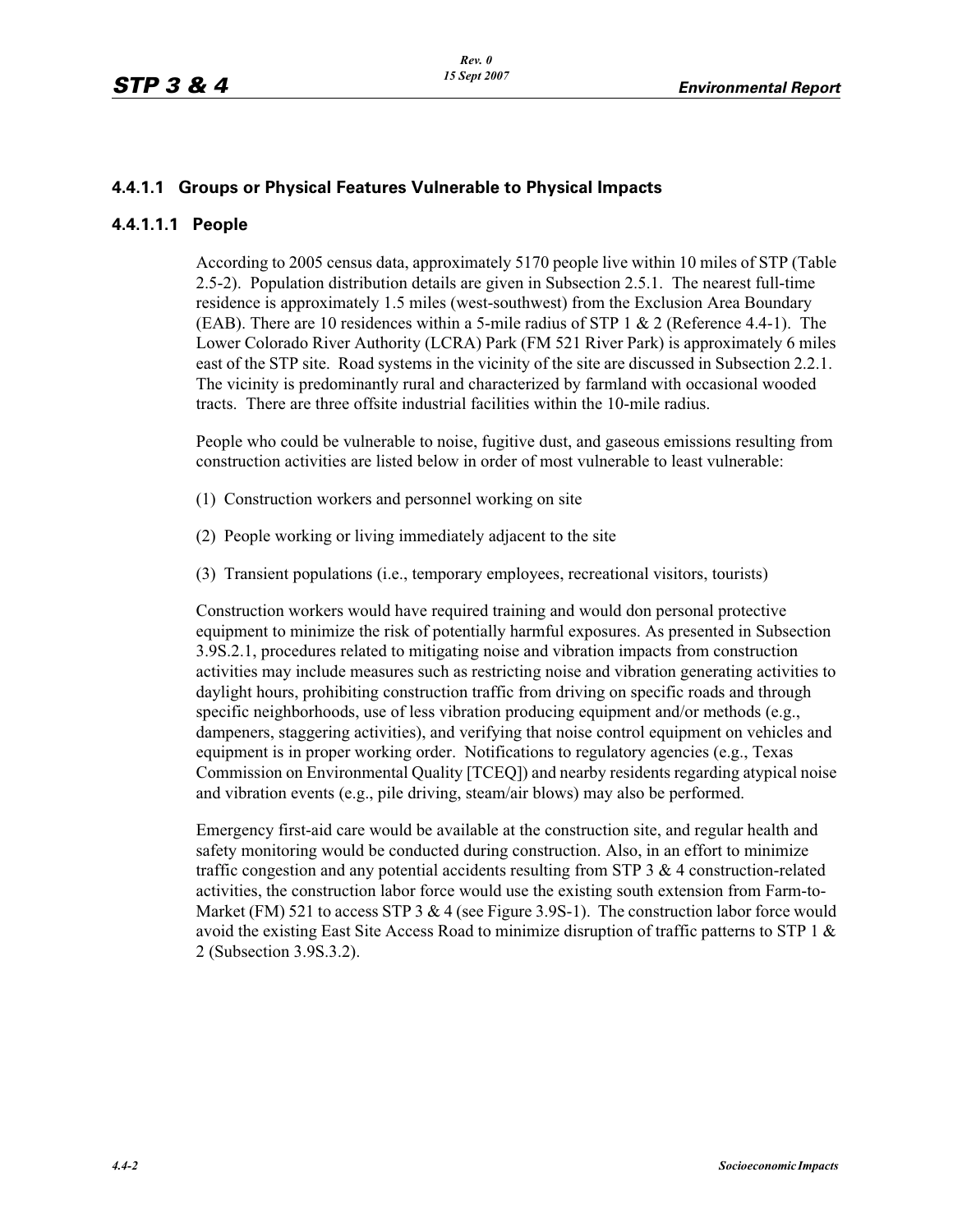### 4.4.1.1 Groups or Physical Features Vulnerable to Physical Impacts

#### 4.4.1.1.1 People

According to 2005 census data, approximately 5170 people live within 10 miles of STP (Table 2.5-2). Population distribution details are given in Subsection 2.5.1. The nearest full-time residence is approximately 1.5 miles (west-southwest) from the Exclusion Area Boundary (EAB). There are 10 residences within a 5-mile radius of STP 1 & 2 (Reference 4.4-1). The Lower Colorado River Authority (LCRA) Park (FM 521 River Park) is approximately 6 miles east of the STP site. Road systems in the vicinity of the site are discussed in Subsection 2.2.1. The vicinity is predominantly rural and characterized by farmland with occasional wooded tracts. There are three offsite industrial facilities within the 10-mile radius.

People who could be vulnerable to noise, fugitive dust, and gaseous emissions resulting from construction activities are listed below in order of most vulnerable to least vulnerable:

(1) Construction workers and personnel working on site

(2) People working or living immediately adjacent to the site

(3) Transient populations (i.e., temporary employees, recreational visitors, tourists)

Construction workers would have required training and would don personal protective equipment to minimize the risk of potentially harmful exposures. As presented in Subsection 3.9S.2.1, procedures related to mitigating noise and vibration impacts from construction activities may include measures such as restricting noise and vibration generating activities to daylight hours, prohibiting construction traffic from driving on specific roads and through specific neighborhoods, use of less vibration producing equipment and/or methods (e.g., dampeners, staggering activities), and verifying that noise control equipment on vehicles and equipment is in proper working order. Notifications to regulatory agencies (e.g., Texas Commission on Environmental Quality [TCEQ]) and nearby residents regarding atypical noise and vibration events (e.g., pile driving, steam/air blows) may also be performed.

Emergency first-aid care would be available at the construction site, and regular health and safety monitoring would be conducted during construction. Also, in an effort to minimize traffic congestion and any potential accidents resulting from STP 3 & 4 construction-related activities, the construction labor force would use the existing south extension from Farm-to-Market (FM) 521 to access STP 3 & 4 (see Figure 3.9S-1). The construction labor force would avoid the existing East Site Access Road to minimize disruption of traffic patterns to STP 1 & 2 (Subsection 3.9S.3.2).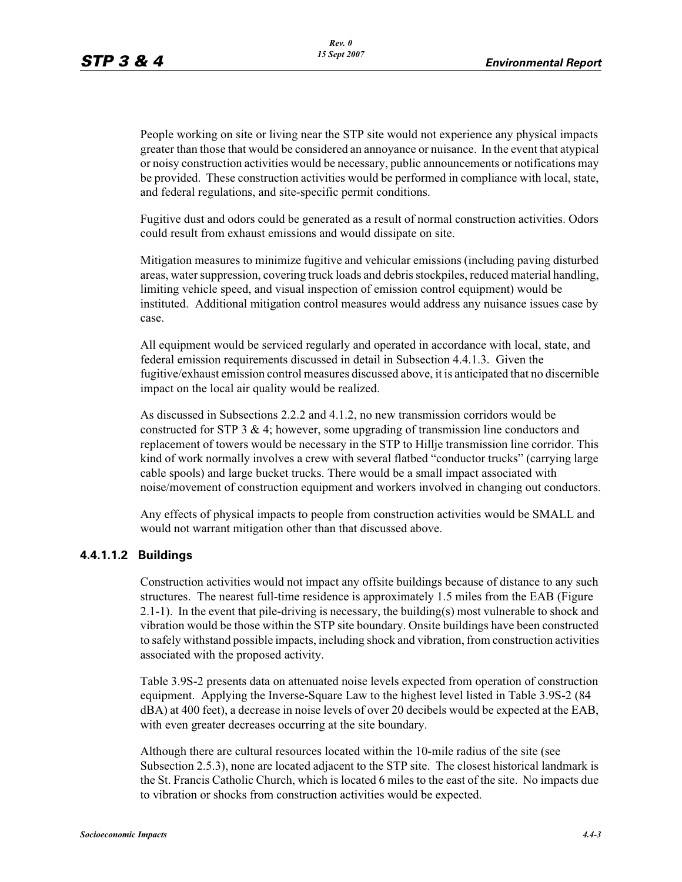People working on site or living near the STP site would not experience any physical impacts greater than those that would be considered an annoyance or nuisance. In the event that atypical or noisy construction activities would be necessary, public announcements or notifications may be provided. These construction activities would be performed in compliance with local, state, and federal regulations, and site-specific permit conditions.

Fugitive dust and odors could be generated as a result of normal construction activities. Odors could result from exhaust emissions and would dissipate on site.

Mitigation measures to minimize fugitive and vehicular emissions (including paving disturbed areas, water suppression, covering truck loads and debris stockpiles, reduced material handling, limiting vehicle speed, and visual inspection of emission control equipment) would be instituted. Additional mitigation control measures would address any nuisance issues case by case.

All equipment would be serviced regularly and operated in accordance with local, state, and federal emission requirements discussed in detail in Subsection 4.4.1.3. Given the fugitive/exhaust emission control measures discussed above, it is anticipated that no discernible impact on the local air quality would be realized.

As discussed in Subsections 2.2.2 and 4.1.2, no new transmission corridors would be constructed for STP 3 & 4; however, some upgrading of transmission line conductors and replacement of towers would be necessary in the STP to Hillje transmission line corridor. This kind of work normally involves a crew with several flatbed "conductor trucks" (carrying large cable spools) and large bucket trucks. There would be a small impact associated with noise/movement of construction equipment and workers involved in changing out conductors.

Any effects of physical impacts to people from construction activities would be SMALL and would not warrant mitigation other than that discussed above.

#### 4.4.1.1.2 Buildings

Construction activities would not impact any offsite buildings because of distance to any such structures. The nearest full-time residence is approximately 1.5 miles from the EAB (Figure 2.1-1). In the event that pile-driving is necessary, the building(s) most vulnerable to shock and vibration would be those within the STP site boundary. Onsite buildings have been constructed to safely withstand possible impacts, including shock and vibration, from construction activities associated with the proposed activity.

Table 3.9S-2 presents data on attenuated noise levels expected from operation of construction equipment. Applying the Inverse-Square Law to the highest level listed in Table 3.9S-2 (84 dBA) at 400 feet), a decrease in noise levels of over 20 decibels would be expected at the EAB, with even greater decreases occurring at the site boundary.

Although there are cultural resources located within the 10-mile radius of the site (see Subsection 2.5.3), none are located adjacent to the STP site. The closest historical landmark is the St. Francis Catholic Church, which is located 6 miles to the east of the site. No impacts due to vibration or shocks from construction activities would be expected.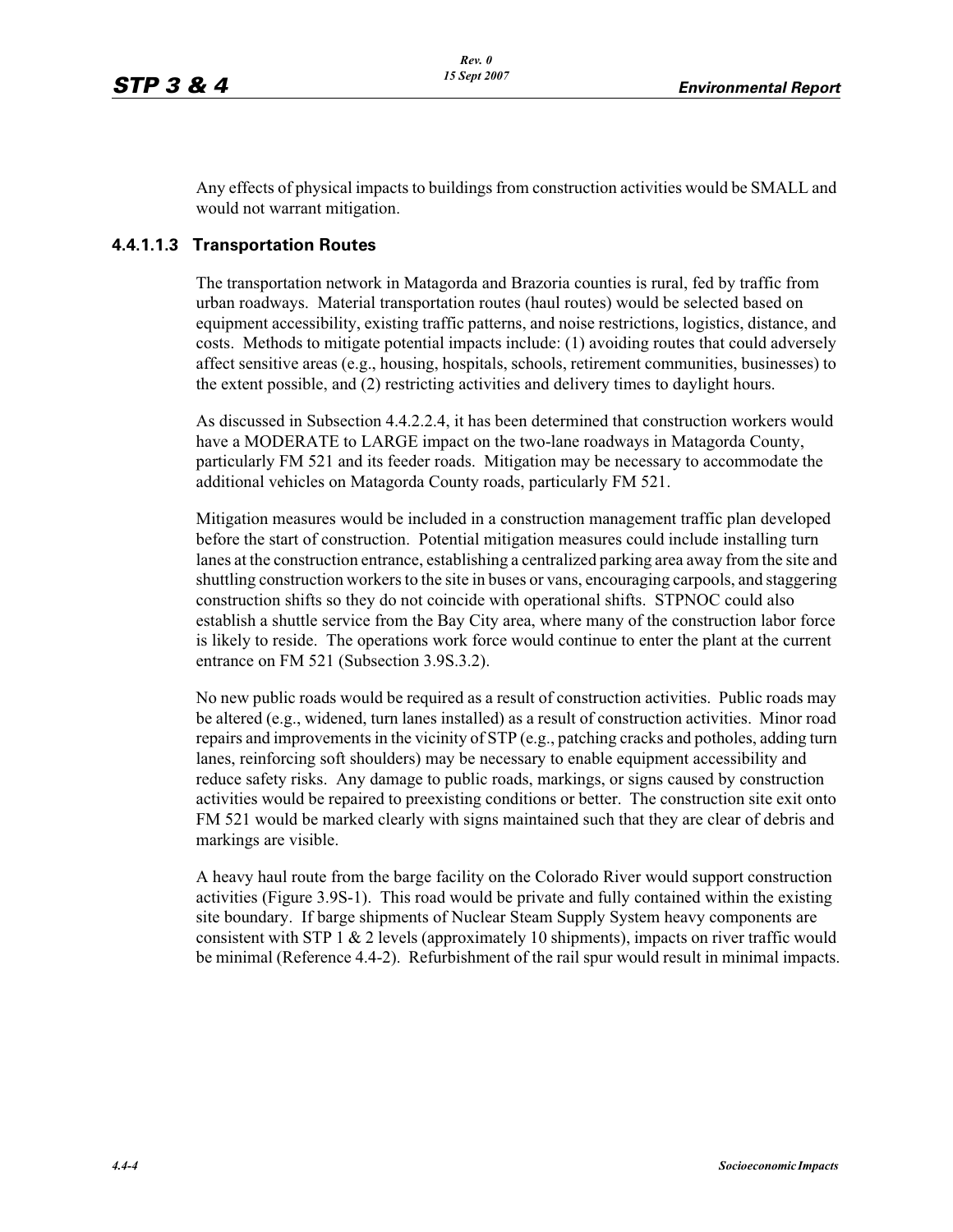Any effects of physical impacts to buildings from construction activities would be SMALL and would not warrant mitigation.

#### 4.4.1.1.3 Transportation Routes

The transportation network in Matagorda and Brazoria counties is rural, fed by traffic from urban roadways. Material transportation routes (haul routes) would be selected based on equipment accessibility, existing traffic patterns, and noise restrictions, logistics, distance, and costs. Methods to mitigate potential impacts include: (1) avoiding routes that could adversely affect sensitive areas (e.g., housing, hospitals, schools, retirement communities, businesses) to the extent possible, and (2) restricting activities and delivery times to daylight hours.

As discussed in Subsection 4.4.2.2.4, it has been determined that construction workers would have a MODERATE to LARGE impact on the two-lane roadways in Matagorda County, particularly FM 521 and its feeder roads. Mitigation may be necessary to accommodate the additional vehicles on Matagorda County roads, particularly FM 521.

Mitigation measures would be included in a construction management traffic plan developed before the start of construction. Potential mitigation measures could include installing turn lanes at the construction entrance, establishing a centralized parking area away from the site and shuttling construction workers to the site in buses or vans, encouraging carpools, and staggering construction shifts so they do not coincide with operational shifts. STPNOC could also establish a shuttle service from the Bay City area, where many of the construction labor force is likely to reside. The operations work force would continue to enter the plant at the current entrance on FM 521 (Subsection 3.9S.3.2).

No new public roads would be required as a result of construction activities. Public roads may be altered (e.g., widened, turn lanes installed) as a result of construction activities. Minor road repairs and improvements in the vicinity of STP (e.g., patching cracks and potholes, adding turn lanes, reinforcing soft shoulders) may be necessary to enable equipment accessibility and reduce safety risks. Any damage to public roads, markings, or signs caused by construction activities would be repaired to preexisting conditions or better. The construction site exit onto FM 521 would be marked clearly with signs maintained such that they are clear of debris and markings are visible.

A heavy haul route from the barge facility on the Colorado River would support construction activities (Figure 3.9S-1). This road would be private and fully contained within the existing site boundary. If barge shipments of Nuclear Steam Supply System heavy components are consistent with STP 1 & 2 levels (approximately 10 shipments), impacts on river traffic would be minimal (Reference 4.4-2). Refurbishment of the rail spur would result in minimal impacts.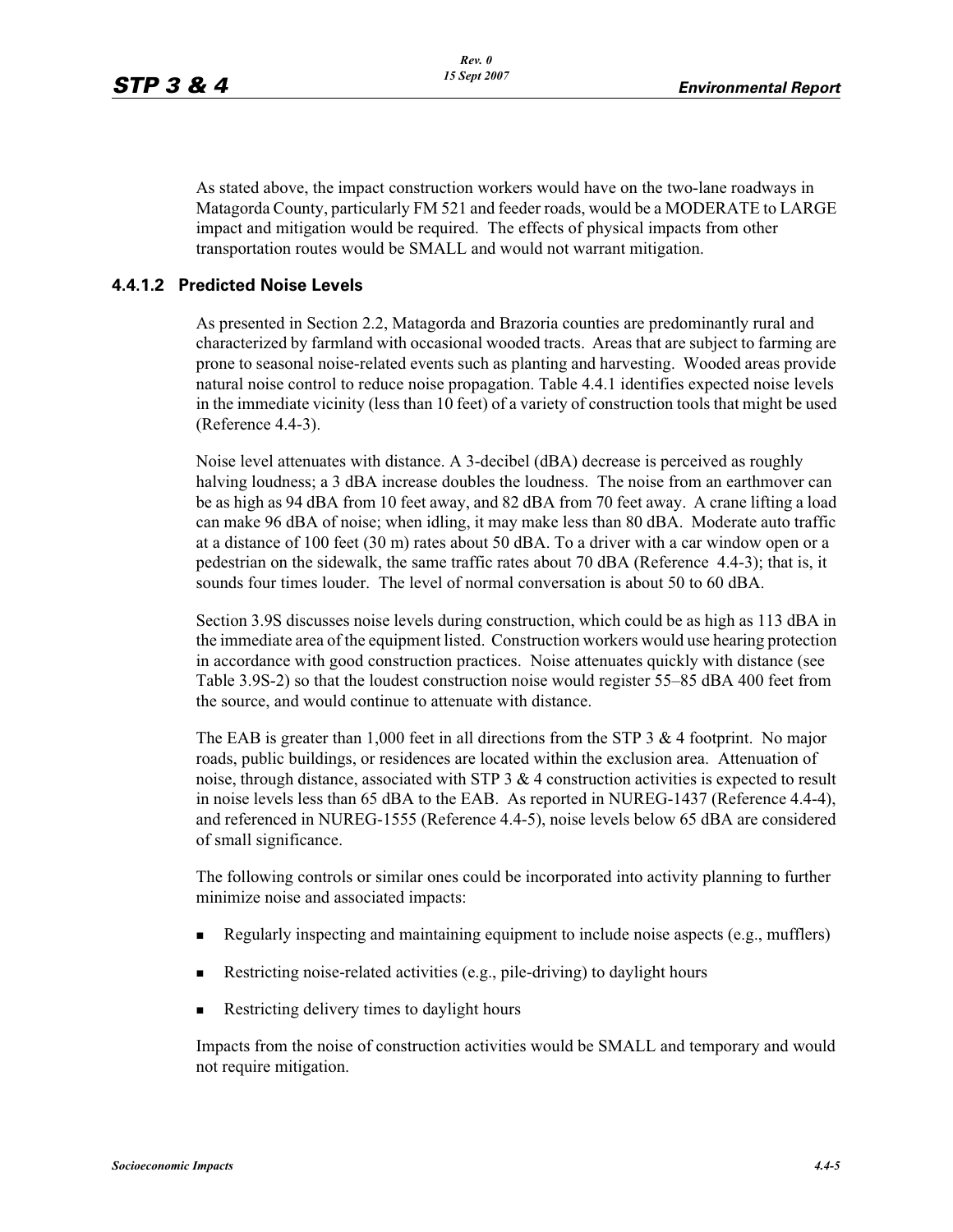As stated above, the impact construction workers would have on the two-lane roadways in Matagorda County, particularly FM 521 and feeder roads, would be a MODERATE to LARGE impact and mitigation would be required. The effects of physical impacts from other transportation routes would be SMALL and would not warrant mitigation.

### 4.4.1.2 Predicted Noise Levels

As presented in Section 2.2, Matagorda and Brazoria counties are predominantly rural and characterized by farmland with occasional wooded tracts. Areas that are subject to farming are prone to seasonal noise-related events such as planting and harvesting. Wooded areas provide natural noise control to reduce noise propagation. Table 4.4.1 identifies expected noise levels in the immediate vicinity (less than 10 feet) of a variety of construction tools that might be used (Reference 4.4-3).

Noise level attenuates with distance. A 3-decibel (dBA) decrease is perceived as roughly halving loudness; a 3 dBA increase doubles the loudness. The noise from an earthmover can be as high as 94 dBA from 10 feet away, and 82 dBA from 70 feet away. A crane lifting a load can make 96 dBA of noise; when idling, it may make less than 80 dBA. Moderate auto traffic at a distance of 100 feet (30 m) rates about 50 dBA. To a driver with a car window open or a pedestrian on the sidewalk, the same traffic rates about 70 dBA (Reference 4.4-3); that is, it sounds four times louder. The level of normal conversation is about 50 to 60 dBA.

Section 3.9S discusses noise levels during construction, which could be as high as 113 dBA in the immediate area of the equipment listed. Construction workers would use hearing protection in accordance with good construction practices. Noise attenuates quickly with distance (see Table 3.9S-2) so that the loudest construction noise would register 55–85 dBA 400 feet from the source, and would continue to attenuate with distance.

The EAB is greater than 1,000 feet in all directions from the STP 3 & 4 footprint. No major roads, public buildings, or residences are located within the exclusion area. Attenuation of noise, through distance, associated with STP 3 & 4 construction activities is expected to result in noise levels less than 65 dBA to the EAB. As reported in NUREG-1437 (Reference 4.4-4), and referenced in NUREG-1555 (Reference 4.4-5), noise levels below 65 dBA are considered of small significance.

The following controls or similar ones could be incorporated into activity planning to further minimize noise and associated impacts:

- Regularly inspecting and maintaining equipment to include noise aspects (e.g., mufflers)
- Restricting noise-related activities (e.g., pile-driving) to daylight hours
- Restricting delivery times to daylight hours

Impacts from the noise of construction activities would be SMALL and temporary and would not require mitigation.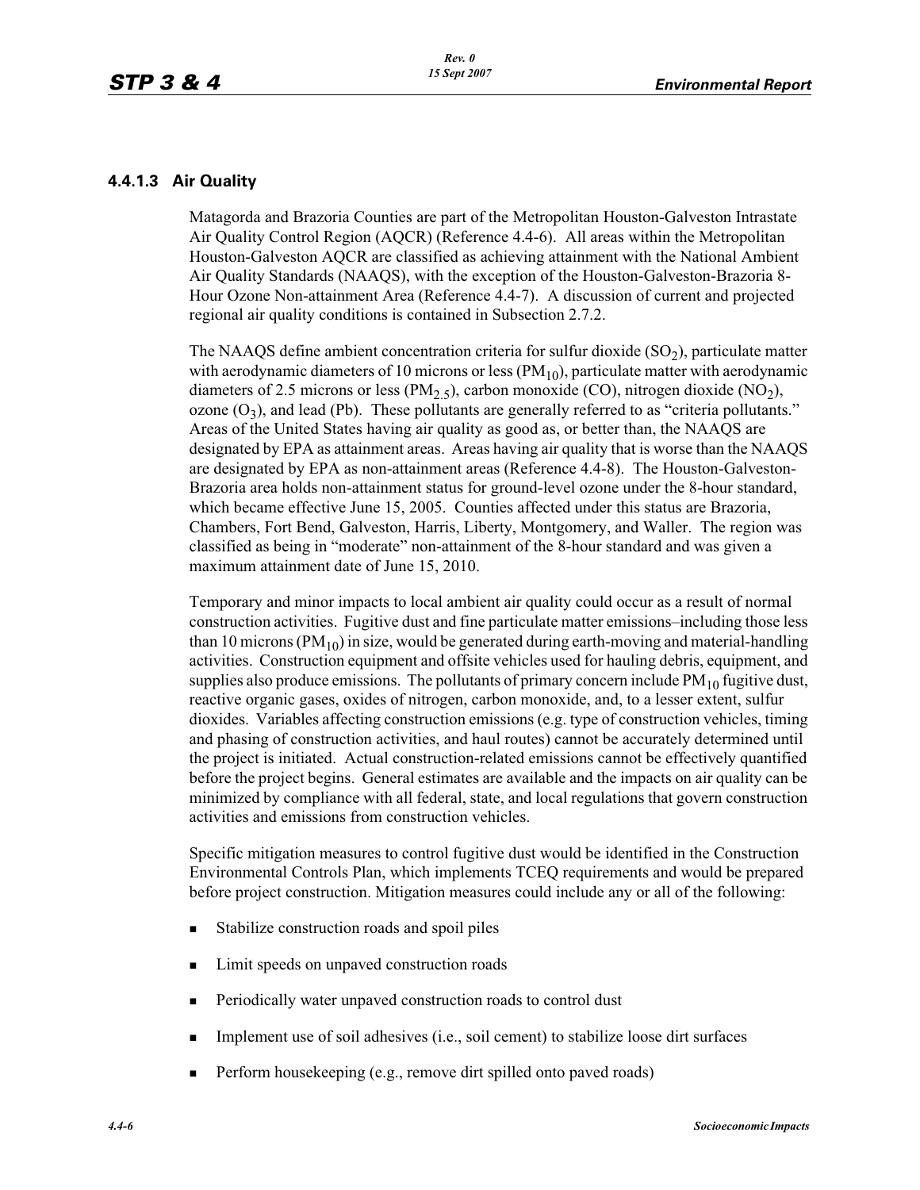### 4.4.1.3 Air Quality

Matagorda and Brazoria Counties are part of the Metropolitan Houston-Galveston Intrastate Air Quality Control Region (AQCR) (Reference 4.4-6). All areas within the Metropolitan Houston-Galveston AQCR are classified as achieving attainment with the National Ambient Air Quality Standards (NAAQS), with the exception of the Houston-Galveston-Brazoria 8-Hour Ozone Non-attainment Area (Reference 4.4-7). A discussion of current and projected regional air quality conditions is contained in Subsection 2.7.2.

The NAAQS define ambient concentration criteria for sulfur dioxide ($SO_2$), particulate matter with aerodynamic diameters of 10 microns or less ($PM_{10}$), particulate matter with aerodynamic diameters of 2.5 microns or less ($PM_{2.5}$), carbon monoxide (CO), nitrogen dioxide ($NO_2$), ozone ($O_3$), and lead (Pb). These pollutants are generally referred to as "criteria pollutants." Areas of the United States having air quality as good as, or better than, the NAAQS are designated by EPA as attainment areas. Areas having air quality that is worse than the NAAQS are designated by EPA as non-attainment areas (Reference 4.4-8). The Houston-Galveston-Brazoria area holds non-attainment status for ground-level ozone under the 8-hour standard, which became effective June 15, 2005. Counties affected under this status are Brazoria, Chambers, Fort Bend, Galveston, Harris, Liberty, Montgomery, and Waller. The region was classified as being in "moderate" non-attainment of the 8-hour standard and was given a maximum attainment date of June 15, 2010.

Temporary and minor impacts to local ambient air quality could occur as a result of normal construction activities. Fugitive dust and fine particulate matter emissions–including those less than 10 microns ($PM_{10}$) in size, would be generated during earth-moving and material-handling activities. Construction equipment and offsite vehicles used for hauling debris, equipment, and supplies also produce emissions. The pollutants of primary concern include $PM_{10}$ fugitive dust, reactive organic gases, oxides of nitrogen, carbon monoxide, and, to a lesser extent, sulfur dioxides. Variables affecting construction emissions (e.g. type of construction vehicles, timing and phasing of construction activities, and haul routes) cannot be accurately determined until the project is initiated. Actual construction-related emissions cannot be effectively quantified before the project begins. General estimates are available and the impacts on air quality can be minimized by compliance with all federal, state, and local regulations that govern construction activities and emissions from construction vehicles.

Specific mitigation measures to control fugitive dust would be identified in the Construction Environmental Controls Plan, which implements TCEQ requirements and would be prepared before project construction. Mitigation measures could include any or all of the following:

- Stabilize construction roads and spoil piles
- Limit speeds on unpaved construction roads
- Periodically water unpaved construction roads to control dust
- Implement use of soil adhesives (i.e., soil cement) to stabilize loose dirt surfaces
- Perform housekeeping (e.g., remove dirt spilled onto paved roads)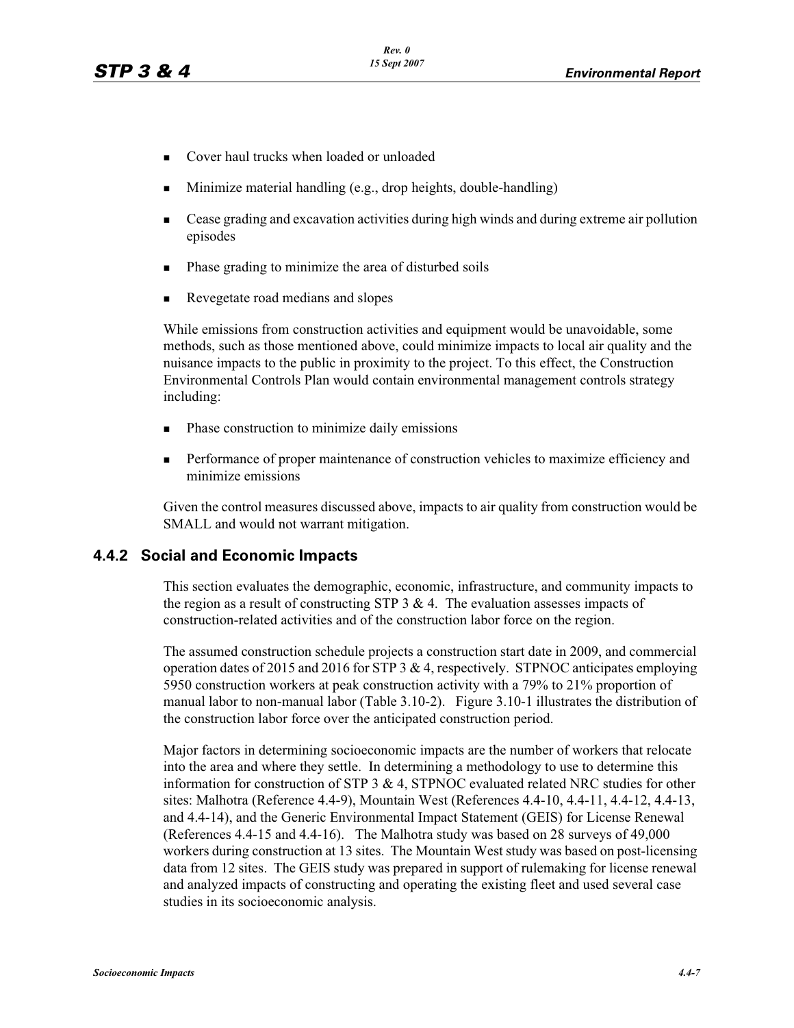- Cover haul trucks when loaded or unloaded
- Minimize material handling (e.g., drop heights, double-handling)
- Cease grading and excavation activities during high winds and during extreme air pollution episodes
- Phase grading to minimize the area of disturbed soils
- Revegetate road medians and slopes

While emissions from construction activities and equipment would be unavoidable, some methods, such as those mentioned above, could minimize impacts to local air quality and the nuisance impacts to the public in proximity to the project. To this effect, the Construction Environmental Controls Plan would contain environmental management controls strategy including:

- Phase construction to minimize daily emissions
- Performance of proper maintenance of construction vehicles to maximize efficiency and minimize emissions

Given the control measures discussed above, impacts to air quality from construction would be SMALL and would not warrant mitigation.

### 4.4.2 Social and Economic Impacts

This section evaluates the demographic, economic, infrastructure, and community impacts to the region as a result of constructing STP 3 & 4. The evaluation assesses impacts of construction-related activities and of the construction labor force on the region.

The assumed construction schedule projects a construction start date in 2009, and commercial operation dates of 2015 and 2016 for STP 3 & 4, respectively. STPNOC anticipates employing 5950 construction workers at peak construction activity with a 79% to 21% proportion of manual labor to non-manual labor (Table 3.10-2). Figure 3.10-1 illustrates the distribution of the construction labor force over the anticipated construction period.

Major factors in determining socioeconomic impacts are the number of workers that relocate into the area and where they settle. In determining a methodology to use to determine this information for construction of STP 3 & 4, STPNOC evaluated related NRC studies for other sites: Malhotra (Reference 4.4-9), Mountain West (References 4.4-10, 4.4-11, 4.4-12, 4.4-13, and 4.4-14), and the Generic Environmental Impact Statement (GEIS) for License Renewal (References 4.4-15 and 4.4-16). The Malhotra study was based on 28 surveys of 49,000 workers during construction at 13 sites. The Mountain West study was based on post-licensing data from 12 sites. The GEIS study was prepared in support of rulemaking for license renewal and analyzed impacts of constructing and operating the existing fleet and used several case studies in its socioeconomic analysis.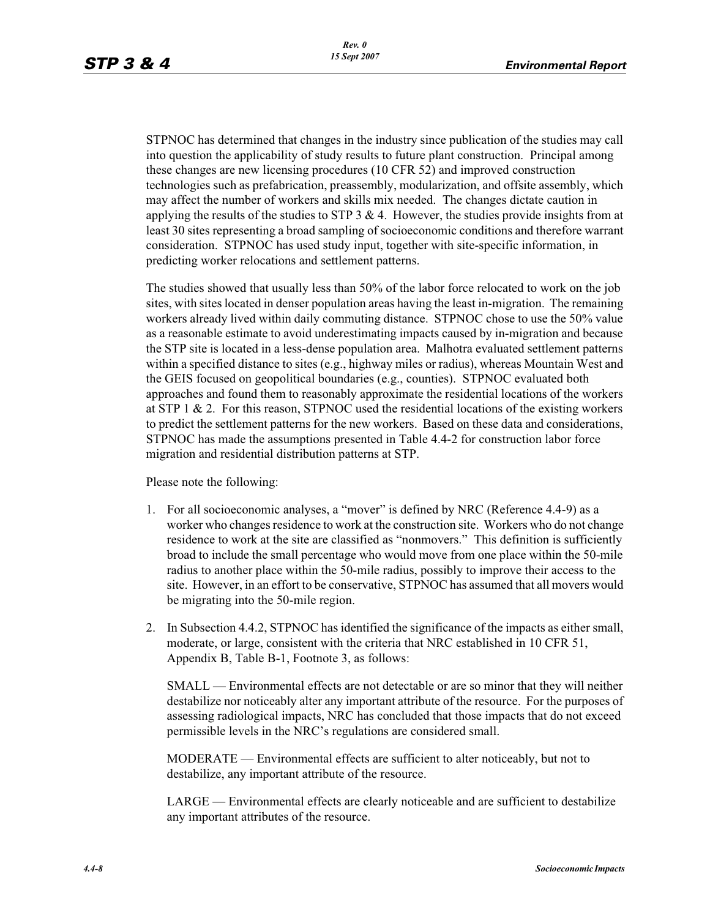STPNOC has determined that changes in the industry since publication of the studies may call into question the applicability of study results to future plant construction. Principal among these changes are new licensing procedures (10 CFR 52) and improved construction technologies such as prefabrication, preassembly, modularization, and offsite assembly, which may affect the number of workers and skills mix needed. The changes dictate caution in applying the results of the studies to STP 3 & 4. However, the studies provide insights from at least 30 sites representing a broad sampling of socioeconomic conditions and therefore warrant consideration. STPNOC has used study input, together with site-specific information, in predicting worker relocations and settlement patterns.

The studies showed that usually less than 50% of the labor force relocated to work on the job sites, with sites located in denser population areas having the least in-migration. The remaining workers already lived within daily commuting distance. STPNOC chose to use the 50% value as a reasonable estimate to avoid underestimating impacts caused by in-migration and because the STP site is located in a less-dense population area. Malhotra evaluated settlement patterns within a specified distance to sites (e.g., highway miles or radius), whereas Mountain West and the GEIS focused on geopolitical boundaries (e.g., counties). STPNOC evaluated both approaches and found them to reasonably approximate the residential locations of the workers at STP 1 & 2. For this reason, STPNOC used the residential locations of the existing workers to predict the settlement patterns for the new workers. Based on these data and considerations, STPNOC has made the assumptions presented in Table 4.4-2 for construction labor force migration and residential distribution patterns at STP.

Please note the following:

1. For all socioeconomic analyses, a "mover" is defined by NRC (Reference 4.4-9) as a worker who changes residence to work at the construction site. Workers who do not change residence to work at the site are classified as "nonmovers." This definition is sufficiently broad to include the small percentage who would move from one place within the 50-mile radius to another place within the 50-mile radius, possibly to improve their access to the site. However, in an effort to be conservative, STPNOC has assumed that all movers would be migrating into the 50-mile region.

2. In Subsection 4.4.2, STPNOC has identified the significance of the impacts as either small, moderate, or large, consistent with the criteria that NRC established in 10 CFR 51, Appendix B, Table B-1, Footnote 3, as follows:

   SMALL — Environmental effects are not detectable or are so minor that they will neither destabilize nor noticeably alter any important attribute of the resource. For the purposes of assessing radiological impacts, NRC has concluded that those impacts that do not exceed permissible levels in the NRC's regulations are considered small.

   MODERATE — Environmental effects are sufficient to alter noticeably, but not to destabilize, any important attribute of the resource.

   LARGE — Environmental effects are clearly noticeable and are sufficient to destabilize any important attributes of the resource.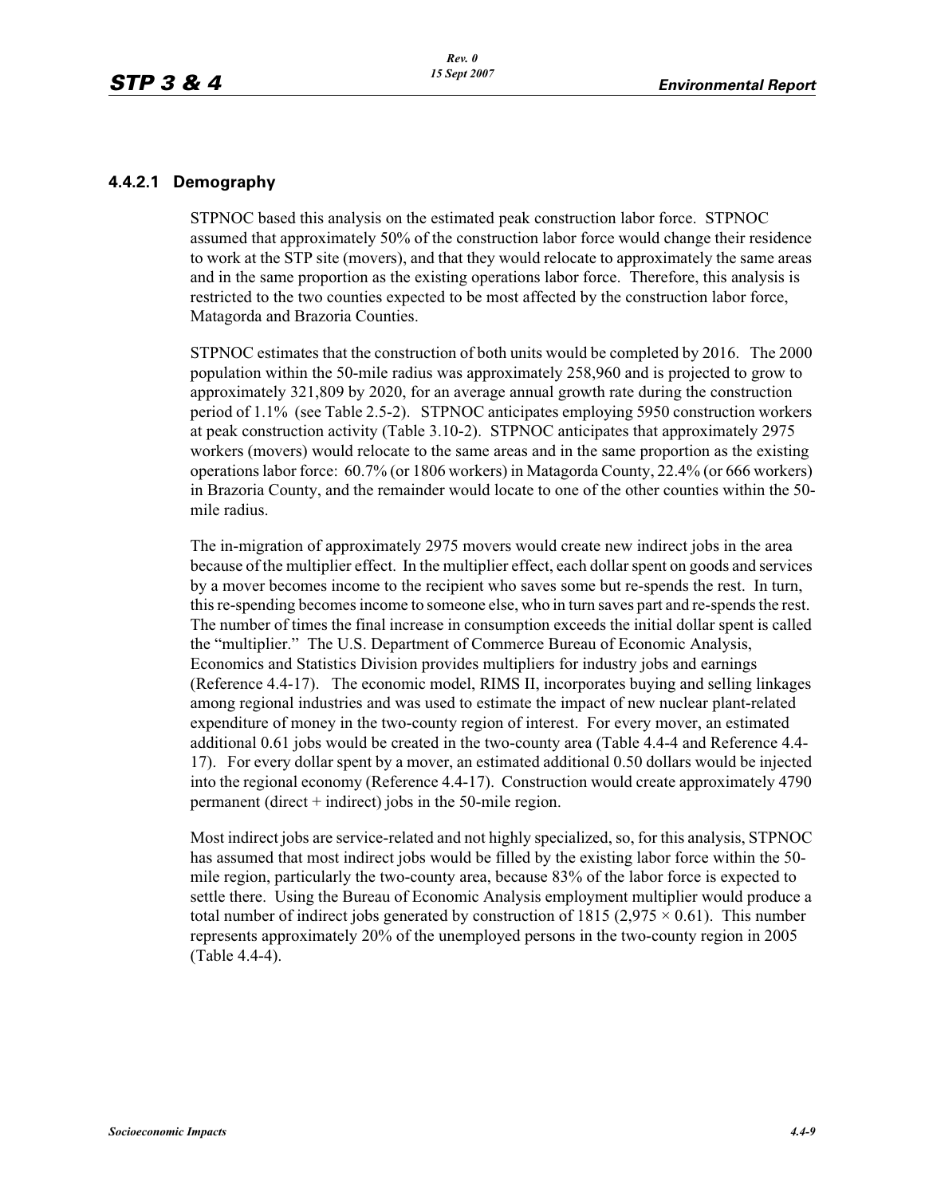#### 4.4.2.1 Demography

STPNOC based this analysis on the estimated peak construction labor force. STPNOC assumed that approximately 50% of the construction labor force would change their residence to work at the STP site (movers), and that they would relocate to approximately the same areas and in the same proportion as the existing operations labor force. Therefore, this analysis is restricted to the two counties expected to be most affected by the construction labor force, Matagorda and Brazoria Counties.

STPNOC estimates that the construction of both units would be completed by 2016. The 2000 population within the 50-mile radius was approximately 258,960 and is projected to grow to approximately 321,809 by 2020, for an average annual growth rate during the construction period of 1.1% (see Table 2.5-2). STPNOC anticipates employing 5950 construction workers at peak construction activity (Table 3.10-2). STPNOC anticipates that approximately 2975 workers (movers) would relocate to the same areas and in the same proportion as the existing operations labor force: 60.7% (or 1806 workers) in Matagorda County, 22.4% (or 666 workers) in Brazoria County, and the remainder would locate to one of the other counties within the 50-mile radius.

The in-migration of approximately 2975 movers would create new indirect jobs in the area because of the multiplier effect. In the multiplier effect, each dollar spent on goods and services by a mover becomes income to the recipient who saves some but re-spends the rest. In turn, this re-spending becomes income to someone else, who in turn saves part and re-spends the rest. The number of times the final increase in consumption exceeds the initial dollar spent is called the "multiplier." The U.S. Department of Commerce Bureau of Economic Analysis, Economics and Statistics Division provides multipliers for industry jobs and earnings (Reference 4.4-17). The economic model, RIMS II, incorporates buying and selling linkages among regional industries and was used to estimate the impact of new nuclear plant-related expenditure of money in the two-county region of interest. For every mover, an estimated additional 0.61 jobs would be created in the two-county area (Table 4.4-4 and Reference 4.4-17). For every dollar spent by a mover, an estimated additional 0.50 dollars would be injected into the regional economy (Reference 4.4-17). Construction would create approximately 4790 permanent (direct + indirect) jobs in the 50-mile region.

Most indirect jobs are service-related and not highly specialized, so, for this analysis, STPNOC has assumed that most indirect jobs would be filled by the existing labor force within the 50-mile region, particularly the two-county area, because 83% of the labor force is expected to settle there. Using the Bureau of Economic Analysis employment multiplier would produce a total number of indirect jobs generated by construction of 1815 ($2,975 \times 0.61$). This number represents approximately 20% of the unemployed persons in the two-county region in 2005 (Table 4.4-4).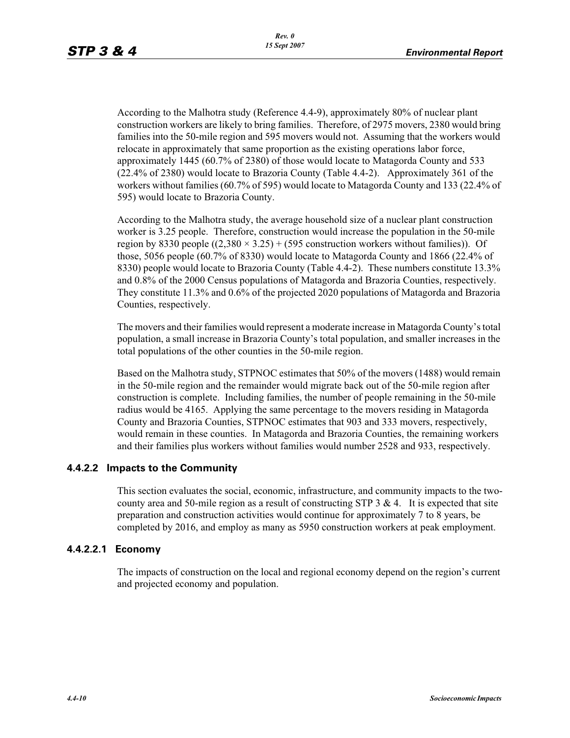According to the Malhotra study (Reference 4.4-9), approximately 80% of nuclear plant construction workers are likely to bring families. Therefore, of 2975 movers, 2380 would bring families into the 50-mile region and 595 movers would not. Assuming that the workers would relocate in approximately that same proportion as the existing operations labor force, approximately 1445 (60.7% of 2380) of those would locate to Matagorda County and 533 (22.4% of 2380) would locate to Brazoria County (Table 4.4-2). Approximately 361 of the workers without families (60.7% of 595) would locate to Matagorda County and 133 (22.4% of 595) would locate to Brazoria County.

According to the Malhotra study, the average household size of a nuclear plant construction worker is 3.25 people. Therefore, construction would increase the population in the 50-mile region by 8330 people $((2,380 \times 3.25)$ + (595 construction workers without families)). Of those, 5056 people (60.7% of 8330) would locate to Matagorda County and 1866 (22.4% of 8330) people would locate to Brazoria County (Table 4.4-2). These numbers constitute 13.3% and 0.8% of the 2000 Census populations of Matagorda and Brazoria Counties, respectively. They constitute 11.3% and 0.6% of the projected 2020 populations of Matagorda and Brazoria Counties, respectively.

The movers and their families would represent a moderate increase in Matagorda County's total population, a small increase in Brazoria County's total population, and smaller increases in the total populations of the other counties in the 50-mile region.

Based on the Malhotra study, STPNOC estimates that 50% of the movers (1488) would remain in the 50-mile region and the remainder would migrate back out of the 50-mile region after construction is complete. Including families, the number of people remaining in the 50-mile radius would be 4165. Applying the same percentage to the movers residing in Matagorda County and Brazoria Counties, STPNOC estimates that 903 and 333 movers, respectively, would remain in these counties. In Matagorda and Brazoria Counties, the remaining workers and their families plus workers without families would number 2528 and 933, respectively.

#### 4.4.2.2 Impacts to the Community

This section evaluates the social, economic, infrastructure, and community impacts to the two-county area and 50-mile region as a result of constructing STP 3 & 4. It is expected that site preparation and construction activities would continue for approximately 7 to 8 years, be completed by 2016, and employ as many as 5950 construction workers at peak employment.

##### 4.4.2.2.1 Economy

The impacts of construction on the local and regional economy depend on the region's current and projected economy and population.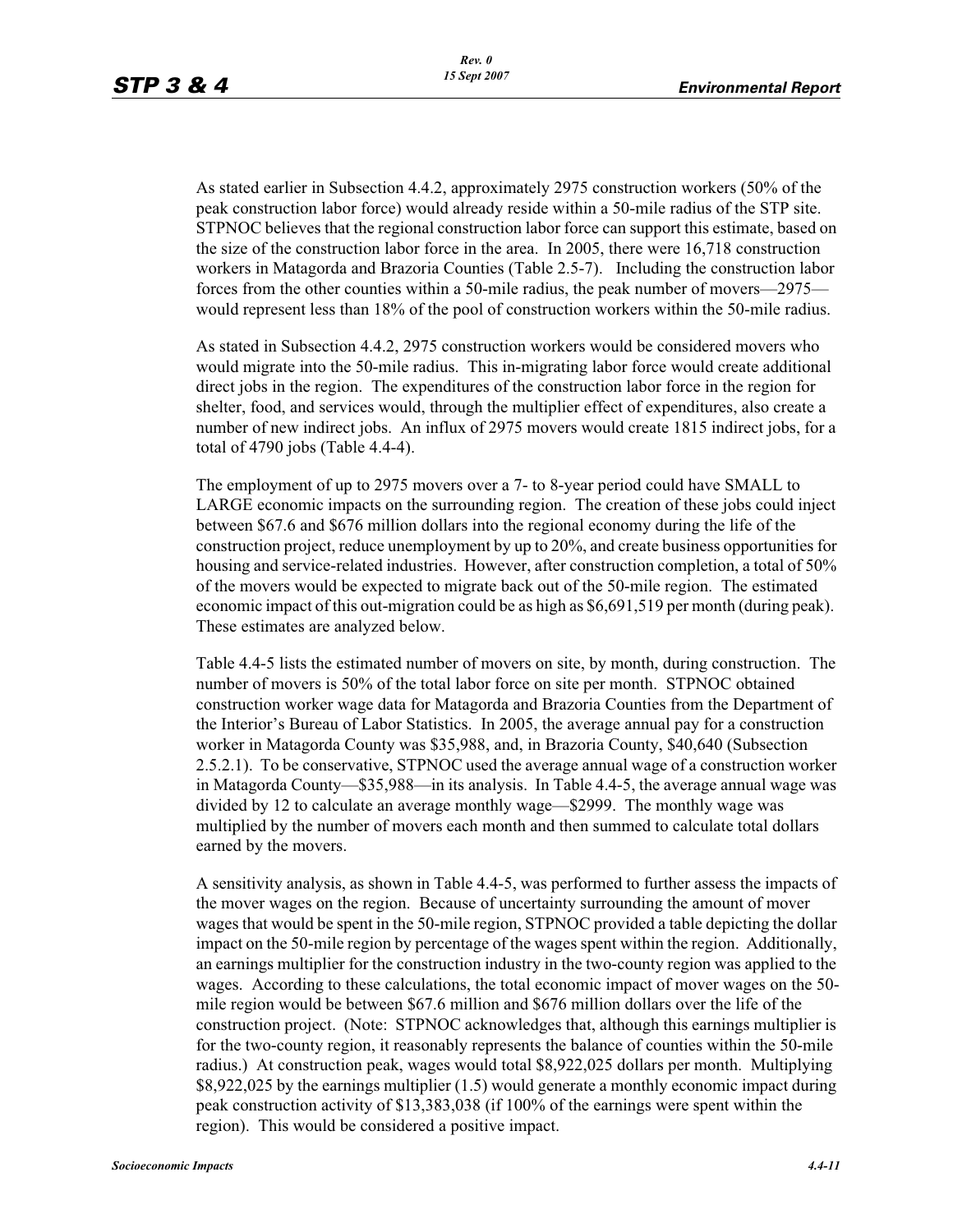As stated earlier in Subsection 4.4.2, approximately 2975 construction workers (50% of the peak construction labor force) would already reside within a 50-mile radius of the STP site. STPNOC believes that the regional construction labor force can support this estimate, based on the size of the construction labor force in the area. In 2005, there were 16,718 construction workers in Matagorda and Brazoria Counties (Table 2.5-7). Including the construction labor forces from the other counties within a 50-mile radius, the peak number of movers—2975—would represent less than 18% of the pool of construction workers within the 50-mile radius.

As stated in Subsection 4.4.2, 2975 construction workers would be considered movers who would migrate into the 50-mile radius. This in-migrating labor force would create additional direct jobs in the region. The expenditures of the construction labor force in the region for shelter, food, and services would, through the multiplier effect of expenditures, also create a number of new indirect jobs. An influx of 2975 movers would create 1815 indirect jobs, for a total of 4790 jobs (Table 4.4-4).

The employment of up to 2975 movers over a 7- to 8-year period could have SMALL to LARGE economic impacts on the surrounding region. The creation of these jobs could inject between $67.6 and $676 million dollars into the regional economy during the life of the construction project, reduce unemployment by up to 20%, and create business opportunities for housing and service-related industries. However, after construction completion, a total of 50% of the movers would be expected to migrate back out of the 50-mile region. The estimated economic impact of this out-migration could be as high as $6,691,519 per month (during peak). These estimates are analyzed below.

Table 4.4-5 lists the estimated number of movers on site, by month, during construction. The number of movers is 50% of the total labor force on site per month. STPNOC obtained construction worker wage data for Matagorda and Brazoria Counties from the Department of the Interior's Bureau of Labor Statistics. In 2005, the average annual pay for a construction worker in Matagorda County was $35,988, and, in Brazoria County, $40,640 (Subsection 2.5.2.1). To be conservative, STPNOC used the average annual wage of a construction worker in Matagorda County—$35,988—in its analysis. In Table 4.4-5, the average annual wage was divided by 12 to calculate an average monthly wage—$2999. The monthly wage was multiplied by the number of movers each month and then summed to calculate total dollars earned by the movers.

A sensitivity analysis, as shown in Table 4.4-5, was performed to further assess the impacts of the mover wages on the region. Because of uncertainty surrounding the amount of mover wages that would be spent in the 50-mile region, STPNOC provided a table depicting the dollar impact on the 50-mile region by percentage of the wages spent within the region. Additionally, an earnings multiplier for the construction industry in the two-county region was applied to the wages. According to these calculations, the total economic impact of mover wages on the 50-mile region would be between $67.6 million and $676 million dollars over the life of the construction project. (Note: STPNOC acknowledges that, although this earnings multiplier is for the two-county region, it reasonably represents the balance of counties within the 50-mile radius.) At construction peak, wages would total $8,922,025 dollars per month. Multiplying $8,922,025 by the earnings multiplier (1.5) would generate a monthly economic impact during peak construction activity of $13,383,038 (if 100% of the earnings were spent within the region). This would be considered a positive impact.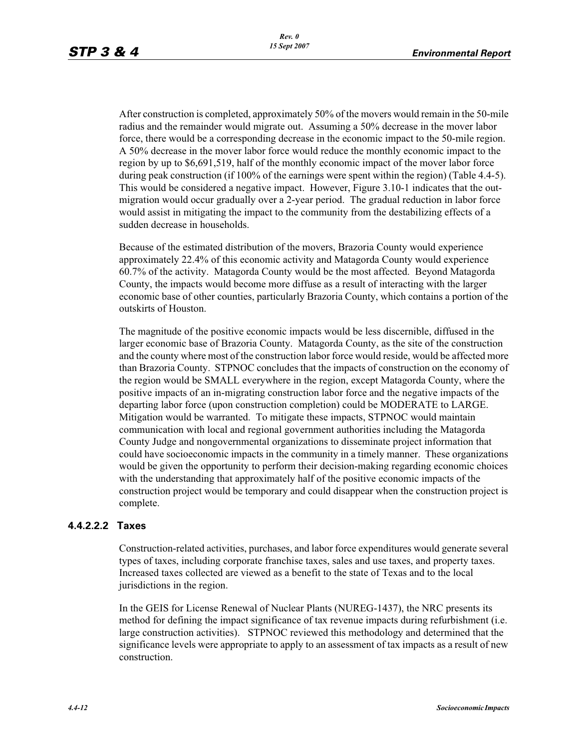After construction is completed, approximately 50% of the movers would remain in the 50-mile radius and the remainder would migrate out. Assuming a 50% decrease in the mover labor force, there would be a corresponding decrease in the economic impact to the 50-mile region. A 50% decrease in the mover labor force would reduce the monthly economic impact to the region by up to $6,691,519, half of the monthly economic impact of the mover labor force during peak construction (if 100% of the earnings were spent within the region) (Table 4.4-5). This would be considered a negative impact. However, Figure 3.10-1 indicates that the out-migration would occur gradually over a 2-year period. The gradual reduction in labor force would assist in mitigating the impact to the community from the destabilizing effects of a sudden decrease in households.

Because of the estimated distribution of the movers, Brazoria County would experience approximately 22.4% of this economic activity and Matagorda County would experience 60.7% of the activity. Matagorda County would be the most affected. Beyond Matagorda County, the impacts would become more diffuse as a result of interacting with the larger economic base of other counties, particularly Brazoria County, which contains a portion of the outskirts of Houston.

The magnitude of the positive economic impacts would be less discernible, diffused in the larger economic base of Brazoria County. Matagorda County, as the site of the construction and the county where most of the construction labor force would reside, would be affected more than Brazoria County. STPNOC concludes that the impacts of construction on the economy of the region would be SMALL everywhere in the region, except Matagorda County, where the positive impacts of an in-migrating construction labor force and the negative impacts of the departing labor force (upon construction completion) could be MODERATE to LARGE. Mitigation would be warranted. To mitigate these impacts, STPNOC would maintain communication with local and regional government authorities including the Matagorda County Judge and nongovernmental organizations to disseminate project information that could have socioeconomic impacts in the community in a timely manner. These organizations would be given the opportunity to perform their decision-making regarding economic choices with the understanding that approximately half of the positive economic impacts of the construction project would be temporary and could disappear when the construction project is complete.

#### 4.4.2.2.2 Taxes

Construction-related activities, purchases, and labor force expenditures would generate several types of taxes, including corporate franchise taxes, sales and use taxes, and property taxes. Increased taxes collected are viewed as a benefit to the state of Texas and to the local jurisdictions in the region.

In the GEIS for License Renewal of Nuclear Plants (NUREG-1437), the NRC presents its method for defining the impact significance of tax revenue impacts during refurbishment (i.e. large construction activities). STPNOC reviewed this methodology and determined that the significance levels were appropriate to apply to an assessment of tax impacts as a result of new construction.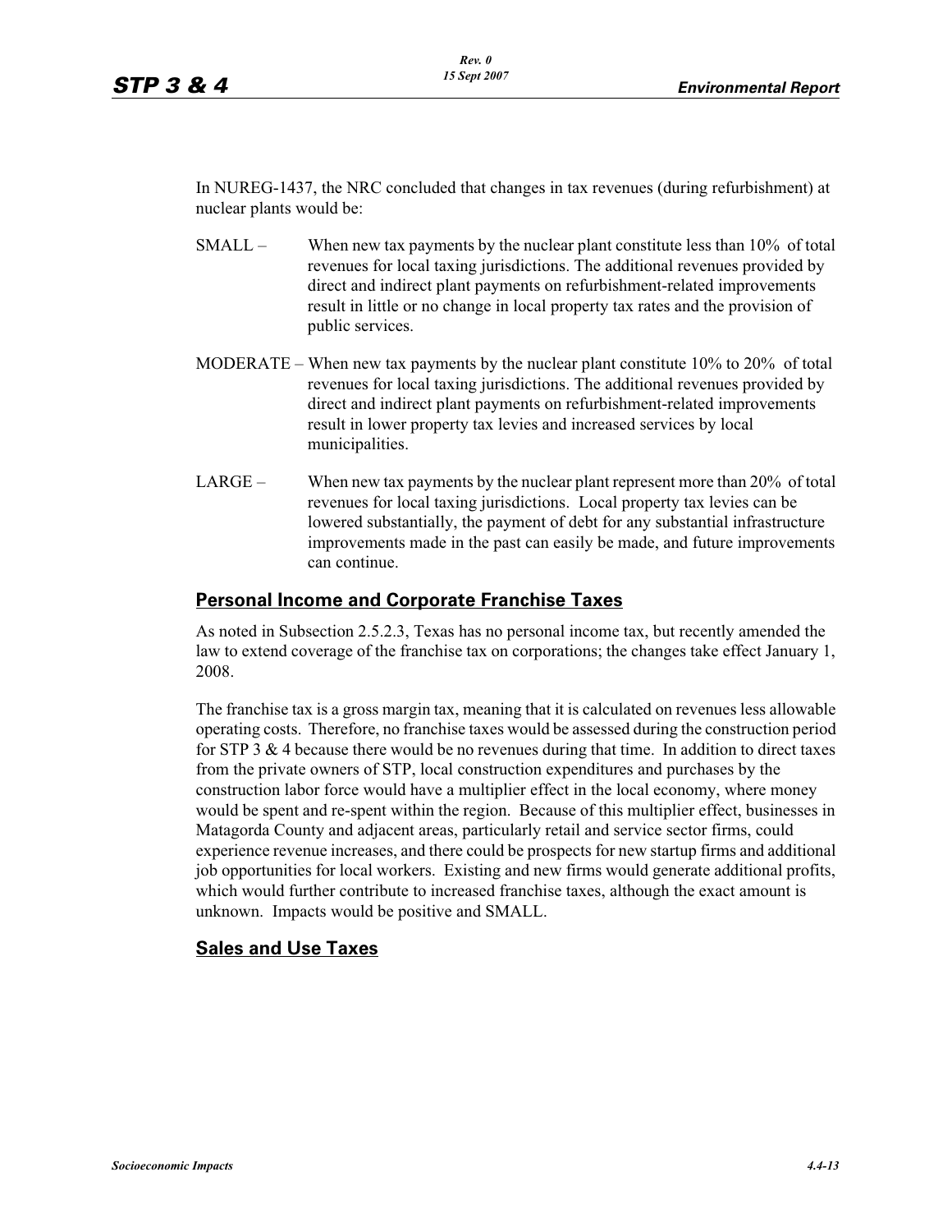In NUREG-1437, the NRC concluded that changes in tax revenues (during refurbishment) at nuclear plants would be:

SMALL – When new tax payments by the nuclear plant constitute less than 10% of total revenues for local taxing jurisdictions. The additional revenues provided by direct and indirect plant payments on refurbishment-related improvements result in little or no change in local property tax rates and the provision of public services.

MODERATE – When new tax payments by the nuclear plant constitute 10% to 20% of total revenues for local taxing jurisdictions. The additional revenues provided by direct and indirect plant payments on refurbishment-related improvements result in lower property tax levies and increased services by local municipalities.

LARGE – When new tax payments by the nuclear plant represent more than 20% of total revenues for local taxing jurisdictions. Local property tax levies can be lowered substantially, the payment of debt for any substantial infrastructure improvements made in the past can easily be made, and future improvements can continue.

## Personal Income and Corporate Franchise Taxes

As noted in Subsection 2.5.2.3, Texas has no personal income tax, but recently amended the law to extend coverage of the franchise tax on corporations; the changes take effect January 1, 2008.

The franchise tax is a gross margin tax, meaning that it is calculated on revenues less allowable operating costs. Therefore, no franchise taxes would be assessed during the construction period for STP 3 & 4 because there would be no revenues during that time. In addition to direct taxes from the private owners of STP, local construction expenditures and purchases by the construction labor force would have a multiplier effect in the local economy, where money would be spent and re-spent within the region. Because of this multiplier effect, businesses in Matagorda County and adjacent areas, particularly retail and service sector firms, could experience revenue increases, and there could be prospects for new startup firms and additional job opportunities for local workers. Existing and new firms would generate additional profits, which would further contribute to increased franchise taxes, although the exact amount is unknown. Impacts would be positive and SMALL.

## Sales and Use Taxes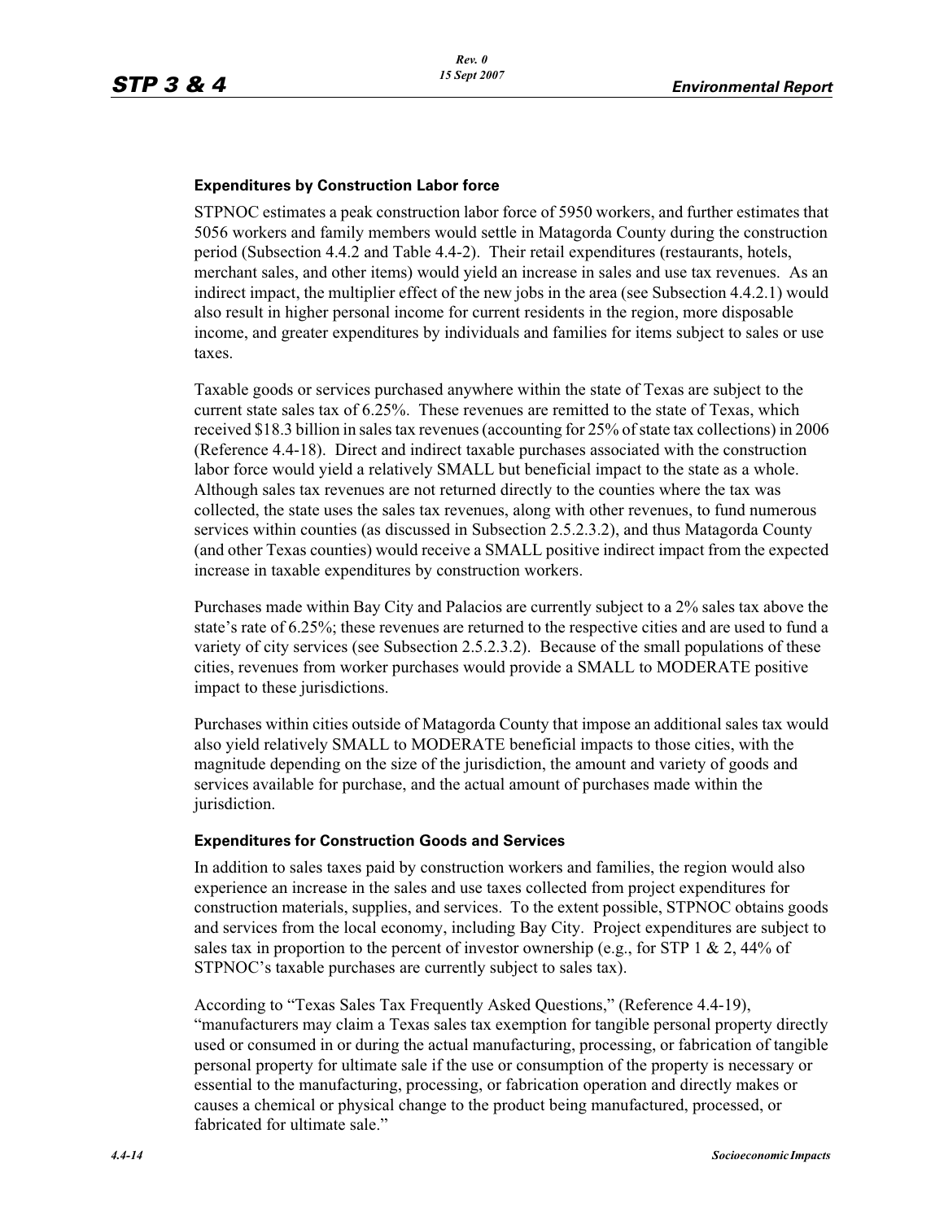#### Expenditures by Construction Labor force

STPNOC estimates a peak construction labor force of 5950 workers, and further estimates that 5056 workers and family members would settle in Matagorda County during the construction period (Subsection 4.4.2 and Table 4.4-2). Their retail expenditures (restaurants, hotels, merchant sales, and other items) would yield an increase in sales and use tax revenues. As an indirect impact, the multiplier effect of the new jobs in the area (see Subsection 4.4.2.1) would also result in higher personal income for current residents in the region, more disposable income, and greater expenditures by individuals and families for items subject to sales or use taxes.

Taxable goods or services purchased anywhere within the state of Texas are subject to the current state sales tax of 6.25%. These revenues are remitted to the state of Texas, which received $18.3 billion in sales tax revenues (accounting for 25% of state tax collections) in 2006 (Reference 4.4-18). Direct and indirect taxable purchases associated with the construction labor force would yield a relatively SMALL but beneficial impact to the state as a whole. Although sales tax revenues are not returned directly to the counties where the tax was collected, the state uses the sales tax revenues, along with other revenues, to fund numerous services within counties (as discussed in Subsection 2.5.2.3.2), and thus Matagorda County (and other Texas counties) would receive a SMALL positive indirect impact from the expected increase in taxable expenditures by construction workers.

Purchases made within Bay City and Palacios are currently subject to a 2% sales tax above the state's rate of 6.25%; these revenues are returned to the respective cities and are used to fund a variety of city services (see Subsection 2.5.2.3.2). Because of the small populations of these cities, revenues from worker purchases would provide a SMALL to MODERATE positive impact to these jurisdictions.

Purchases within cities outside of Matagorda County that impose an additional sales tax would also yield relatively SMALL to MODERATE beneficial impacts to those cities, with the magnitude depending on the size of the jurisdiction, the amount and variety of goods and services available for purchase, and the actual amount of purchases made within the jurisdiction.

#### Expenditures for Construction Goods and Services

In addition to sales taxes paid by construction workers and families, the region would also experience an increase in the sales and use taxes collected from project expenditures for construction materials, supplies, and services. To the extent possible, STPNOC obtains goods and services from the local economy, including Bay City. Project expenditures are subject to sales tax in proportion to the percent of investor ownership (e.g., for STP 1 & 2, 44% of STPNOC's taxable purchases are currently subject to sales tax).

According to "Texas Sales Tax Frequently Asked Questions," (Reference 4.4-19), "manufacturers may claim a Texas sales tax exemption for tangible personal property directly used or consumed in or during the actual manufacturing, processing, or fabrication of tangible personal property for ultimate sale if the use or consumption of the property is necessary or essential to the manufacturing, processing, or fabrication operation and directly makes or causes a chemical or physical change to the product being manufactured, processed, or fabricated for ultimate sale."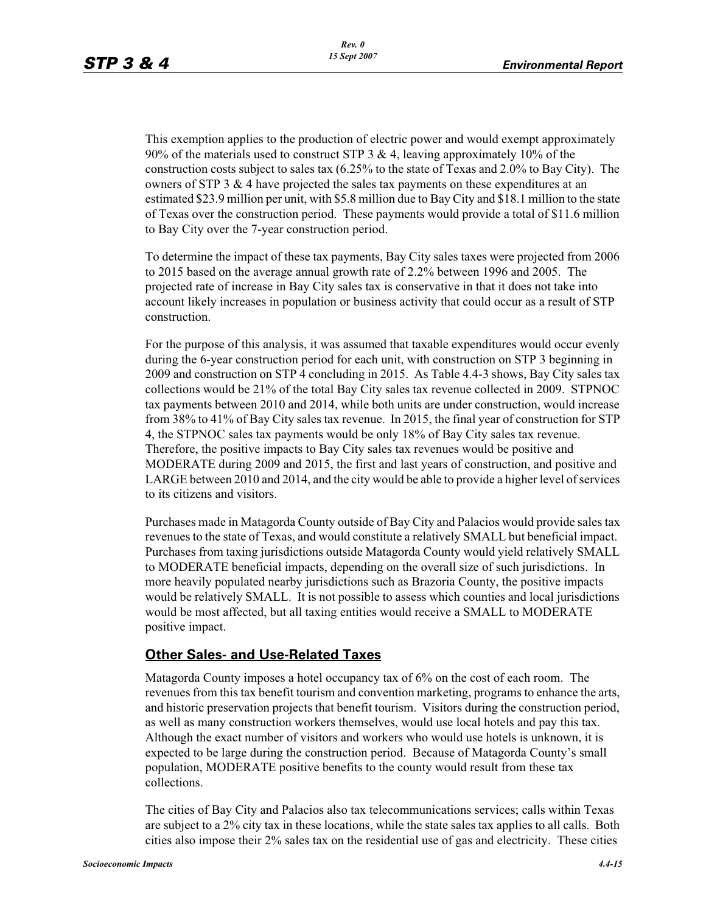This exemption applies to the production of electric power and would exempt approximately 90% of the materials used to construct STP 3 & 4, leaving approximately 10% of the construction costs subject to sales tax (6.25% to the state of Texas and 2.0% to Bay City). The owners of STP 3 & 4 have projected the sales tax payments on these expenditures at an estimated $23.9 million per unit, with $5.8 million due to Bay City and $18.1 million to the state of Texas over the construction period. These payments would provide a total of $11.6 million to Bay City over the 7-year construction period.

To determine the impact of these tax payments, Bay City sales taxes were projected from 2006 to 2015 based on the average annual growth rate of 2.2% between 1996 and 2005. The projected rate of increase in Bay City sales tax is conservative in that it does not take into account likely increases in population or business activity that could occur as a result of STP construction.

For the purpose of this analysis, it was assumed that taxable expenditures would occur evenly during the 6-year construction period for each unit, with construction on STP 3 beginning in 2009 and construction on STP 4 concluding in 2015. As Table 4.4-3 shows, Bay City sales tax collections would be 21% of the total Bay City sales tax revenue collected in 2009. STPNOC tax payments between 2010 and 2014, while both units are under construction, would increase from 38% to 41% of Bay City sales tax revenue. In 2015, the final year of construction for STP 4, the STPNOC sales tax payments would be only 18% of Bay City sales tax revenue. Therefore, the positive impacts to Bay City sales tax revenues would be positive and MODERATE during 2009 and 2015, the first and last years of construction, and positive and LARGE between 2010 and 2014, and the city would be able to provide a higher level of services to its citizens and visitors.

Purchases made in Matagorda County outside of Bay City and Palacios would provide sales tax revenues to the state of Texas, and would constitute a relatively SMALL but beneficial impact. Purchases from taxing jurisdictions outside Matagorda County would yield relatively SMALL to MODERATE beneficial impacts, depending on the overall size of such jurisdictions. In more heavily populated nearby jurisdictions such as Brazoria County, the positive impacts would be relatively SMALL. It is not possible to assess which counties and local jurisdictions would be most affected, but all taxing entities would receive a SMALL to MODERATE positive impact.

## Other Sales- and Use-Related Taxes

Matagorda County imposes a hotel occupancy tax of 6% on the cost of each room. The revenues from this tax benefit tourism and convention marketing, programs to enhance the arts, and historic preservation projects that benefit tourism. Visitors during the construction period, as well as many construction workers themselves, would use local hotels and pay this tax. Although the exact number of visitors and workers who would use hotels is unknown, it is expected to be large during the construction period. Because of Matagorda County's small population, MODERATE positive benefits to the county would result from these tax collections.

The cities of Bay City and Palacios also tax telecommunications services; calls within Texas are subject to a 2% city tax in these locations, while the state sales tax applies to all calls. Both cities also impose their 2% sales tax on the residential use of gas and electricity. These cities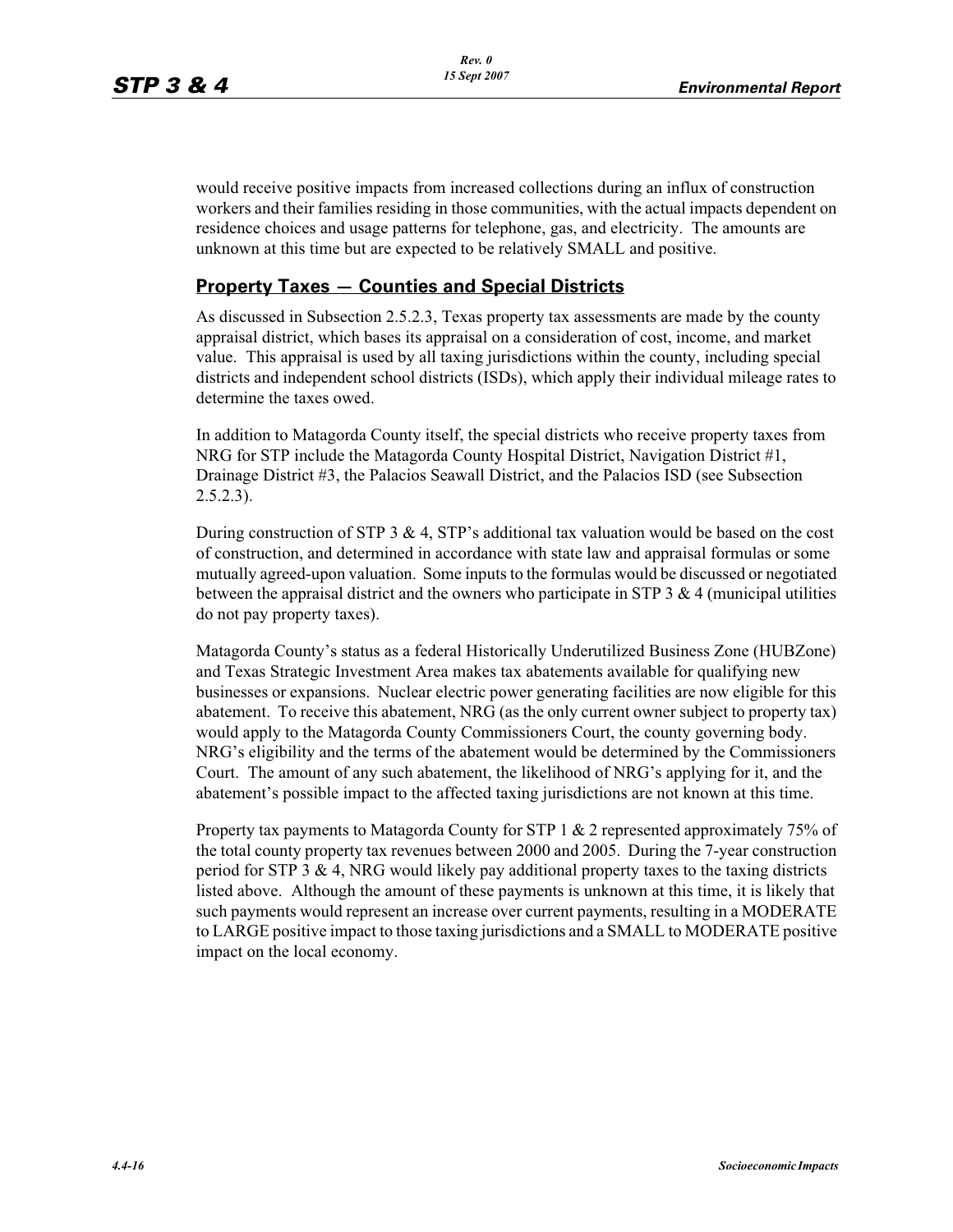would receive positive impacts from increased collections during an influx of construction workers and their families residing in those communities, with the actual impacts dependent on residence choices and usage patterns for telephone, gas, and electricity. The amounts are unknown at this time but are expected to be relatively SMALL and positive.

## Property Taxes — Counties and Special Districts

As discussed in Subsection 2.5.2.3, Texas property tax assessments are made by the county appraisal district, which bases its appraisal on a consideration of cost, income, and market value. This appraisal is used by all taxing jurisdictions within the county, including special districts and independent school districts (ISDs), which apply their individual mileage rates to determine the taxes owed.

In addition to Matagorda County itself, the special districts who receive property taxes from NRG for STP include the Matagorda County Hospital District, Navigation District #1, Drainage District #3, the Palacios Seawall District, and the Palacios ISD (see Subsection 2.5.2.3).

During construction of STP 3 & 4, STP's additional tax valuation would be based on the cost of construction, and determined in accordance with state law and appraisal formulas or some mutually agreed-upon valuation. Some inputs to the formulas would be discussed or negotiated between the appraisal district and the owners who participate in STP 3 & 4 (municipal utilities do not pay property taxes).

Matagorda County's status as a federal Historically Underutilized Business Zone (HUBZone) and Texas Strategic Investment Area makes tax abatements available for qualifying new businesses or expansions. Nuclear electric power generating facilities are now eligible for this abatement. To receive this abatement, NRG (as the only current owner subject to property tax) would apply to the Matagorda County Commissioners Court, the county governing body. NRG's eligibility and the terms of the abatement would be determined by the Commissioners Court. The amount of any such abatement, the likelihood of NRG's applying for it, and the abatement's possible impact to the affected taxing jurisdictions are not known at this time.

Property tax payments to Matagorda County for STP 1 & 2 represented approximately 75% of the total county property tax revenues between 2000 and 2005. During the 7-year construction period for STP 3 & 4, NRG would likely pay additional property taxes to the taxing districts listed above. Although the amount of these payments is unknown at this time, it is likely that such payments would represent an increase over current payments, resulting in a MODERATE to LARGE positive impact to those taxing jurisdictions and a SMALL to MODERATE positive impact on the local economy.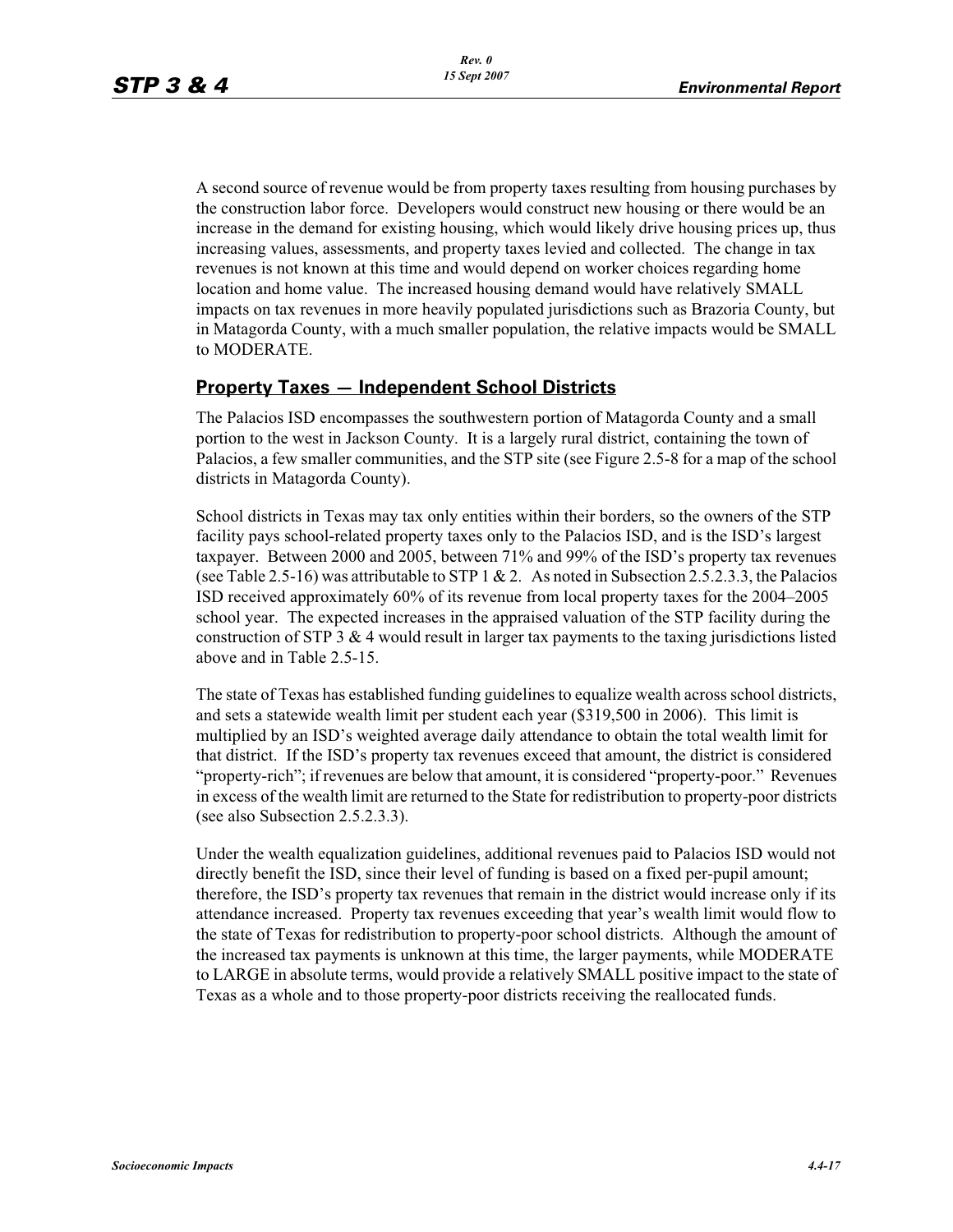A second source of revenue would be from property taxes resulting from housing purchases by the construction labor force. Developers would construct new housing or there would be an increase in the demand for existing housing, which would likely drive housing prices up, thus increasing values, assessments, and property taxes levied and collected. The change in tax revenues is not known at this time and would depend on worker choices regarding home location and home value. The increased housing demand would have relatively SMALL impacts on tax revenues in more heavily populated jurisdictions such as Brazoria County, but in Matagorda County, with a much smaller population, the relative impacts would be SMALL to MODERATE.

## Property Taxes — Independent School Districts

The Palacios ISD encompasses the southwestern portion of Matagorda County and a small portion to the west in Jackson County. It is a largely rural district, containing the town of Palacios, a few smaller communities, and the STP site (see Figure 2.5-8 for a map of the school districts in Matagorda County).

School districts in Texas may tax only entities within their borders, so the owners of the STP facility pays school-related property taxes only to the Palacios ISD, and is the ISD's largest taxpayer. Between 2000 and 2005, between 71% and 99% of the ISD's property tax revenues (see Table 2.5-16) was attributable to STP 1 & 2. As noted in Subsection 2.5.2.3.3, the Palacios ISD received approximately 60% of its revenue from local property taxes for the 2004–2005 school year. The expected increases in the appraised valuation of the STP facility during the construction of STP 3 & 4 would result in larger tax payments to the taxing jurisdictions listed above and in Table 2.5-15.

The state of Texas has established funding guidelines to equalize wealth across school districts, and sets a statewide wealth limit per student each year ($319,500 in 2006). This limit is multiplied by an ISD's weighted average daily attendance to obtain the total wealth limit for that district. If the ISD's property tax revenues exceed that amount, the district is considered "property-rich"; if revenues are below that amount, it is considered "property-poor." Revenues in excess of the wealth limit are returned to the State for redistribution to property-poor districts (see also Subsection 2.5.2.3.3).

Under the wealth equalization guidelines, additional revenues paid to Palacios ISD would not directly benefit the ISD, since their level of funding is based on a fixed per-pupil amount; therefore, the ISD's property tax revenues that remain in the district would increase only if its attendance increased. Property tax revenues exceeding that year's wealth limit would flow to the state of Texas for redistribution to property-poor school districts. Although the amount of the increased tax payments is unknown at this time, the larger payments, while MODERATE to LARGE in absolute terms, would provide a relatively SMALL positive impact to the state of Texas as a whole and to those property-poor districts receiving the reallocated funds.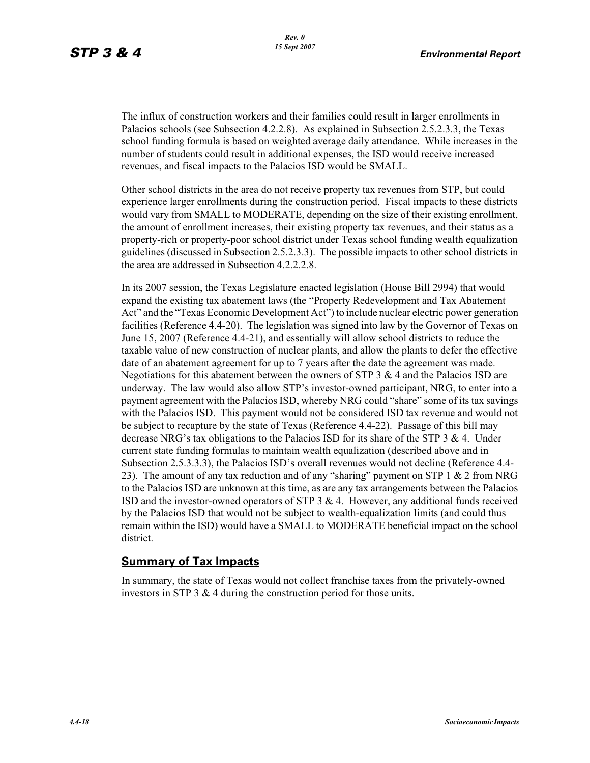The influx of construction workers and their families could result in larger enrollments in Palacios schools (see Subsection 4.2.2.8). As explained in Subsection 2.5.2.3.3, the Texas school funding formula is based on weighted average daily attendance. While increases in the number of students could result in additional expenses, the ISD would receive increased revenues, and fiscal impacts to the Palacios ISD would be SMALL.

Other school districts in the area do not receive property tax revenues from STP, but could experience larger enrollments during the construction period. Fiscal impacts to these districts would vary from SMALL to MODERATE, depending on the size of their existing enrollment, the amount of enrollment increases, their existing property tax revenues, and their status as a property-rich or property-poor school district under Texas school funding wealth equalization guidelines (discussed in Subsection 2.5.2.3.3). The possible impacts to other school districts in the area are addressed in Subsection 4.2.2.2.8.

In its 2007 session, the Texas Legislature enacted legislation (House Bill 2994) that would expand the existing tax abatement laws (the "Property Redevelopment and Tax Abatement Act" and the "Texas Economic Development Act") to include nuclear electric power generation facilities (Reference 4.4-20). The legislation was signed into law by the Governor of Texas on June 15, 2007 (Reference 4.4-21), and essentially will allow school districts to reduce the taxable value of new construction of nuclear plants, and allow the plants to defer the effective date of an abatement agreement for up to 7 years after the date the agreement was made. Negotiations for this abatement between the owners of STP 3 & 4 and the Palacios ISD are underway. The law would also allow STP's investor-owned participant, NRG, to enter into a payment agreement with the Palacios ISD, whereby NRG could "share" some of its tax savings with the Palacios ISD. This payment would not be considered ISD tax revenue and would not be subject to recapture by the state of Texas (Reference 4.4-22). Passage of this bill may decrease NRG's tax obligations to the Palacios ISD for its share of the STP 3 & 4. Under current state funding formulas to maintain wealth equalization (described above and in Subsection 2.5.3.3.3), the Palacios ISD's overall revenues would not decline (Reference 4.4-23). The amount of any tax reduction and of any "sharing" payment on STP 1 & 2 from NRG to the Palacios ISD are unknown at this time, as are any tax arrangements between the Palacios ISD and the investor-owned operators of STP 3 & 4. However, any additional funds received by the Palacios ISD that would not be subject to wealth-equalization limits (and could thus remain within the ISD) would have a SMALL to MODERATE beneficial impact on the school district.

## Summary of Tax Impacts

In summary, the state of Texas would not collect franchise taxes from the privately-owned investors in STP 3 & 4 during the construction period for those units.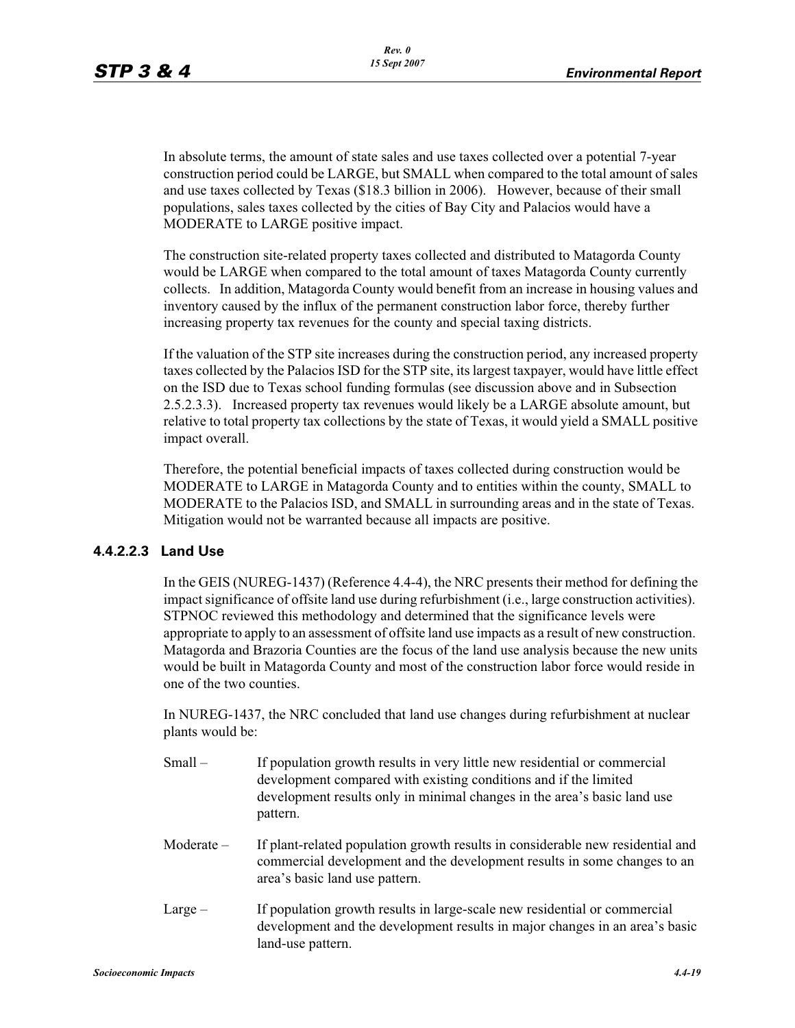In absolute terms, the amount of state sales and use taxes collected over a potential 7-year construction period could be LARGE, but SMALL when compared to the total amount of sales and use taxes collected by Texas ($18.3 billion in 2006). However, because of their small populations, sales taxes collected by the cities of Bay City and Palacios would have a MODERATE to LARGE positive impact.

The construction site-related property taxes collected and distributed to Matagorda County would be LARGE when compared to the total amount of taxes Matagorda County currently collects. In addition, Matagorda County would benefit from an increase in housing values and inventory caused by the influx of the permanent construction labor force, thereby further increasing property tax revenues for the county and special taxing districts.

If the valuation of the STP site increases during the construction period, any increased property taxes collected by the Palacios ISD for the STP site, its largest taxpayer, would have little effect on the ISD due to Texas school funding formulas (see discussion above and in Subsection 2.5.2.3.3). Increased property tax revenues would likely be a LARGE absolute amount, but relative to total property tax collections by the state of Texas, it would yield a SMALL positive impact overall.

Therefore, the potential beneficial impacts of taxes collected during construction would be MODERATE to LARGE in Matagorda County and to entities within the county, SMALL to MODERATE to the Palacios ISD, and SMALL in surrounding areas and in the state of Texas. Mitigation would not be warranted because all impacts are positive.

#### 4.4.2.2.3 Land Use

In the GEIS (NUREG-1437) (Reference 4.4-4), the NRC presents their method for defining the impact significance of offsite land use during refurbishment (i.e., large construction activities). STPNOC reviewed this methodology and determined that the significance levels were appropriate to apply to an assessment of offsite land use impacts as a result of new construction. Matagorda and Brazoria Counties are the focus of the land use analysis because the new units would be built in Matagorda County and most of the construction labor force would reside in one of the two counties.

In NUREG-1437, the NRC concluded that land use changes during refurbishment at nuclear plants would be:

Small – If population growth results in very little new residential or commercial development compared with existing conditions and if the limited development results only in minimal changes in the area's basic land use pattern.

Moderate – If plant-related population growth results in considerable new residential and commercial development and the development results in some changes to an area's basic land use pattern.

Large – If population growth results in large-scale new residential or commercial development and the development results in major changes in an area's basic land-use pattern.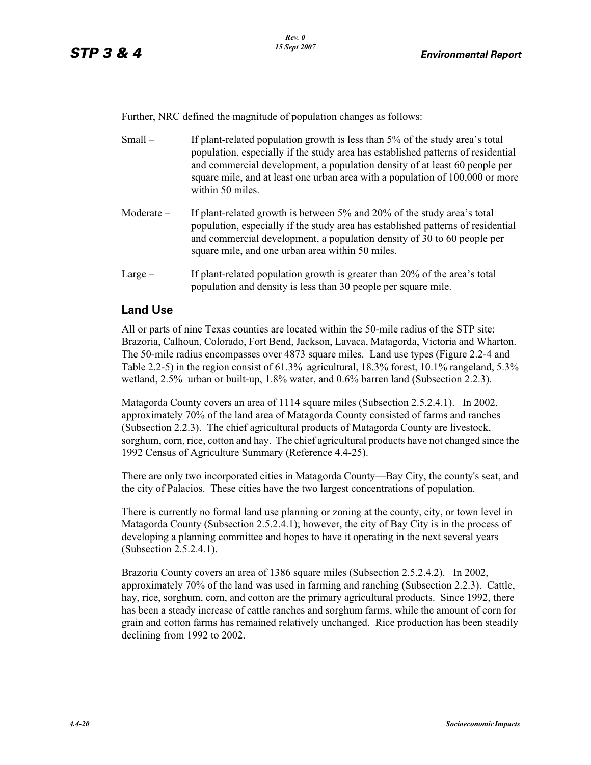Further, NRC defined the magnitude of population changes as follows:

Small – If plant-related population growth is less than 5% of the study area's total population, especially if the study area has established patterns of residential and commercial development, a population density of at least 60 people per square mile, and at least one urban area with a population of 100,000 or more within 50 miles.

Moderate – If plant-related growth is between 5% and 20% of the study area's total population, especially if the study area has established patterns of residential and commercial development, a population density of 30 to 60 people per square mile, and one urban area within 50 miles.

Large – If plant-related population growth is greater than 20% of the area's total population and density is less than 30 people per square mile.

## Land Use

All or parts of nine Texas counties are located within the 50-mile radius of the STP site: Brazoria, Calhoun, Colorado, Fort Bend, Jackson, Lavaca, Matagorda, Victoria and Wharton. The 50-mile radius encompasses over 4873 square miles. Land use types (Figure 2.2-4 and Table 2.2-5) in the region consist of 61.3% agricultural, 18.3% forest, 10.1% rangeland, 5.3% wetland, 2.5% urban or built-up, 1.8% water, and 0.6% barren land (Subsection 2.2.3).

Matagorda County covers an area of 1114 square miles (Subsection 2.5.2.4.1). In 2002, approximately 70% of the land area of Matagorda County consisted of farms and ranches (Subsection 2.2.3). The chief agricultural products of Matagorda County are livestock, sorghum, corn, rice, cotton and hay. The chief agricultural products have not changed since the 1992 Census of Agriculture Summary (Reference 4.4-25).

There are only two incorporated cities in Matagorda County—Bay City, the county's seat, and the city of Palacios. These cities have the two largest concentrations of population.

There is currently no formal land use planning or zoning at the county, city, or town level in Matagorda County (Subsection 2.5.2.4.1); however, the city of Bay City is in the process of developing a planning committee and hopes to have it operating in the next several years (Subsection 2.5.2.4.1).

Brazoria County covers an area of 1386 square miles (Subsection 2.5.2.4.2). In 2002, approximately 70% of the land was used in farming and ranching (Subsection 2.2.3). Cattle, hay, rice, sorghum, corn, and cotton are the primary agricultural products. Since 1992, there has been a steady increase of cattle ranches and sorghum farms, while the amount of corn for grain and cotton farms has remained relatively unchanged. Rice production has been steadily declining from 1992 to 2002.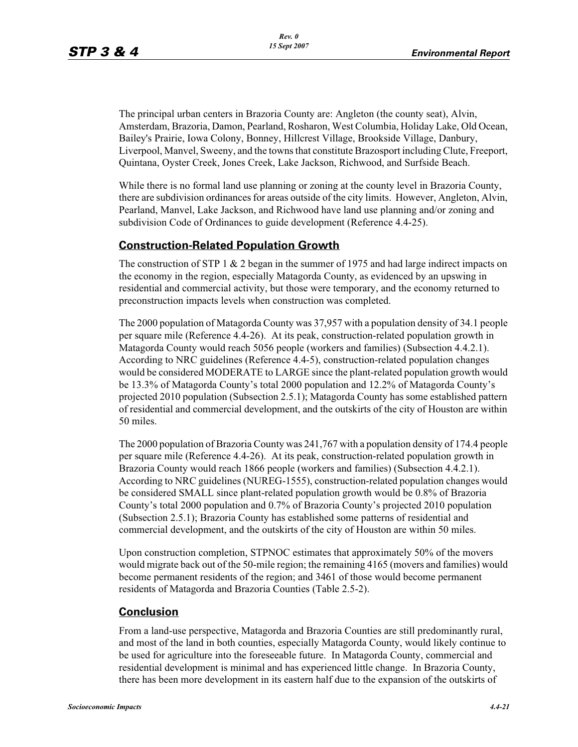The principal urban centers in Brazoria County are: Angleton (the county seat), Alvin, Amsterdam, Brazoria, Damon, Pearland, Rosharon, West Columbia, Holiday Lake, Old Ocean, Bailey's Prairie, Iowa Colony, Bonney, Hillcrest Village, Brookside Village, Danbury, Liverpool, Manvel, Sweeny, and the towns that constitute Brazosport including Clute, Freeport, Quintana, Oyster Creek, Jones Creek, Lake Jackson, Richwood, and Surfside Beach.

While there is no formal land use planning or zoning at the county level in Brazoria County, there are subdivision ordinances for areas outside of the city limits. However, Angleton, Alvin, Pearland, Manvel, Lake Jackson, and Richwood have land use planning and/or zoning and subdivision Code of Ordinances to guide development (Reference 4.4-25).

## Construction-Related Population Growth

The construction of STP 1 & 2 began in the summer of 1975 and had large indirect impacts on the economy in the region, especially Matagorda County, as evidenced by an upswing in residential and commercial activity, but those were temporary, and the economy returned to preconstruction impacts levels when construction was completed.

The 2000 population of Matagorda County was 37,957 with a population density of 34.1 people per square mile (Reference 4.4-26). At its peak, construction-related population growth in Matagorda County would reach 5056 people (workers and families) (Subsection 4.4.2.1). According to NRC guidelines (Reference 4.4-5), construction-related population changes would be considered MODERATE to LARGE since the plant-related population growth would be 13.3% of Matagorda County's total 2000 population and 12.2% of Matagorda County's projected 2010 population (Subsection 2.5.1); Matagorda County has some established pattern of residential and commercial development, and the outskirts of the city of Houston are within 50 miles.

The 2000 population of Brazoria County was 241,767 with a population density of 174.4 people per square mile (Reference 4.4-26). At its peak, construction-related population growth in Brazoria County would reach 1866 people (workers and families) (Subsection 4.4.2.1). According to NRC guidelines (NUREG-1555), construction-related population changes would be considered SMALL since plant-related population growth would be 0.8% of Brazoria County's total 2000 population and 0.7% of Brazoria County's projected 2010 population (Subsection 2.5.1); Brazoria County has established some patterns of residential and commercial development, and the outskirts of the city of Houston are within 50 miles.

Upon construction completion, STPNOC estimates that approximately 50% of the movers would migrate back out of the 50-mile region; the remaining 4165 (movers and families) would become permanent residents of the region; and 3461 of those would become permanent residents of Matagorda and Brazoria Counties (Table 2.5-2).

## Conclusion

From a land-use perspective, Matagorda and Brazoria Counties are still predominantly rural, and most of the land in both counties, especially Matagorda County, would likely continue to be used for agriculture into the foreseeable future. In Matagorda County, commercial and residential development is minimal and has experienced little change. In Brazoria County, there has been more development in its eastern half due to the expansion of the outskirts of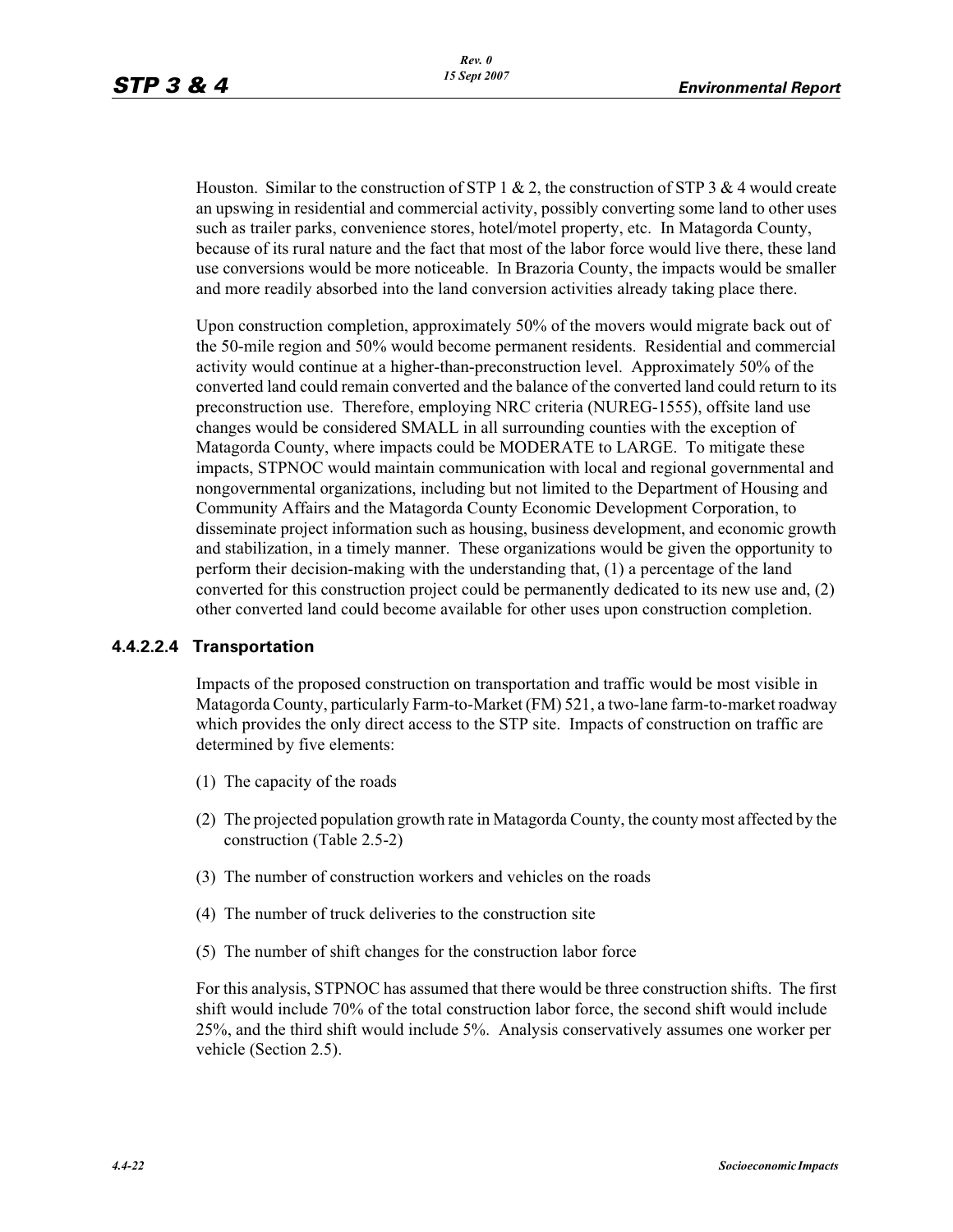Houston. Similar to the construction of STP 1 & 2, the construction of STP 3 & 4 would create an upswing in residential and commercial activity, possibly converting some land to other uses such as trailer parks, convenience stores, hotel/motel property, etc. In Matagorda County, because of its rural nature and the fact that most of the labor force would live there, these land use conversions would be more noticeable. In Brazoria County, the impacts would be smaller and more readily absorbed into the land conversion activities already taking place there.

Upon construction completion, approximately 50% of the movers would migrate back out of the 50-mile region and 50% would become permanent residents. Residential and commercial activity would continue at a higher-than-preconstruction level. Approximately 50% of the converted land could remain converted and the balance of the converted land could return to its preconstruction use. Therefore, employing NRC criteria (NUREG-1555), offsite land use changes would be considered SMALL in all surrounding counties with the exception of Matagorda County, where impacts could be MODERATE to LARGE. To mitigate these impacts, STPNOC would maintain communication with local and regional governmental and nongovernmental organizations, including but not limited to the Department of Housing and Community Affairs and the Matagorda County Economic Development Corporation, to disseminate project information such as housing, business development, and economic growth and stabilization, in a timely manner. These organizations would be given the opportunity to perform their decision-making with the understanding that, (1) a percentage of the land converted for this construction project could be permanently dedicated to its new use and, (2) other converted land could become available for other uses upon construction completion.

#### 4.4.2.2.4 Transportation

Impacts of the proposed construction on transportation and traffic would be most visible in Matagorda County, particularly Farm-to-Market (FM) 521, a two-lane farm-to-market roadway which provides the only direct access to the STP site. Impacts of construction on traffic are determined by five elements:

(1) The capacity of the roads

(2) The projected population growth rate in Matagorda County, the county most affected by the construction (Table 2.5-2)

(3) The number of construction workers and vehicles on the roads

(4) The number of truck deliveries to the construction site

(5) The number of shift changes for the construction labor force

For this analysis, STPNOC has assumed that there would be three construction shifts. The first shift would include 70% of the total construction labor force, the second shift would include 25%, and the third shift would include 5%. Analysis conservatively assumes one worker per vehicle (Section 2.5).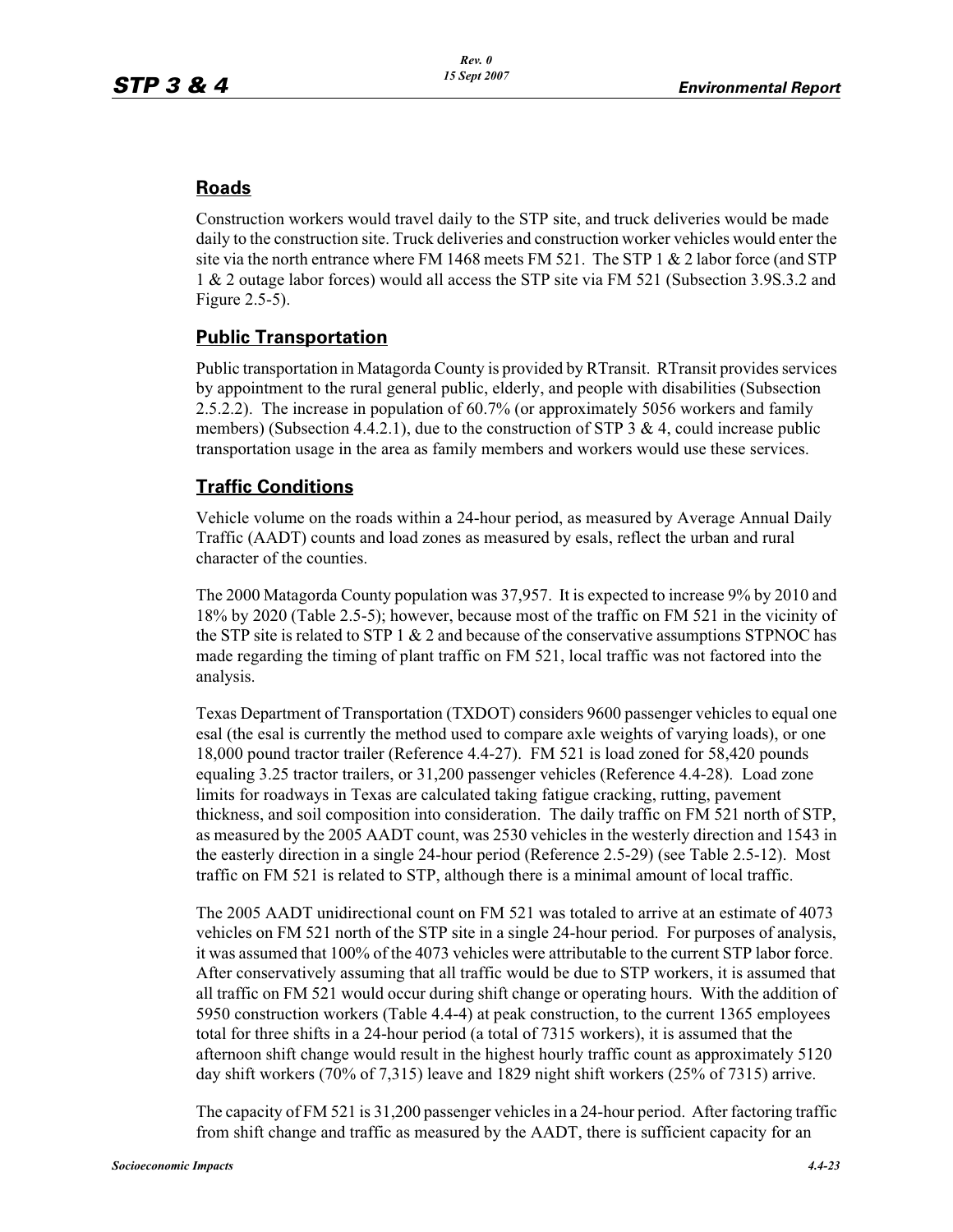## Roads

Construction workers would travel daily to the STP site, and truck deliveries would be made daily to the construction site. Truck deliveries and construction worker vehicles would enter the site via the north entrance where FM 1468 meets FM 521. The STP 1 & 2 labor force (and STP 1 & 2 outage labor forces) would all access the STP site via FM 521 (Subsection 3.9S.3.2 and Figure 2.5-5).

## Public Transportation

Public transportation in Matagorda County is provided by RTransit. RTransit provides services by appointment to the rural general public, elderly, and people with disabilities (Subsection 2.5.2.2). The increase in population of 60.7% (or approximately 5056 workers and family members) (Subsection 4.4.2.1), due to the construction of STP 3 & 4, could increase public transportation usage in the area as family members and workers would use these services.

## Traffic Conditions

Vehicle volume on the roads within a 24-hour period, as measured by Average Annual Daily Traffic (AADT) counts and load zones as measured by esals, reflect the urban and rural character of the counties.

The 2000 Matagorda County population was 37,957. It is expected to increase 9% by 2010 and 18% by 2020 (Table 2.5-5); however, because most of the traffic on FM 521 in the vicinity of the STP site is related to STP 1 & 2 and because of the conservative assumptions STPNOC has made regarding the timing of plant traffic on FM 521, local traffic was not factored into the analysis.

Texas Department of Transportation (TXDOT) considers 9600 passenger vehicles to equal one esal (the esal is currently the method used to compare axle weights of varying loads), or one 18,000 pound tractor trailer (Reference 4.4-27). FM 521 is load zoned for 58,420 pounds equaling 3.25 tractor trailers, or 31,200 passenger vehicles (Reference 4.4-28). Load zone limits for roadways in Texas are calculated taking fatigue cracking, rutting, pavement thickness, and soil composition into consideration. The daily traffic on FM 521 north of STP, as measured by the 2005 AADT count, was 2530 vehicles in the westerly direction and 1543 in the easterly direction in a single 24-hour period (Reference 2.5-29) (see Table 2.5-12). Most traffic on FM 521 is related to STP, although there is a minimal amount of local traffic.

The 2005 AADT unidirectional count on FM 521 was totaled to arrive at an estimate of 4073 vehicles on FM 521 north of the STP site in a single 24-hour period. For purposes of analysis, it was assumed that 100% of the 4073 vehicles were attributable to the current STP labor force. After conservatively assuming that all traffic would be due to STP workers, it is assumed that all traffic on FM 521 would occur during shift change or operating hours. With the addition of 5950 construction workers (Table 4.4-4) at peak construction, to the current 1365 employees total for three shifts in a 24-hour period (a total of 7315 workers), it is assumed that the afternoon shift change would result in the highest hourly traffic count as approximately 5120 day shift workers (70% of 7,315) leave and 1829 night shift workers (25% of 7315) arrive.

The capacity of FM 521 is 31,200 passenger vehicles in a 24-hour period. After factoring traffic from shift change and traffic as measured by the AADT, there is sufficient capacity for an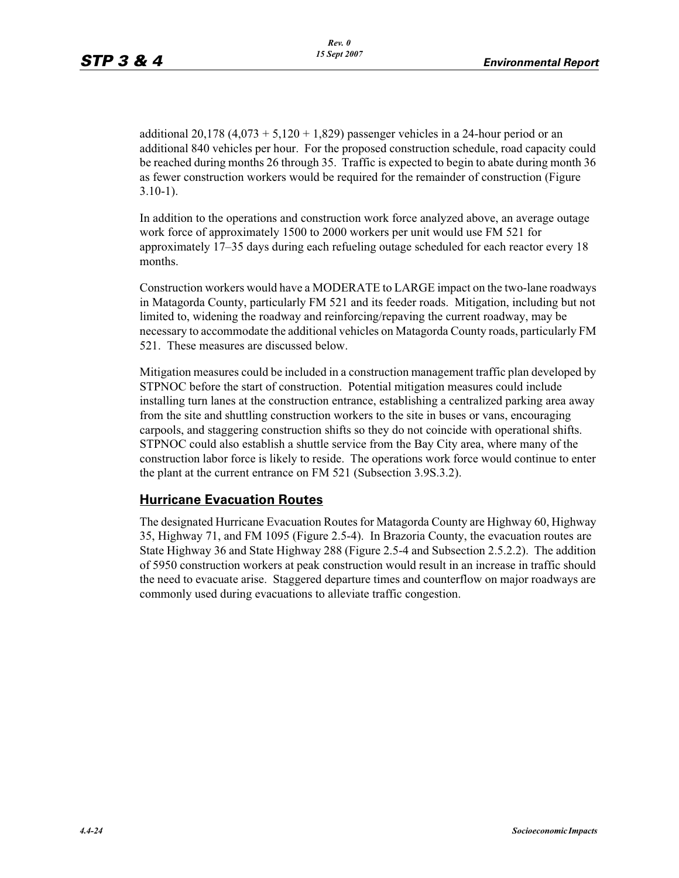additional 20,178 (4,073 + 5,120 + 1,829) passenger vehicles in a 24-hour period or an additional 840 vehicles per hour. For the proposed construction schedule, road capacity could be reached during months 26 through 35. Traffic is expected to begin to abate during month 36 as fewer construction workers would be required for the remainder of construction (Figure 3.10-1).

In addition to the operations and construction work force analyzed above, an average outage work force of approximately 1500 to 2000 workers per unit would use FM 521 for approximately 17–35 days during each refueling outage scheduled for each reactor every 18 months.

Construction workers would have a MODERATE to LARGE impact on the two-lane roadways in Matagorda County, particularly FM 521 and its feeder roads. Mitigation, including but not limited to, widening the roadway and reinforcing/repaving the current roadway, may be necessary to accommodate the additional vehicles on Matagorda County roads, particularly FM 521. These measures are discussed below.

Mitigation measures could be included in a construction management traffic plan developed by STPNOC before the start of construction. Potential mitigation measures could include installing turn lanes at the construction entrance, establishing a centralized parking area away from the site and shuttling construction workers to the site in buses or vans, encouraging carpools, and staggering construction shifts so they do not coincide with operational shifts. STPNOC could also establish a shuttle service from the Bay City area, where many of the construction labor force is likely to reside. The operations work force would continue to enter the plant at the current entrance on FM 521 (Subsection 3.9S.3.2).

## Hurricane Evacuation Routes

The designated Hurricane Evacuation Routes for Matagorda County are Highway 60, Highway 35, Highway 71, and FM 1095 (Figure 2.5-4). In Brazoria County, the evacuation routes are State Highway 36 and State Highway 288 (Figure 2.5-4 and Subsection 2.5.2.2). The addition of 5950 construction workers at peak construction would result in an increase in traffic should the need to evacuate arise. Staggered departure times and counterflow on major roadways are commonly used during evacuations to alleviate traffic congestion.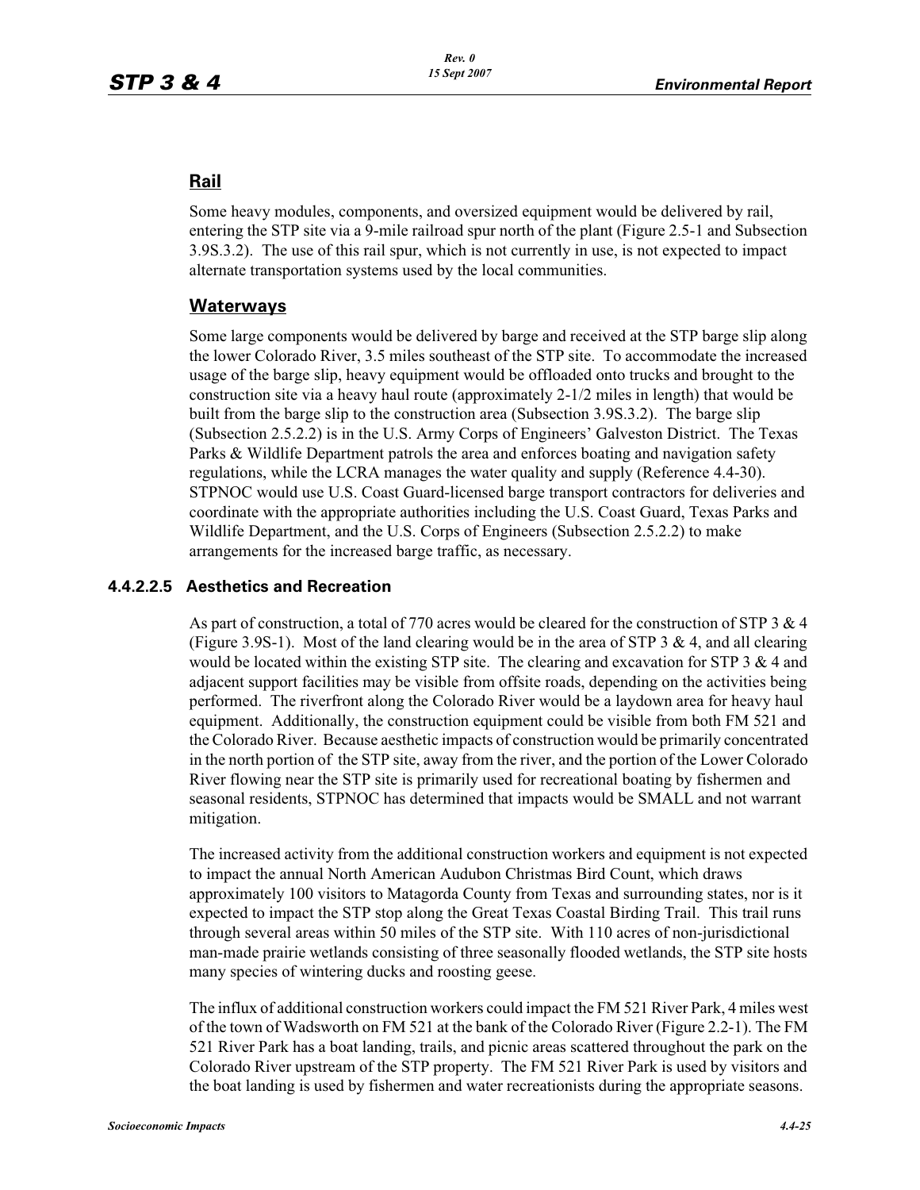## Rail

Some heavy modules, components, and oversized equipment would be delivered by rail, entering the STP site via a 9-mile railroad spur north of the plant (Figure 2.5-1 and Subsection 3.9S.3.2). The use of this rail spur, which is not currently in use, is not expected to impact alternate transportation systems used by the local communities.

## Waterways

Some large components would be delivered by barge and received at the STP barge slip along the lower Colorado River, 3.5 miles southeast of the STP site. To accommodate the increased usage of the barge slip, heavy equipment would be offloaded onto trucks and brought to the construction site via a heavy haul route (approximately 2-1/2 miles in length) that would be built from the barge slip to the construction area (Subsection 3.9S.3.2). The barge slip (Subsection 2.5.2.2) is in the U.S. Army Corps of Engineers' Galveston District. The Texas Parks & Wildlife Department patrols the area and enforces boating and navigation safety regulations, while the LCRA manages the water quality and supply (Reference 4.4-30). STPNOC would use U.S. Coast Guard-licensed barge transport contractors for deliveries and coordinate with the appropriate authorities including the U.S. Coast Guard, Texas Parks and Wildlife Department, and the U.S. Corps of Engineers (Subsection 2.5.2.2) to make arrangements for the increased barge traffic, as necessary.

### 4.4.2.2.5 Aesthetics and Recreation

As part of construction, a total of 770 acres would be cleared for the construction of STP 3 & 4 (Figure 3.9S-1). Most of the land clearing would be in the area of STP 3 & 4, and all clearing would be located within the existing STP site. The clearing and excavation for STP 3 & 4 and adjacent support facilities may be visible from offsite roads, depending on the activities being performed. The riverfront along the Colorado River would be a laydown area for heavy haul equipment. Additionally, the construction equipment could be visible from both FM 521 and the Colorado River. Because aesthetic impacts of construction would be primarily concentrated in the north portion of the STP site, away from the river, and the portion of the Lower Colorado River flowing near the STP site is primarily used for recreational boating by fishermen and seasonal residents, STPNOC has determined that impacts would be SMALL and not warrant mitigation.

The increased activity from the additional construction workers and equipment is not expected to impact the annual North American Audubon Christmas Bird Count, which draws approximately 100 visitors to Matagorda County from Texas and surrounding states, nor is it expected to impact the STP stop along the Great Texas Coastal Birding Trail. This trail runs through several areas within 50 miles of the STP site. With 110 acres of non-jurisdictional man-made prairie wetlands consisting of three seasonally flooded wetlands, the STP site hosts many species of wintering ducks and roosting geese.

The influx of additional construction workers could impact the FM 521 River Park, 4 miles west of the town of Wadsworth on FM 521 at the bank of the Colorado River (Figure 2.2-1). The FM 521 River Park has a boat landing, trails, and picnic areas scattered throughout the park on the Colorado River upstream of the STP property. The FM 521 River Park is used by visitors and the boat landing is used by fishermen and water recreationists during the appropriate seasons.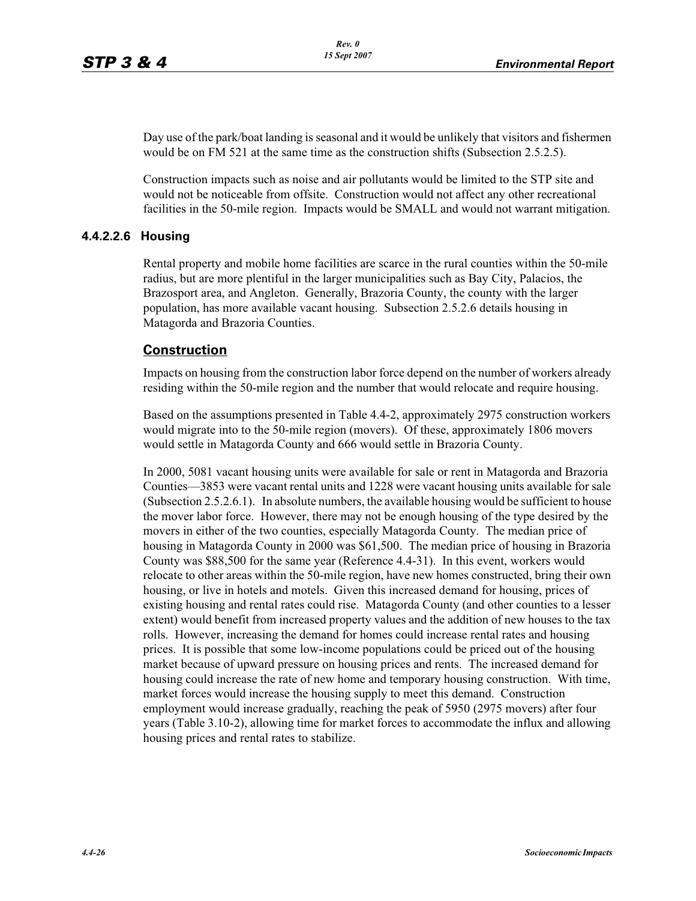Day use of the park/boat landing is seasonal and it would be unlikely that visitors and fishermen would be on FM 521 at the same time as the construction shifts (Subsection 2.5.2.5).

Construction impacts such as noise and air pollutants would be limited to the STP site and would not be noticeable from offsite. Construction would not affect any other recreational facilities in the 50-mile region. Impacts would be SMALL and would not warrant mitigation.

### 4.4.2.2.6 Housing

Rental property and mobile home facilities are scarce in the rural counties within the 50-mile radius, but are more plentiful in the larger municipalities such as Bay City, Palacios, the Brazosport area, and Angleton. Generally, Brazoria County, the county with the larger population, has more available vacant housing. Subsection 2.5.2.6 details housing in Matagorda and Brazoria Counties.

#### Construction

Impacts on housing from the construction labor force depend on the number of workers already residing within the 50-mile region and the number that would relocate and require housing.

Based on the assumptions presented in Table 4.4-2, approximately 2975 construction workers would migrate into to the 50-mile region (movers). Of these, approximately 1806 movers would settle in Matagorda County and 666 would settle in Brazoria County.

In 2000, 5081 vacant housing units were available for sale or rent in Matagorda and Brazoria Counties—3853 were vacant rental units and 1228 were vacant housing units available for sale (Subsection 2.5.2.6.1). In absolute numbers, the available housing would be sufficient to house the mover labor force. However, there may not be enough housing of the type desired by the movers in either of the two counties, especially Matagorda County. The median price of housing in Matagorda County in 2000 was $61,500. The median price of housing in Brazoria County was $88,500 for the same year (Reference 4.4-31). In this event, workers would relocate to other areas within the 50-mile region, have new homes constructed, bring their own housing, or live in hotels and motels. Given this increased demand for housing, prices of existing housing and rental rates could rise. Matagorda County (and other counties to a lesser extent) would benefit from increased property values and the addition of new houses to the tax rolls. However, increasing the demand for homes could increase rental rates and housing prices. It is possible that some low-income populations could be priced out of the housing market because of upward pressure on housing prices and rents. The increased demand for housing could increase the rate of new home and temporary housing construction. With time, market forces would increase the housing supply to meet this demand. Construction employment would increase gradually, reaching the peak of 5950 (2975 movers) after four years (Table 3.10-2), allowing time for market forces to accommodate the influx and allowing housing prices and rental rates to stabilize.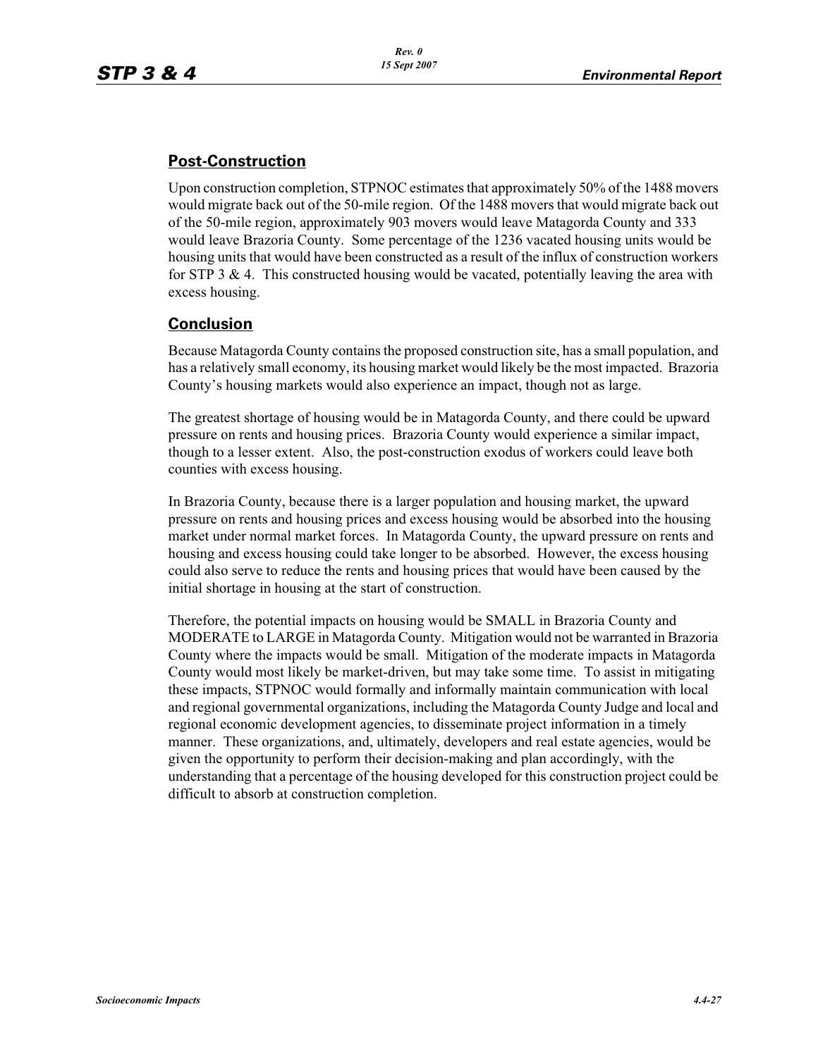## Post-Construction

Upon construction completion, STPNOC estimates that approximately 50% of the 1488 movers would migrate back out of the 50-mile region. Of the 1488 movers that would migrate back out of the 50-mile region, approximately 903 movers would leave Matagorda County and 333 would leave Brazoria County. Some percentage of the 1236 vacated housing units would be housing units that would have been constructed as a result of the influx of construction workers for STP 3 & 4. This constructed housing would be vacated, potentially leaving the area with excess housing.

## Conclusion

Because Matagorda County contains the proposed construction site, has a small population, and has a relatively small economy, its housing market would likely be the most impacted. Brazoria County's housing markets would also experience an impact, though not as large.

The greatest shortage of housing would be in Matagorda County, and there could be upward pressure on rents and housing prices. Brazoria County would experience a similar impact, though to a lesser extent. Also, the post-construction exodus of workers could leave both counties with excess housing.

In Brazoria County, because there is a larger population and housing market, the upward pressure on rents and housing prices and excess housing would be absorbed into the housing market under normal market forces. In Matagorda County, the upward pressure on rents and housing and excess housing could take longer to be absorbed. However, the excess housing could also serve to reduce the rents and housing prices that would have been caused by the initial shortage in housing at the start of construction.

Therefore, the potential impacts on housing would be SMALL in Brazoria County and MODERATE to LARGE in Matagorda County. Mitigation would not be warranted in Brazoria County where the impacts would be small. Mitigation of the moderate impacts in Matagorda County would most likely be market-driven, but may take some time. To assist in mitigating these impacts, STPNOC would formally and informally maintain communication with local and regional governmental organizations, including the Matagorda County Judge and local and regional economic development agencies, to disseminate project information in a timely manner. These organizations, and, ultimately, developers and real estate agencies, would be given the opportunity to perform their decision-making and plan accordingly, with the understanding that a percentage of the housing developed for this construction project could be difficult to absorb at construction completion.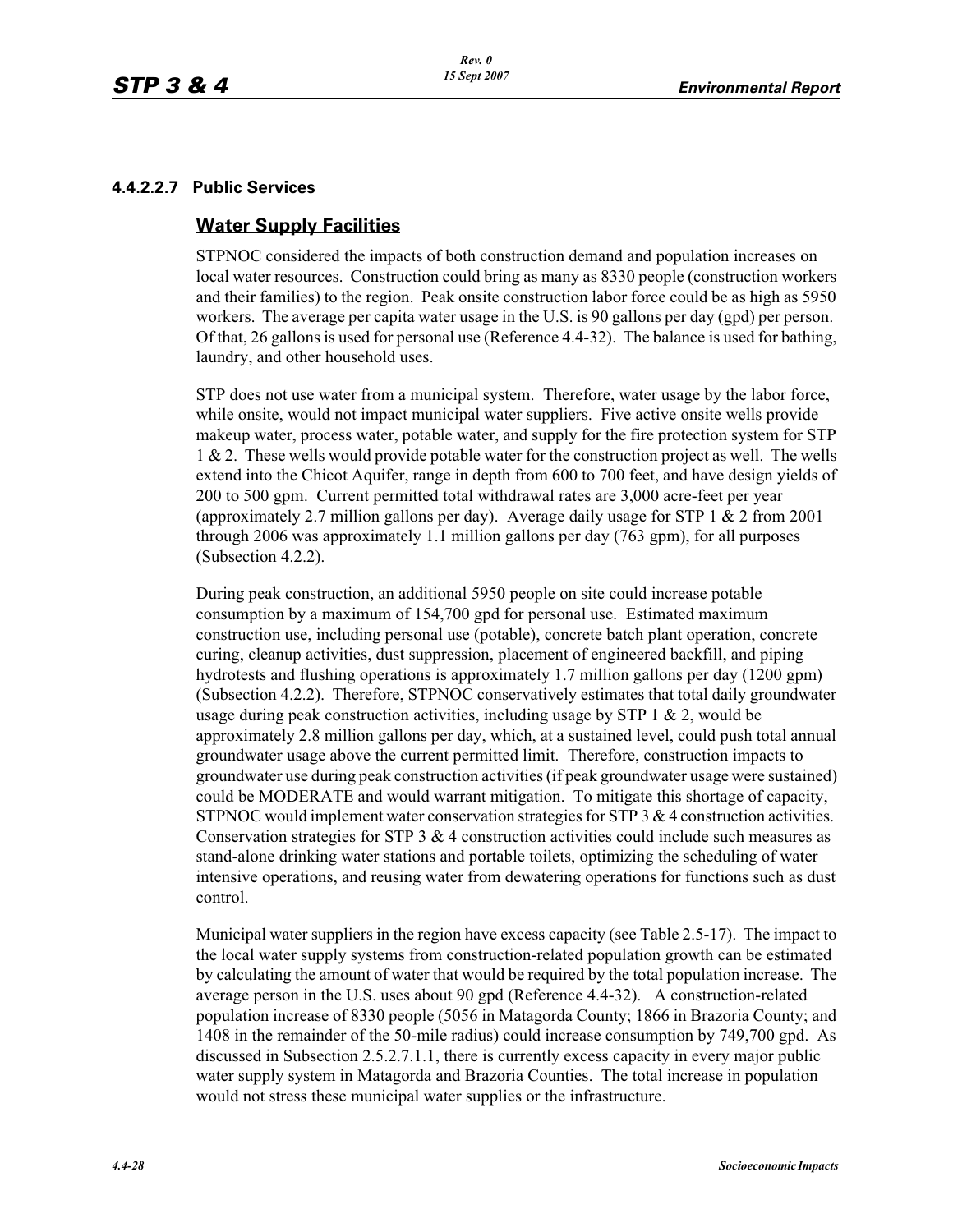### 4.4.2.2.7 Public Services

## Water Supply Facilities

STPNOC considered the impacts of both construction demand and population increases on local water resources. Construction could bring as many as 8330 people (construction workers and their families) to the region. Peak onsite construction labor force could be as high as 5950 workers. The average per capita water usage in the U.S. is 90 gallons per day (gpd) per person. Of that, 26 gallons is used for personal use (Reference 4.4-32). The balance is used for bathing, laundry, and other household uses.

STP does not use water from a municipal system. Therefore, water usage by the labor force, while onsite, would not impact municipal water suppliers. Five active onsite wells provide makeup water, process water, potable water, and supply for the fire protection system for STP 1 & 2. These wells would provide potable water for the construction project as well. The wells extend into the Chicot Aquifer, range in depth from 600 to 700 feet, and have design yields of 200 to 500 gpm. Current permitted total withdrawal rates are 3,000 acre-feet per year (approximately 2.7 million gallons per day). Average daily usage for STP 1 & 2 from 2001 through 2006 was approximately 1.1 million gallons per day (763 gpm), for all purposes (Subsection 4.2.2).

During peak construction, an additional 5950 people on site could increase potable consumption by a maximum of 154,700 gpd for personal use. Estimated maximum construction use, including personal use (potable), concrete batch plant operation, concrete curing, cleanup activities, dust suppression, placement of engineered backfill, and piping hydrotests and flushing operations is approximately 1.7 million gallons per day (1200 gpm) (Subsection 4.2.2). Therefore, STPNOC conservatively estimates that total daily groundwater usage during peak construction activities, including usage by STP 1 & 2, would be approximately 2.8 million gallons per day, which, at a sustained level, could push total annual groundwater usage above the current permitted limit. Therefore, construction impacts to groundwater use during peak construction activities (if peak groundwater usage were sustained) could be MODERATE and would warrant mitigation. To mitigate this shortage of capacity, STPNOC would implement water conservation strategies for STP 3 & 4 construction activities. Conservation strategies for STP 3 & 4 construction activities could include such measures as stand-alone drinking water stations and portable toilets, optimizing the scheduling of water intensive operations, and reusing water from dewatering operations for functions such as dust control.

Municipal water suppliers in the region have excess capacity (see Table 2.5-17). The impact to the local water supply systems from construction-related population growth can be estimated by calculating the amount of water that would be required by the total population increase. The average person in the U.S. uses about 90 gpd (Reference 4.4-32). A construction-related population increase of 8330 people (5056 in Matagorda County; 1866 in Brazoria County; and 1408 in the remainder of the 50-mile radius) could increase consumption by 749,700 gpd. As discussed in Subsection 2.5.2.7.1.1, there is currently excess capacity in every major public water supply system in Matagorda and Brazoria Counties. The total increase in population would not stress these municipal water supplies or the infrastructure.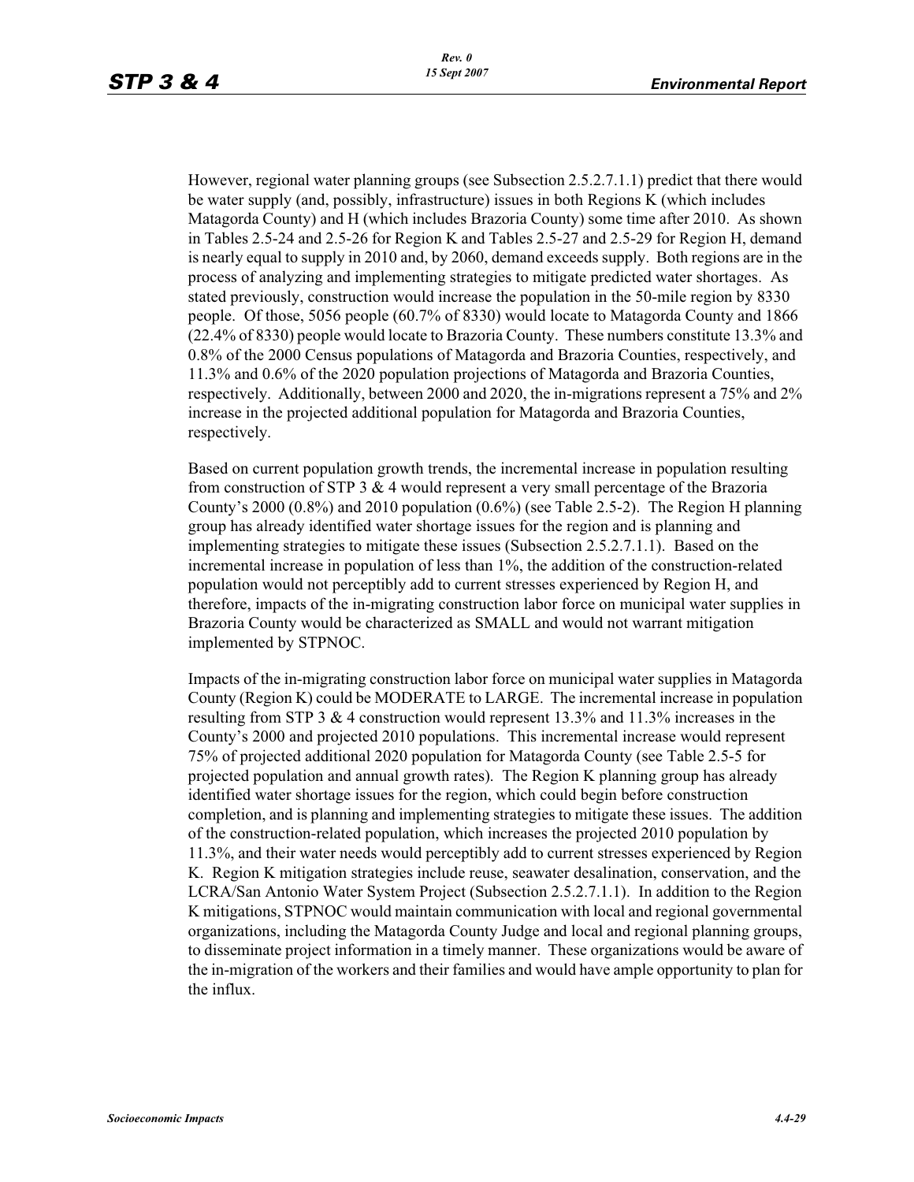However, regional water planning groups (see Subsection 2.5.2.7.1.1) predict that there would be water supply (and, possibly, infrastructure) issues in both Regions K (which includes Matagorda County) and H (which includes Brazoria County) some time after 2010. As shown in Tables 2.5-24 and 2.5-26 for Region K and Tables 2.5-27 and 2.5-29 for Region H, demand is nearly equal to supply in 2010 and, by 2060, demand exceeds supply. Both regions are in the process of analyzing and implementing strategies to mitigate predicted water shortages. As stated previously, construction would increase the population in the 50-mile region by 8330 people. Of those, 5056 people (60.7% of 8330) would locate to Matagorda County and 1866 (22.4% of 8330) people would locate to Brazoria County. These numbers constitute 13.3% and 0.8% of the 2000 Census populations of Matagorda and Brazoria Counties, respectively, and 11.3% and 0.6% of the 2020 population projections of Matagorda and Brazoria Counties, respectively. Additionally, between 2000 and 2020, the in-migrations represent a 75% and 2% increase in the projected additional population for Matagorda and Brazoria Counties, respectively.

Based on current population growth trends, the incremental increase in population resulting from construction of STP 3 & 4 would represent a very small percentage of the Brazoria County's 2000 (0.8%) and 2010 population (0.6%) (see Table 2.5-2). The Region H planning group has already identified water shortage issues for the region and is planning and implementing strategies to mitigate these issues (Subsection 2.5.2.7.1.1). Based on the incremental increase in population of less than 1%, the addition of the construction-related population would not perceptibly add to current stresses experienced by Region H, and therefore, impacts of the in-migrating construction labor force on municipal water supplies in Brazoria County would be characterized as SMALL and would not warrant mitigation implemented by STPNOC.

Impacts of the in-migrating construction labor force on municipal water supplies in Matagorda County (Region K) could be MODERATE to LARGE. The incremental increase in population resulting from STP 3 & 4 construction would represent 13.3% and 11.3% increases in the County's 2000 and projected 2010 populations. This incremental increase would represent 75% of projected additional 2020 population for Matagorda County (see Table 2.5-5 for projected population and annual growth rates). The Region K planning group has already identified water shortage issues for the region, which could begin before construction completion, and is planning and implementing strategies to mitigate these issues. The addition of the construction-related population, which increases the projected 2010 population by 11.3%, and their water needs would perceptibly add to current stresses experienced by Region K. Region K mitigation strategies include reuse, seawater desalination, conservation, and the LCRA/San Antonio Water System Project (Subsection 2.5.2.7.1.1). In addition to the Region K mitigations, STPNOC would maintain communication with local and regional governmental organizations, including the Matagorda County Judge and local and regional planning groups, to disseminate project information in a timely manner. These organizations would be aware of the in-migration of the workers and their families and would have ample opportunity to plan for the influx.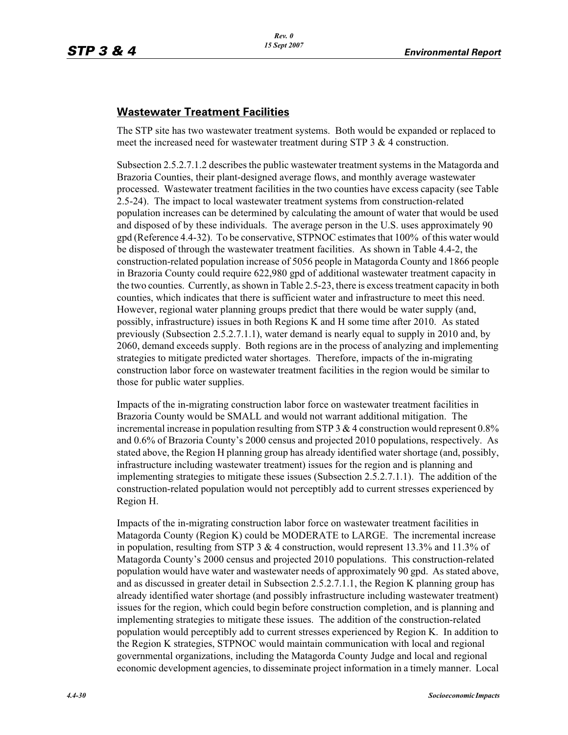## Wastewater Treatment Facilities

The STP site has two wastewater treatment systems. Both would be expanded or replaced to meet the increased need for wastewater treatment during STP 3 & 4 construction.

Subsection 2.5.2.7.1.2 describes the public wastewater treatment systems in the Matagorda and Brazoria Counties, their plant-designed average flows, and monthly average wastewater processed. Wastewater treatment facilities in the two counties have excess capacity (see Table 2.5-24). The impact to local wastewater treatment systems from construction-related population increases can be determined by calculating the amount of water that would be used and disposed of by these individuals. The average person in the U.S. uses approximately 90 gpd (Reference 4.4-32). To be conservative, STPNOC estimates that 100% of this water would be disposed of through the wastewater treatment facilities. As shown in Table 4.4-2, the construction-related population increase of 5056 people in Matagorda County and 1866 people in Brazoria County could require 622,980 gpd of additional wastewater treatment capacity in the two counties. Currently, as shown in Table 2.5-23, there is excess treatment capacity in both counties, which indicates that there is sufficient water and infrastructure to meet this need. However, regional water planning groups predict that there would be water supply (and, possibly, infrastructure) issues in both Regions K and H some time after 2010. As stated previously (Subsection 2.5.2.7.1.1), water demand is nearly equal to supply in 2010 and, by 2060, demand exceeds supply. Both regions are in the process of analyzing and implementing strategies to mitigate predicted water shortages. Therefore, impacts of the in-migrating construction labor force on wastewater treatment facilities in the region would be similar to those for public water supplies.

Impacts of the in-migrating construction labor force on wastewater treatment facilities in Brazoria County would be SMALL and would not warrant additional mitigation. The incremental increase in population resulting from STP 3 & 4 construction would represent 0.8% and 0.6% of Brazoria County's 2000 census and projected 2010 populations, respectively. As stated above, the Region H planning group has already identified water shortage (and, possibly, infrastructure including wastewater treatment) issues for the region and is planning and implementing strategies to mitigate these issues (Subsection 2.5.2.7.1.1). The addition of the construction-related population would not perceptibly add to current stresses experienced by Region H.

Impacts of the in-migrating construction labor force on wastewater treatment facilities in Matagorda County (Region K) could be MODERATE to LARGE. The incremental increase in population, resulting from STP 3 & 4 construction, would represent 13.3% and 11.3% of Matagorda County's 2000 census and projected 2010 populations. This construction-related population would have water and wastewater needs of approximately 90 gpd. As stated above, and as discussed in greater detail in Subsection 2.5.2.7.1.1, the Region K planning group has already identified water shortage (and possibly infrastructure including wastewater treatment) issues for the region, which could begin before construction completion, and is planning and implementing strategies to mitigate these issues. The addition of the construction-related population would perceptibly add to current stresses experienced by Region K. In addition to the Region K strategies, STPNOC would maintain communication with local and regional governmental organizations, including the Matagorda County Judge and local and regional economic development agencies, to disseminate project information in a timely manner. Local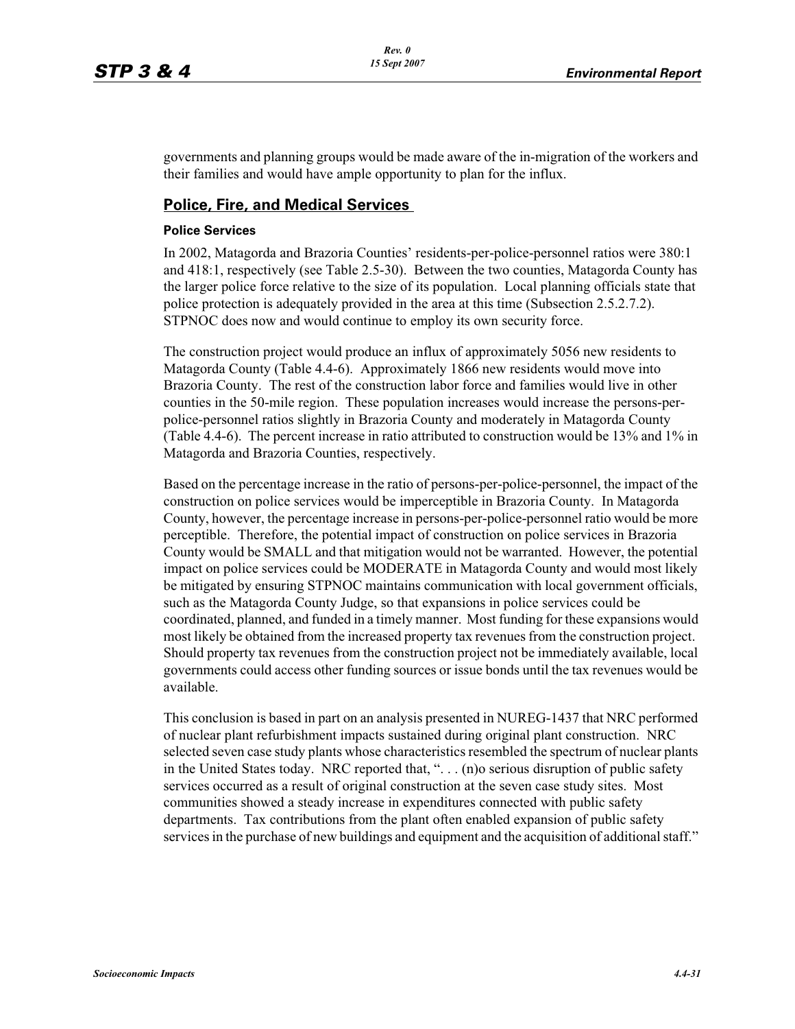governments and planning groups would be made aware of the in-migration of the workers and their families and would have ample opportunity to plan for the influx.

## Police, Fire, and Medical Services

### Police Services

In 2002, Matagorda and Brazoria Counties' residents-per-police-personnel ratios were 380:1 and 418:1, respectively (see Table 2.5-30). Between the two counties, Matagorda County has the larger police force relative to the size of its population. Local planning officials state that police protection is adequately provided in the area at this time (Subsection 2.5.2.7.2). STPNOC does now and would continue to employ its own security force.

The construction project would produce an influx of approximately 5056 new residents to Matagorda County (Table 4.4-6). Approximately 1866 new residents would move into Brazoria County. The rest of the construction labor force and families would live in other counties in the 50-mile region. These population increases would increase the persons-per-police-personnel ratios slightly in Brazoria County and moderately in Matagorda County (Table 4.4-6). The percent increase in ratio attributed to construction would be 13% and 1% in Matagorda and Brazoria Counties, respectively.

Based on the percentage increase in the ratio of persons-per-police-personnel, the impact of the construction on police services would be imperceptible in Brazoria County. In Matagorda County, however, the percentage increase in persons-per-police-personnel ratio would be more perceptible. Therefore, the potential impact of construction on police services in Brazoria County would be SMALL and that mitigation would not be warranted. However, the potential impact on police services could be MODERATE in Matagorda County and would most likely be mitigated by ensuring STPNOC maintains communication with local government officials, such as the Matagorda County Judge, so that expansions in police services could be coordinated, planned, and funded in a timely manner. Most funding for these expansions would most likely be obtained from the increased property tax revenues from the construction project. Should property tax revenues from the construction project not be immediately available, local governments could access other funding sources or issue bonds until the tax revenues would be available.

This conclusion is based in part on an analysis presented in NUREG-1437 that NRC performed of nuclear plant refurbishment impacts sustained during original plant construction. NRC selected seven case study plants whose characteristics resembled the spectrum of nuclear plants in the United States today. NRC reported that, ". . . (n)o serious disruption of public safety services occurred as a result of original construction at the seven case study sites. Most communities showed a steady increase in expenditures connected with public safety departments. Tax contributions from the plant often enabled expansion of public safety services in the purchase of new buildings and equipment and the acquisition of additional staff."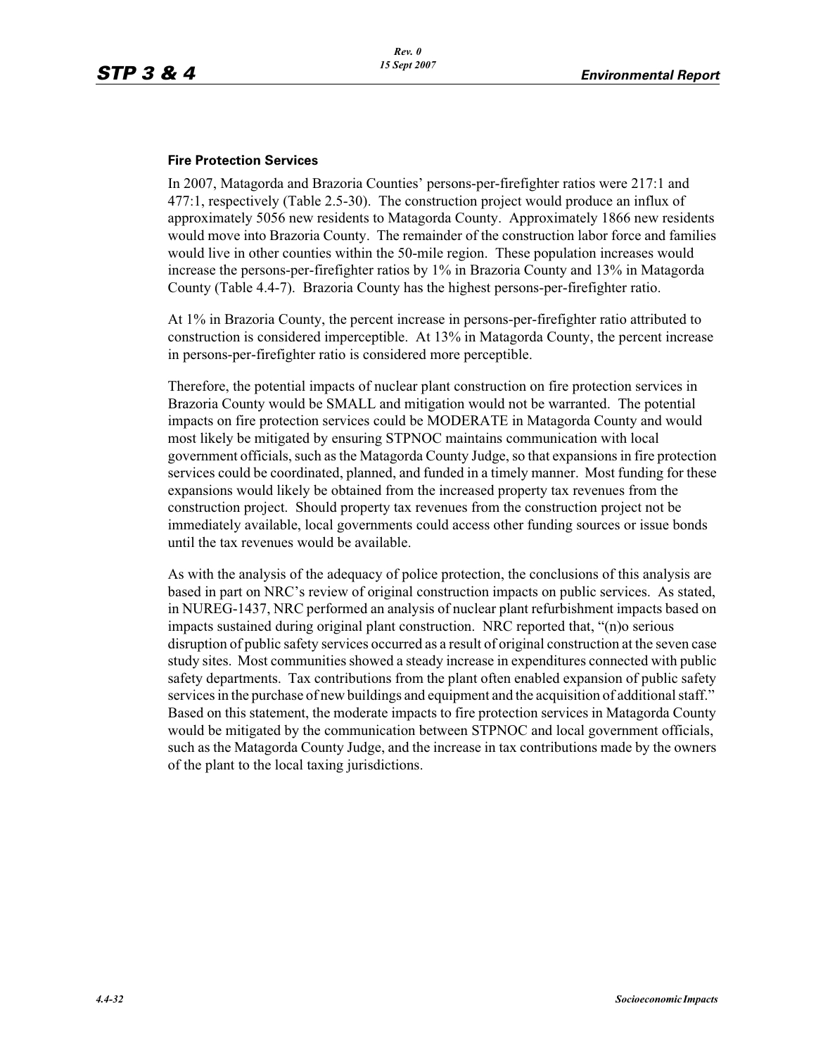#### Fire Protection Services

In 2007, Matagorda and Brazoria Counties' persons-per-firefighter ratios were 217:1 and 477:1, respectively (Table 2.5-30). The construction project would produce an influx of approximately 5056 new residents to Matagorda County. Approximately 1866 new residents would move into Brazoria County. The remainder of the construction labor force and families would live in other counties within the 50-mile region. These population increases would increase the persons-per-firefighter ratios by 1% in Brazoria County and 13% in Matagorda County (Table 4.4-7). Brazoria County has the highest persons-per-firefighter ratio.

At 1% in Brazoria County, the percent increase in persons-per-firefighter ratio attributed to construction is considered imperceptible. At 13% in Matagorda County, the percent increase in persons-per-firefighter ratio is considered more perceptible.

Therefore, the potential impacts of nuclear plant construction on fire protection services in Brazoria County would be SMALL and mitigation would not be warranted. The potential impacts on fire protection services could be MODERATE in Matagorda County and would most likely be mitigated by ensuring STPNOC maintains communication with local government officials, such as the Matagorda County Judge, so that expansions in fire protection services could be coordinated, planned, and funded in a timely manner. Most funding for these expansions would likely be obtained from the increased property tax revenues from the construction project. Should property tax revenues from the construction project not be immediately available, local governments could access other funding sources or issue bonds until the tax revenues would be available.

As with the analysis of the adequacy of police protection, the conclusions of this analysis are based in part on NRC's review of original construction impacts on public services. As stated, in NUREG-1437, NRC performed an analysis of nuclear plant refurbishment impacts based on impacts sustained during original plant construction. NRC reported that, "(n)o serious disruption of public safety services occurred as a result of original construction at the seven case study sites. Most communities showed a steady increase in expenditures connected with public safety departments. Tax contributions from the plant often enabled expansion of public safety services in the purchase of new buildings and equipment and the acquisition of additional staff." Based on this statement, the moderate impacts to fire protection services in Matagorda County would be mitigated by the communication between STPNOC and local government officials, such as the Matagorda County Judge, and the increase in tax contributions made by the owners of the plant to the local taxing jurisdictions.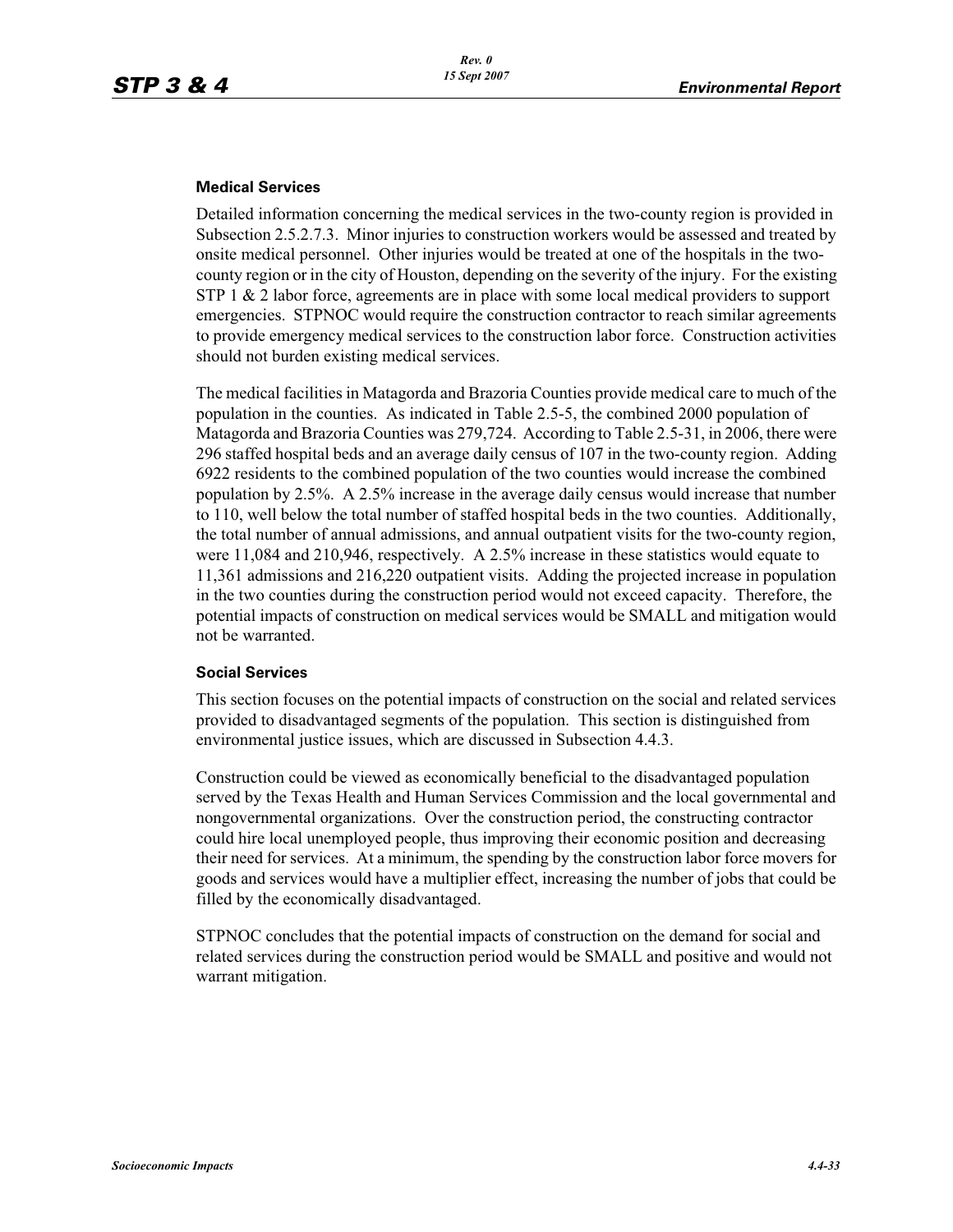#### Medical Services

Detailed information concerning the medical services in the two-county region is provided in Subsection 2.5.2.7.3. Minor injuries to construction workers would be assessed and treated by onsite medical personnel. Other injuries would be treated at one of the hospitals in the two-county region or in the city of Houston, depending on the severity of the injury. For the existing STP 1 & 2 labor force, agreements are in place with some local medical providers to support emergencies. STPNOC would require the construction contractor to reach similar agreements to provide emergency medical services to the construction labor force. Construction activities should not burden existing medical services.

The medical facilities in Matagorda and Brazoria Counties provide medical care to much of the population in the counties. As indicated in Table 2.5-5, the combined 2000 population of Matagorda and Brazoria Counties was 279,724. According to Table 2.5-31, in 2006, there were 296 staffed hospital beds and an average daily census of 107 in the two-county region. Adding 6922 residents to the combined population of the two counties would increase the combined population by 2.5%. A 2.5% increase in the average daily census would increase that number to 110, well below the total number of staffed hospital beds in the two counties. Additionally, the total number of annual admissions, and annual outpatient visits for the two-county region, were 11,084 and 210,946, respectively. A 2.5% increase in these statistics would equate to 11,361 admissions and 216,220 outpatient visits. Adding the projected increase in population in the two counties during the construction period would not exceed capacity. Therefore, the potential impacts of construction on medical services would be SMALL and mitigation would not be warranted.

#### Social Services

This section focuses on the potential impacts of construction on the social and related services provided to disadvantaged segments of the population. This section is distinguished from environmental justice issues, which are discussed in Subsection 4.4.3.

Construction could be viewed as economically beneficial to the disadvantaged population served by the Texas Health and Human Services Commission and the local governmental and nongovernmental organizations. Over the construction period, the constructing contractor could hire local unemployed people, thus improving their economic position and decreasing their need for services. At a minimum, the spending by the construction labor force movers for goods and services would have a multiplier effect, increasing the number of jobs that could be filled by the economically disadvantaged.

STPNOC concludes that the potential impacts of construction on the demand for social and related services during the construction period would be SMALL and positive and would not warrant mitigation.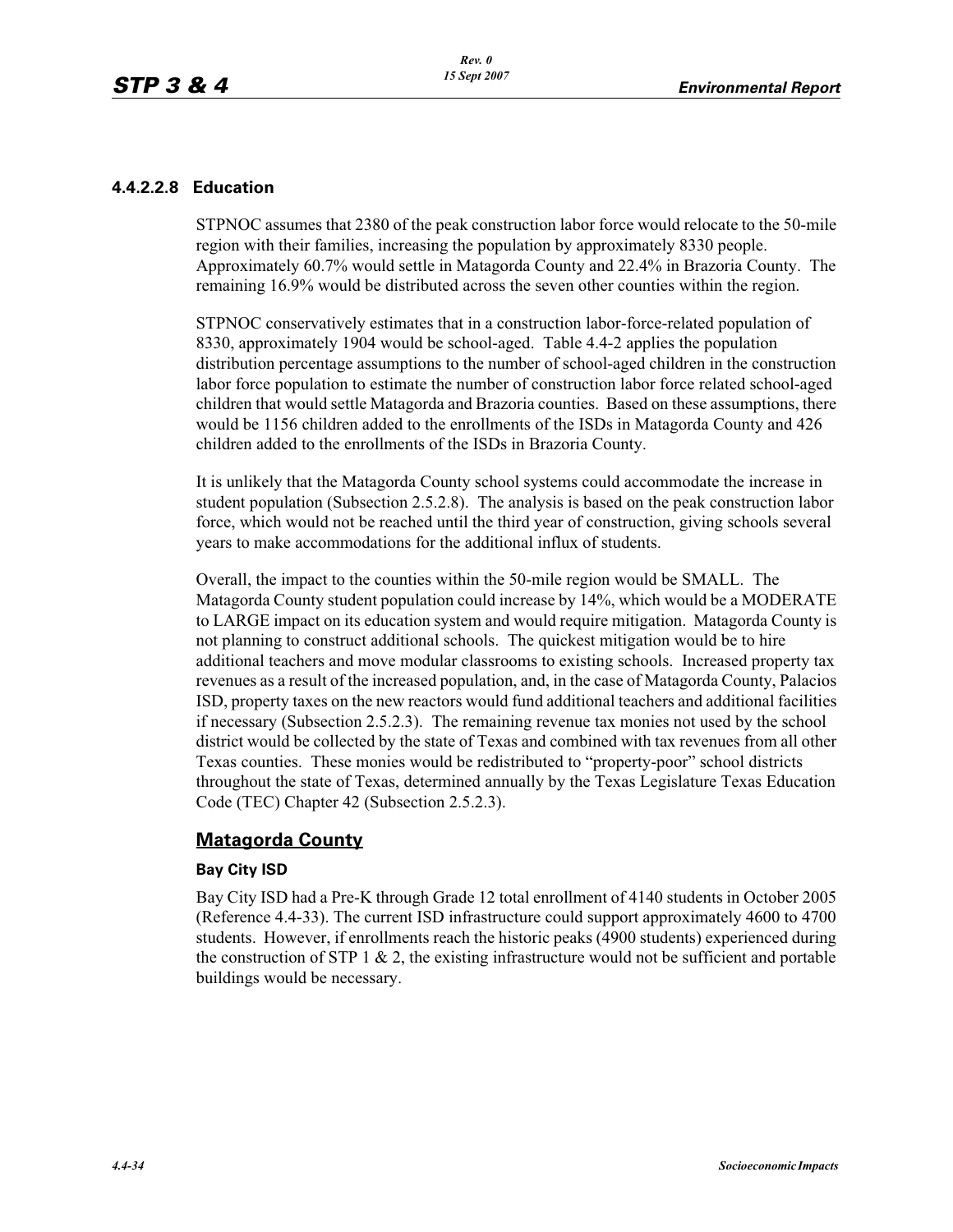#### 4.4.2.2.8 Education

STPNOC assumes that 2380 of the peak construction labor force would relocate to the 50-mile region with their families, increasing the population by approximately 8330 people. Approximately 60.7% would settle in Matagorda County and 22.4% in Brazoria County. The remaining 16.9% would be distributed across the seven other counties within the region.

STPNOC conservatively estimates that in a construction labor-force-related population of 8330, approximately 1904 would be school-aged. Table 4.4-2 applies the population distribution percentage assumptions to the number of school-aged children in the construction labor force population to estimate the number of construction labor force related school-aged children that would settle Matagorda and Brazoria counties. Based on these assumptions, there would be 1156 children added to the enrollments of the ISDs in Matagorda County and 426 children added to the enrollments of the ISDs in Brazoria County.

It is unlikely that the Matagorda County school systems could accommodate the increase in student population (Subsection 2.5.2.8). The analysis is based on the peak construction labor force, which would not be reached until the third year of construction, giving schools several years to make accommodations for the additional influx of students.

Overall, the impact to the counties within the 50-mile region would be SMALL. The Matagorda County student population could increase by 14%, which would be a MODERATE to LARGE impact on its education system and would require mitigation. Matagorda County is not planning to construct additional schools. The quickest mitigation would be to hire additional teachers and move modular classrooms to existing schools. Increased property tax revenues as a result of the increased population, and, in the case of Matagorda County, Palacios ISD, property taxes on the new reactors would fund additional teachers and additional facilities if necessary (Subsection 2.5.2.3). The remaining revenue tax monies not used by the school district would be collected by the state of Texas and combined with tax revenues from all other Texas counties. These monies would be redistributed to "property-poor" school districts throughout the state of Texas, determined annually by the Texas Legislature Texas Education Code (TEC) Chapter 42 (Subsection 2.5.2.3).

## Matagorda County

### Bay City ISD

Bay City ISD had a Pre-K through Grade 12 total enrollment of 4140 students in October 2005 (Reference 4.4-33). The current ISD infrastructure could support approximately 4600 to 4700 students. However, if enrollments reach the historic peaks (4900 students) experienced during the construction of STP 1 & 2, the existing infrastructure would not be sufficient and portable buildings would be necessary.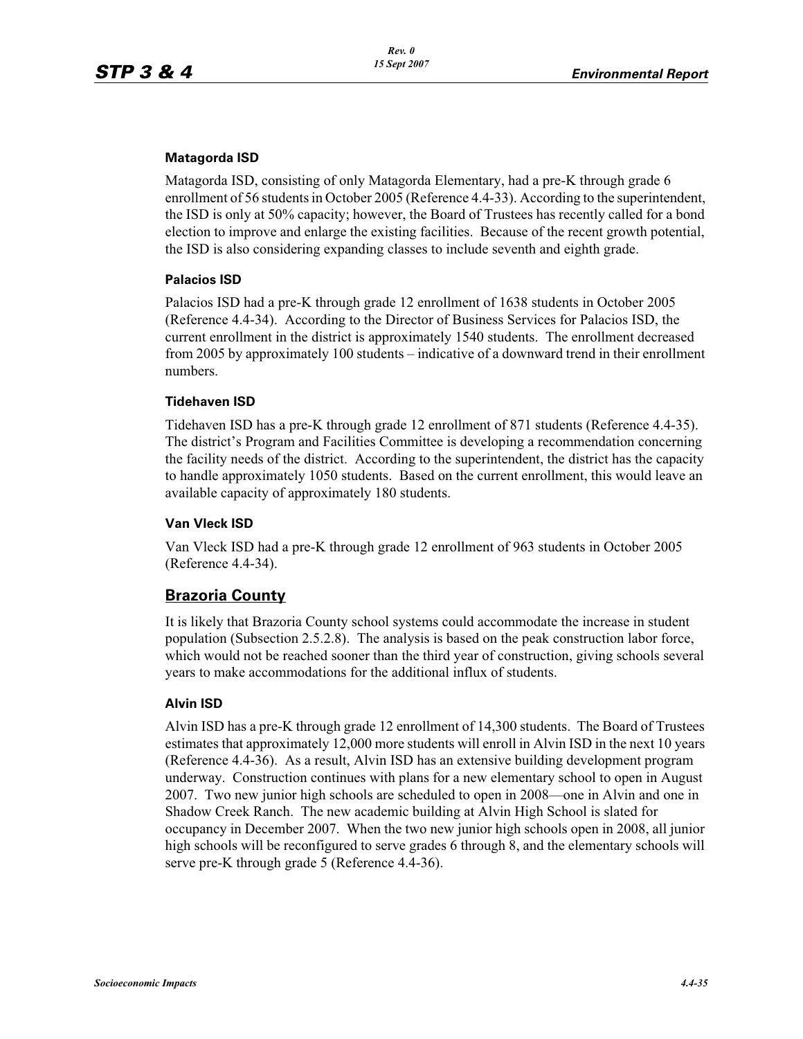#### Matagorda ISD

Matagorda ISD, consisting of only Matagorda Elementary, had a pre-K through grade 6 enrollment of 56 students in October 2005 (Reference 4.4-33). According to the superintendent, the ISD is only at 50% capacity; however, the Board of Trustees has recently called for a bond election to improve and enlarge the existing facilities. Because of the recent growth potential, the ISD is also considering expanding classes to include seventh and eighth grade.

#### Palacios ISD

Palacios ISD had a pre-K through grade 12 enrollment of 1638 students in October 2005 (Reference 4.4-34). According to the Director of Business Services for Palacios ISD, the current enrollment in the district is approximately 1540 students. The enrollment decreased from 2005 by approximately 100 students – indicative of a downward trend in their enrollment numbers.

#### Tidehaven ISD

Tidehaven ISD has a pre-K through grade 12 enrollment of 871 students (Reference 4.4-35). The district's Program and Facilities Committee is developing a recommendation concerning the facility needs of the district. According to the superintendent, the district has the capacity to handle approximately 1050 students. Based on the current enrollment, this would leave an available capacity of approximately 180 students.

#### Van Vleck ISD

Van Vleck ISD had a pre-K through grade 12 enrollment of 963 students in October 2005 (Reference 4.4-34).

### Brazoria County

It is likely that Brazoria County school systems could accommodate the increase in student population (Subsection 2.5.2.8). The analysis is based on the peak construction labor force, which would not be reached sooner than the third year of construction, giving schools several years to make accommodations for the additional influx of students.

#### Alvin ISD

Alvin ISD has a pre-K through grade 12 enrollment of 14,300 students. The Board of Trustees estimates that approximately 12,000 more students will enroll in Alvin ISD in the next 10 years (Reference 4.4-36). As a result, Alvin ISD has an extensive building development program underway. Construction continues with plans for a new elementary school to open in August 2007. Two new junior high schools are scheduled to open in 2008—one in Alvin and one in Shadow Creek Ranch. The new academic building at Alvin High School is slated for occupancy in December 2007. When the two new junior high schools open in 2008, all junior high schools will be reconfigured to serve grades 6 through 8, and the elementary schools will serve pre-K through grade 5 (Reference 4.4-36).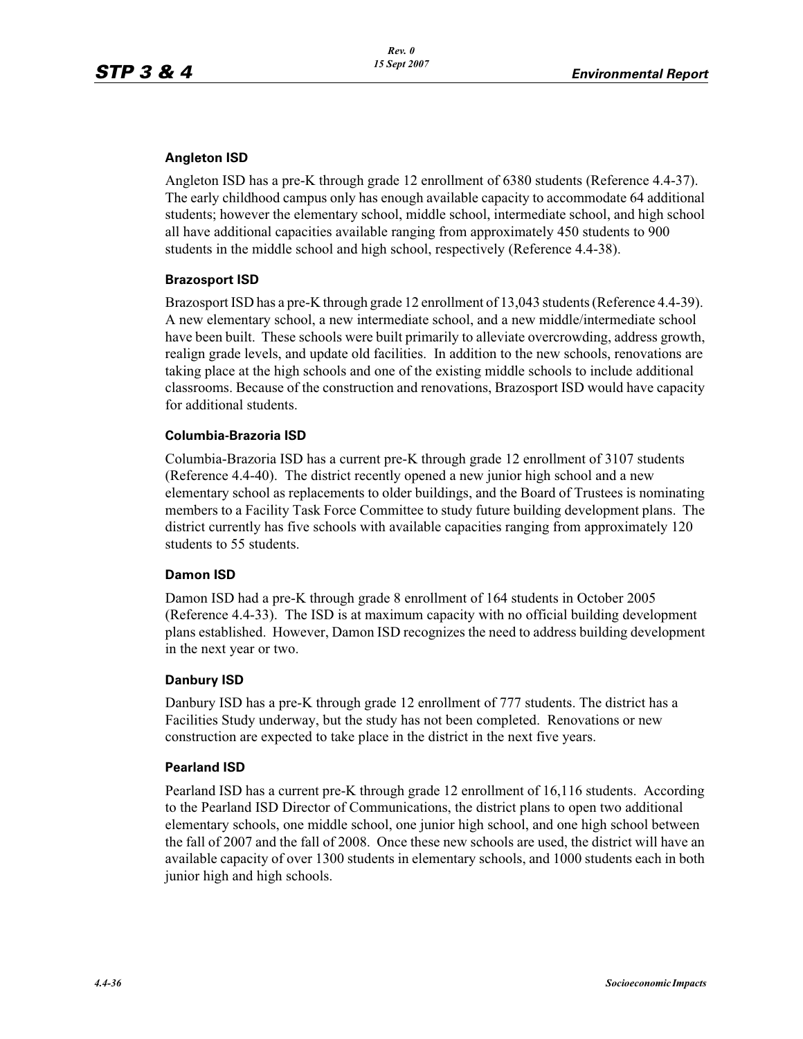### Angleton ISD

Angleton ISD has a pre-K through grade 12 enrollment of 6380 students (Reference 4.4-37). The early childhood campus only has enough available capacity to accommodate 64 additional students; however the elementary school, middle school, intermediate school, and high school all have additional capacities available ranging from approximately 450 students to 900 students in the middle school and high school, respectively (Reference 4.4-38).

### Brazosport ISD

Brazosport ISD has a pre-K through grade 12 enrollment of 13,043 students (Reference 4.4-39). A new elementary school, a new intermediate school, and a new middle/intermediate school have been built. These schools were built primarily to alleviate overcrowding, address growth, realign grade levels, and update old facilities. In addition to the new schools, renovations are taking place at the high schools and one of the existing middle schools to include additional classrooms. Because of the construction and renovations, Brazosport ISD would have capacity for additional students.

### Columbia-Brazoria ISD

Columbia-Brazoria ISD has a current pre-K through grade 12 enrollment of 3107 students (Reference 4.4-40). The district recently opened a new junior high school and a new elementary school as replacements to older buildings, and the Board of Trustees is nominating members to a Facility Task Force Committee to study future building development plans. The district currently has five schools with available capacities ranging from approximately 120 students to 55 students.

### Damon ISD

Damon ISD had a pre-K through grade 8 enrollment of 164 students in October 2005 (Reference 4.4-33). The ISD is at maximum capacity with no official building development plans established. However, Damon ISD recognizes the need to address building development in the next year or two.

### Danbury ISD

Danbury ISD has a pre-K through grade 12 enrollment of 777 students. The district has a Facilities Study underway, but the study has not been completed. Renovations or new construction are expected to take place in the district in the next five years.

### Pearland ISD

Pearland ISD has a current pre-K through grade 12 enrollment of 16,116 students. According to the Pearland ISD Director of Communications, the district plans to open two additional elementary schools, one middle school, one junior high school, and one high school between the fall of 2007 and the fall of 2008. Once these new schools are used, the district will have an available capacity of over 1300 students in elementary schools, and 1000 students each in both junior high and high schools.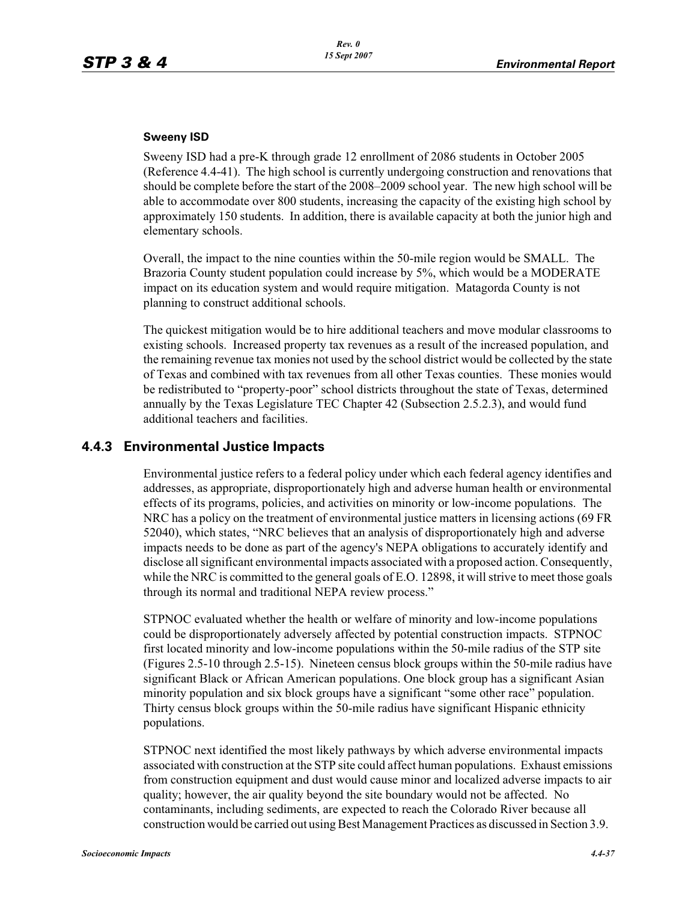#### Sweeny ISD

Sweeny ISD had a pre-K through grade 12 enrollment of 2086 students in October 2005 (Reference 4.4-41). The high school is currently undergoing construction and renovations that should be complete before the start of the 2008–2009 school year. The new high school will be able to accommodate over 800 students, increasing the capacity of the existing high school by approximately 150 students. In addition, there is available capacity at both the junior high and elementary schools.

Overall, the impact to the nine counties within the 50-mile region would be SMALL. The Brazoria County student population could increase by 5%, which would be a MODERATE impact on its education system and would require mitigation. Matagorda County is not planning to construct additional schools.

The quickest mitigation would be to hire additional teachers and move modular classrooms to existing schools. Increased property tax revenues as a result of the increased population, and the remaining revenue tax monies not used by the school district would be collected by the state of Texas and combined with tax revenues from all other Texas counties. These monies would be redistributed to "property-poor" school districts throughout the state of Texas, determined annually by the Texas Legislature TEC Chapter 42 (Subsection 2.5.2.3), and would fund additional teachers and facilities.

### 4.4.3 Environmental Justice Impacts

Environmental justice refers to a federal policy under which each federal agency identifies and addresses, as appropriate, disproportionately high and adverse human health or environmental effects of its programs, policies, and activities on minority or low-income populations. The NRC has a policy on the treatment of environmental justice matters in licensing actions (69 FR 52040), which states, "NRC believes that an analysis of disproportionately high and adverse impacts needs to be done as part of the agency's NEPA obligations to accurately identify and disclose all significant environmental impacts associated with a proposed action. Consequently, while the NRC is committed to the general goals of E.O. 12898, it will strive to meet those goals through its normal and traditional NEPA review process."

STPNOC evaluated whether the health or welfare of minority and low-income populations could be disproportionately adversely affected by potential construction impacts. STPNOC first located minority and low-income populations within the 50-mile radius of the STP site (Figures 2.5-10 through 2.5-15). Nineteen census block groups within the 50-mile radius have significant Black or African American populations. One block group has a significant Asian minority population and six block groups have a significant "some other race" population. Thirty census block groups within the 50-mile radius have significant Hispanic ethnicity populations.

STPNOC next identified the most likely pathways by which adverse environmental impacts associated with construction at the STP site could affect human populations. Exhaust emissions from construction equipment and dust would cause minor and localized adverse impacts to air quality; however, the air quality beyond the site boundary would not be affected. No contaminants, including sediments, are expected to reach the Colorado River because all construction would be carried out using Best Management Practices as discussed in Section 3.9.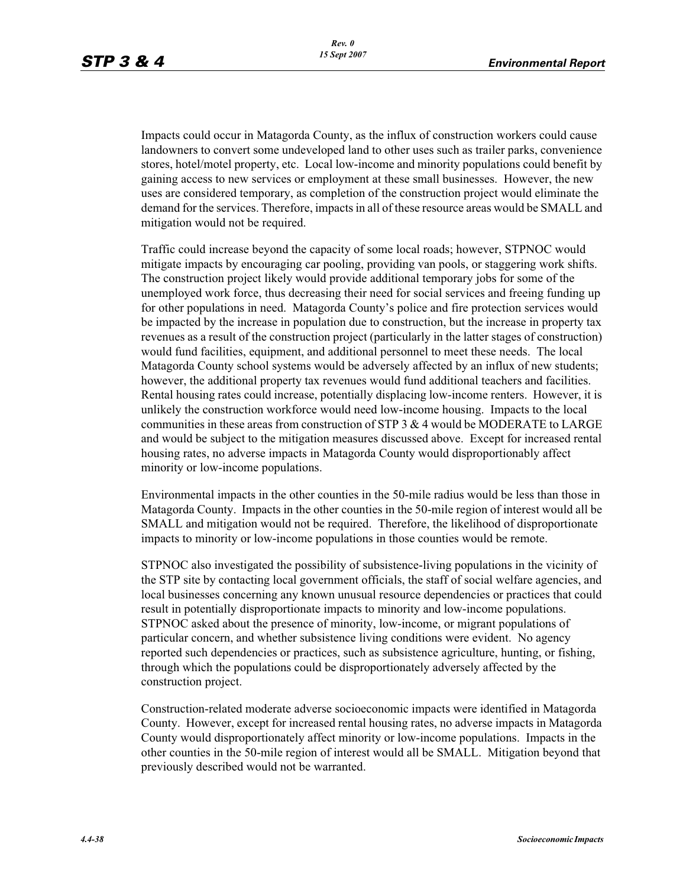Impacts could occur in Matagorda County, as the influx of construction workers could cause landowners to convert some undeveloped land to other uses such as trailer parks, convenience stores, hotel/motel property, etc. Local low-income and minority populations could benefit by gaining access to new services or employment at these small businesses. However, the new uses are considered temporary, as completion of the construction project would eliminate the demand for the services. Therefore, impacts in all of these resource areas would be SMALL and mitigation would not be required.

Traffic could increase beyond the capacity of some local roads; however, STPNOC would mitigate impacts by encouraging car pooling, providing van pools, or staggering work shifts. The construction project likely would provide additional temporary jobs for some of the unemployed work force, thus decreasing their need for social services and freeing funding up for other populations in need. Matagorda County's police and fire protection services would be impacted by the increase in population due to construction, but the increase in property tax revenues as a result of the construction project (particularly in the latter stages of construction) would fund facilities, equipment, and additional personnel to meet these needs. The local Matagorda County school systems would be adversely affected by an influx of new students; however, the additional property tax revenues would fund additional teachers and facilities. Rental housing rates could increase, potentially displacing low-income renters. However, it is unlikely the construction workforce would need low-income housing. Impacts to the local communities in these areas from construction of STP 3 & 4 would be MODERATE to LARGE and would be subject to the mitigation measures discussed above. Except for increased rental housing rates, no adverse impacts in Matagorda County would disproportionably affect minority or low-income populations.

Environmental impacts in the other counties in the 50-mile radius would be less than those in Matagorda County. Impacts in the other counties in the 50-mile region of interest would all be SMALL and mitigation would not be required. Therefore, the likelihood of disproportionate impacts to minority or low-income populations in those counties would be remote.

STPNOC also investigated the possibility of subsistence-living populations in the vicinity of the STP site by contacting local government officials, the staff of social welfare agencies, and local businesses concerning any known unusual resource dependencies or practices that could result in potentially disproportionate impacts to minority and low-income populations. STPNOC asked about the presence of minority, low-income, or migrant populations of particular concern, and whether subsistence living conditions were evident. No agency reported such dependencies or practices, such as subsistence agriculture, hunting, or fishing, through which the populations could be disproportionately adversely affected by the construction project.

Construction-related moderate adverse socioeconomic impacts were identified in Matagorda County. However, except for increased rental housing rates, no adverse impacts in Matagorda County would disproportionately affect minority or low-income populations. Impacts in the other counties in the 50-mile region of interest would all be SMALL. Mitigation beyond that previously described would not be warranted.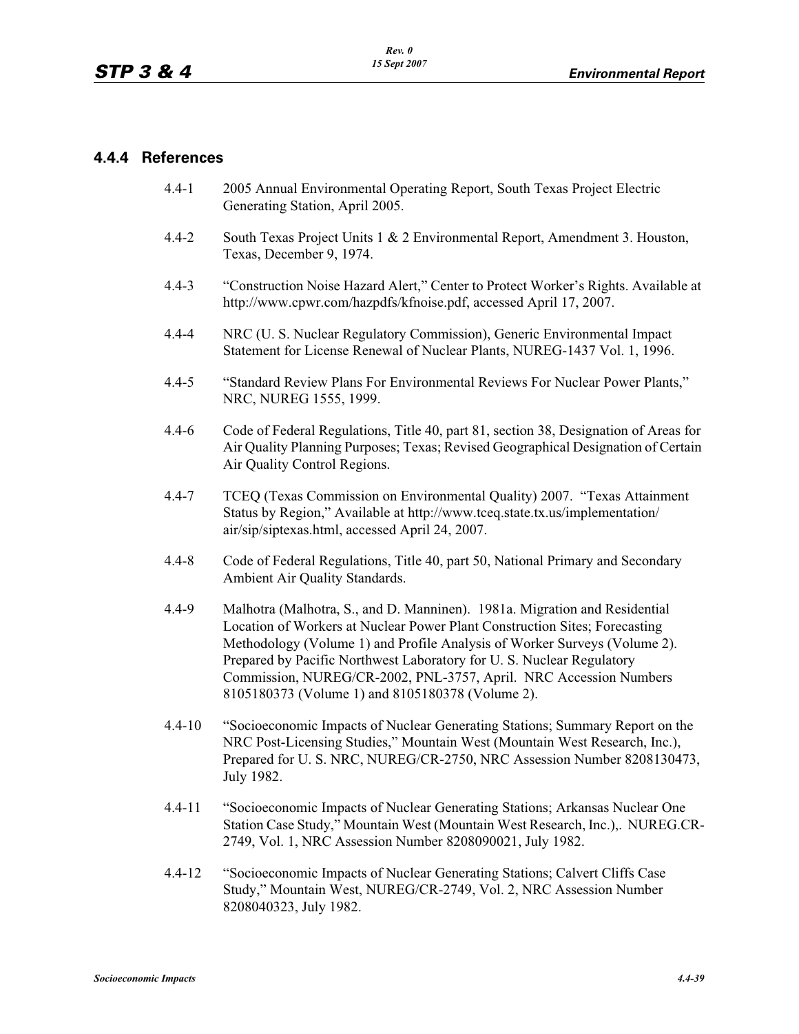### 4.4.4 References

4.4-1 2005 Annual Environmental Operating Report, South Texas Project Electric Generating Station, April 2005.

4.4-2 South Texas Project Units 1 & 2 Environmental Report, Amendment 3. Houston, Texas, December 9, 1974.

4.4-3 "Construction Noise Hazard Alert," Center to Protect Worker's Rights. Available at http://www.cpwr.com/hazpdfs/kfnoise.pdf, accessed April 17, 2007.

4.4-4 NRC (U. S. Nuclear Regulatory Commission), Generic Environmental Impact Statement for License Renewal of Nuclear Plants, NUREG-1437 Vol. 1, 1996.

4.4-5 "Standard Review Plans For Environmental Reviews For Nuclear Power Plants," NRC, NUREG 1555, 1999.

4.4-6 Code of Federal Regulations, Title 40, part 81, section 38, Designation of Areas for Air Quality Planning Purposes; Texas; Revised Geographical Designation of Certain Air Quality Control Regions.

4.4-7 TCEQ (Texas Commission on Environmental Quality) 2007. "Texas Attainment Status by Region," Available at http://www.tceq.state.tx.us/implementation/air/sip/siptexas.html, accessed April 24, 2007.

4.4-8 Code of Federal Regulations, Title 40, part 50, National Primary and Secondary Ambient Air Quality Standards.

4.4-9 Malhotra (Malhotra, S., and D. Manninen). 1981a. Migration and Residential Location of Workers at Nuclear Power Plant Construction Sites; Forecasting Methodology (Volume 1) and Profile Analysis of Worker Surveys (Volume 2). Prepared by Pacific Northwest Laboratory for U. S. Nuclear Regulatory Commission, NUREG/CR-2002, PNL-3757, April. NRC Accession Numbers 8105180373 (Volume 1) and 8105180378 (Volume 2).

4.4-10 "Socioeconomic Impacts of Nuclear Generating Stations; Summary Report on the NRC Post-Licensing Studies," Mountain West (Mountain West Research, Inc.), Prepared for U. S. NRC, NUREG/CR-2750, NRC Assession Number 8208130473, July 1982.

4.4-11 "Socioeconomic Impacts of Nuclear Generating Stations; Arkansas Nuclear One Station Case Study," Mountain West (Mountain West Research, Inc.),. NUREG.CR-2749, Vol. 1, NRC Assession Number 8208090021, July 1982.

4.4-12 "Socioeconomic Impacts of Nuclear Generating Stations; Calvert Cliffs Case Study," Mountain West, NUREG/CR-2749, Vol. 2, NRC Assession Number 8208040323, July 1982.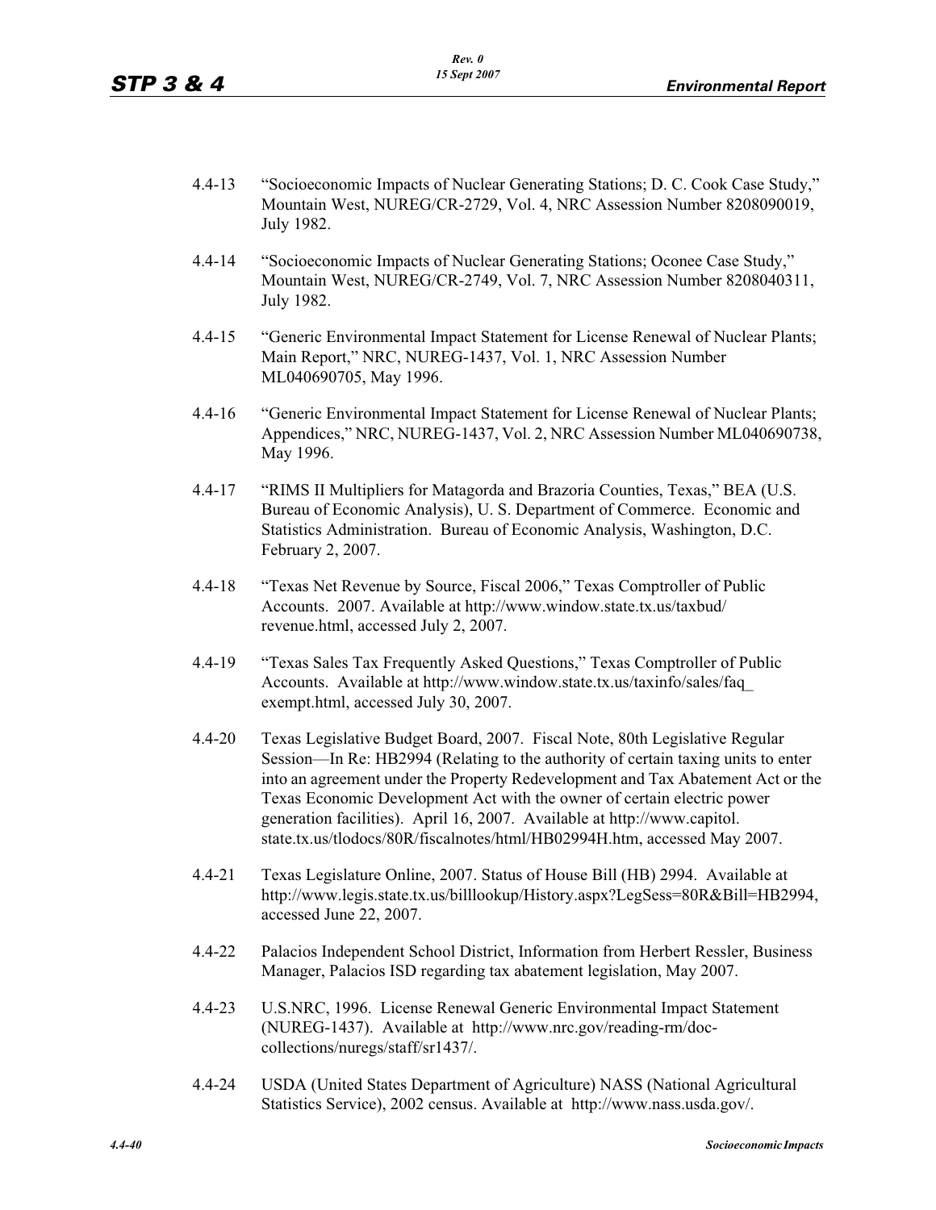4.4-13 "Socioeconomic Impacts of Nuclear Generating Stations; D. C. Cook Case Study," Mountain West, NUREG/CR-2729, Vol. 4, NRC Assession Number 8208090019, July 1982.

4.4-14 "Socioeconomic Impacts of Nuclear Generating Stations; Oconee Case Study," Mountain West, NUREG/CR-2749, Vol. 7, NRC Assession Number 8208040311, July 1982.

4.4-15 "Generic Environmental Impact Statement for License Renewal of Nuclear Plants; Main Report," NRC, NUREG-1437, Vol. 1, NRC Assession Number ML040690705, May 1996.

4.4-16 "Generic Environmental Impact Statement for License Renewal of Nuclear Plants; Appendices," NRC, NUREG-1437, Vol. 2, NRC Assession Number ML040690738, May 1996.

4.4-17 "RIMS II Multipliers for Matagorda and Brazoria Counties, Texas," BEA (U.S. Bureau of Economic Analysis), U. S. Department of Commerce. Economic and Statistics Administration. Bureau of Economic Analysis, Washington, D.C. February 2, 2007.

4.4-18 "Texas Net Revenue by Source, Fiscal 2006," Texas Comptroller of Public Accounts. 2007. Available at http://www.window.state.tx.us/taxbud/revenue.html, accessed July 2, 2007.

4.4-19 "Texas Sales Tax Frequently Asked Questions," Texas Comptroller of Public Accounts. Available at http://www.window.state.tx.us/taxinfo/sales/faq_exempt.html, accessed July 30, 2007.

4.4-20 Texas Legislative Budget Board, 2007. Fiscal Note, 80th Legislative Regular Session—In Re: HB2994 (Relating to the authority of certain taxing units to enter into an agreement under the Property Redevelopment and Tax Abatement Act or the Texas Economic Development Act with the owner of certain electric power generation facilities). April 16, 2007. Available at http://www.capitol.state.tx.us/tlodocs/80R/fiscalnotes/html/HB02994H.htm, accessed May 2007.

4.4-21 Texas Legislature Online, 2007. Status of House Bill (HB) 2994. Available at http://www.legis.state.tx.us/billlookup/History.aspx?LegSess=80R&Bill=HB2994, accessed June 22, 2007.

4.4-22 Palacios Independent School District, Information from Herbert Ressler, Business Manager, Palacios ISD regarding tax abatement legislation, May 2007.

4.4-23 U.S.NRC, 1996. License Renewal Generic Environmental Impact Statement (NUREG-1437). Available at http://www.nrc.gov/reading-rm/doc-collections/nuregs/staff/sr1437/.

4.4-24 USDA (United States Department of Agriculture) NASS (National Agricultural Statistics Service), 2002 census. Available at http://www.nass.usda.gov/.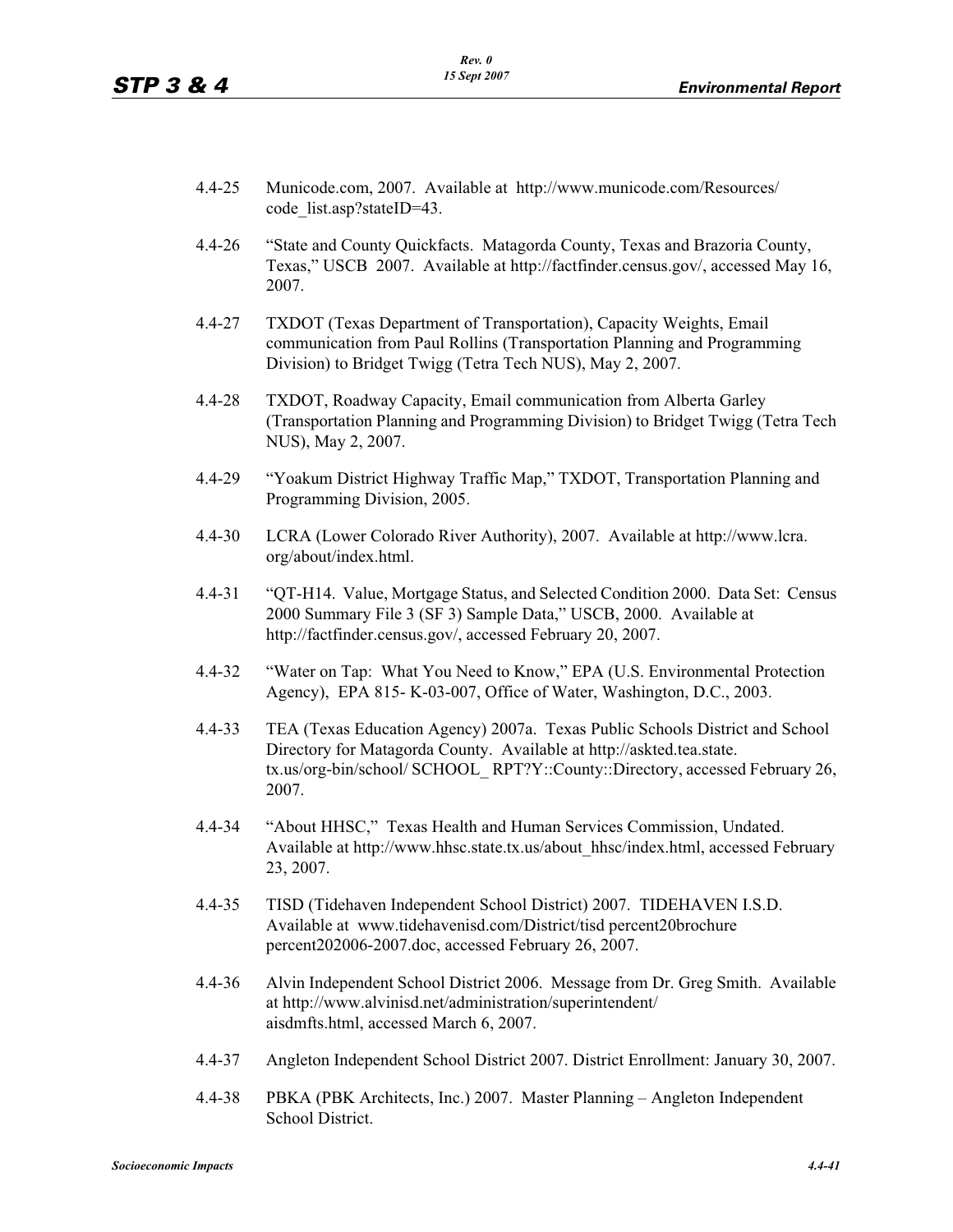4.4-25 Municode.com, 2007. Available at http://www.municode.com/Resources/code_list.asp?stateID=43.

4.4-26 "State and County Quickfacts. Matagorda County, Texas and Brazoria County, Texas," USCB 2007. Available at http://factfinder.census.gov/, accessed May 16, 2007.

4.4-27 TXDOT (Texas Department of Transportation), Capacity Weights, Email communication from Paul Rollins (Transportation Planning and Programming Division) to Bridget Twigg (Tetra Tech NUS), May 2, 2007.

4.4-28 TXDOT, Roadway Capacity, Email communication from Alberta Garley (Transportation Planning and Programming Division) to Bridget Twigg (Tetra Tech NUS), May 2, 2007.

4.4-29 "Yoakum District Highway Traffic Map," TXDOT, Transportation Planning and Programming Division, 2005.

4.4-30 LCRA (Lower Colorado River Authority), 2007. Available at http://www.lcra.org/about/index.html.

4.4-31 "QT-H14. Value, Mortgage Status, and Selected Condition 2000. Data Set: Census 2000 Summary File 3 (SF 3) Sample Data," USCB, 2000. Available at http://factfinder.census.gov/, accessed February 20, 2007.

4.4-32 "Water on Tap: What You Need to Know," EPA (U.S. Environmental Protection Agency), EPA 815- K-03-007, Office of Water, Washington, D.C., 2003.

4.4-33 TEA (Texas Education Agency) 2007a. Texas Public Schools District and School Directory for Matagorda County. Available at http://askted.tea.state.tx.us/org-bin/school/ SCHOOL_ RPT?Y::County::Directory, accessed February 26, 2007.

4.4-34 "About HHSC," Texas Health and Human Services Commission, Undated. Available at http://www.hhsc.state.tx.us/about_hhsc/index.html, accessed February 23, 2007.

4.4-35 TISD (Tidehaven Independent School District) 2007. TIDEHAVEN I.S.D. Available at www.tidehavenisd.com/District/tisd percent20brochure percent202006-2007.doc, accessed February 26, 2007.

4.4-36 Alvin Independent School District 2006. Message from Dr. Greg Smith. Available at http://www.alvinisd.net/administration/superintendent/aisdmfts.html, accessed March 6, 2007.

4.4-37 Angleton Independent School District 2007. District Enrollment: January 30, 2007.

4.4-38 PBKA (PBK Architects, Inc.) 2007. Master Planning – Angleton Independent School District.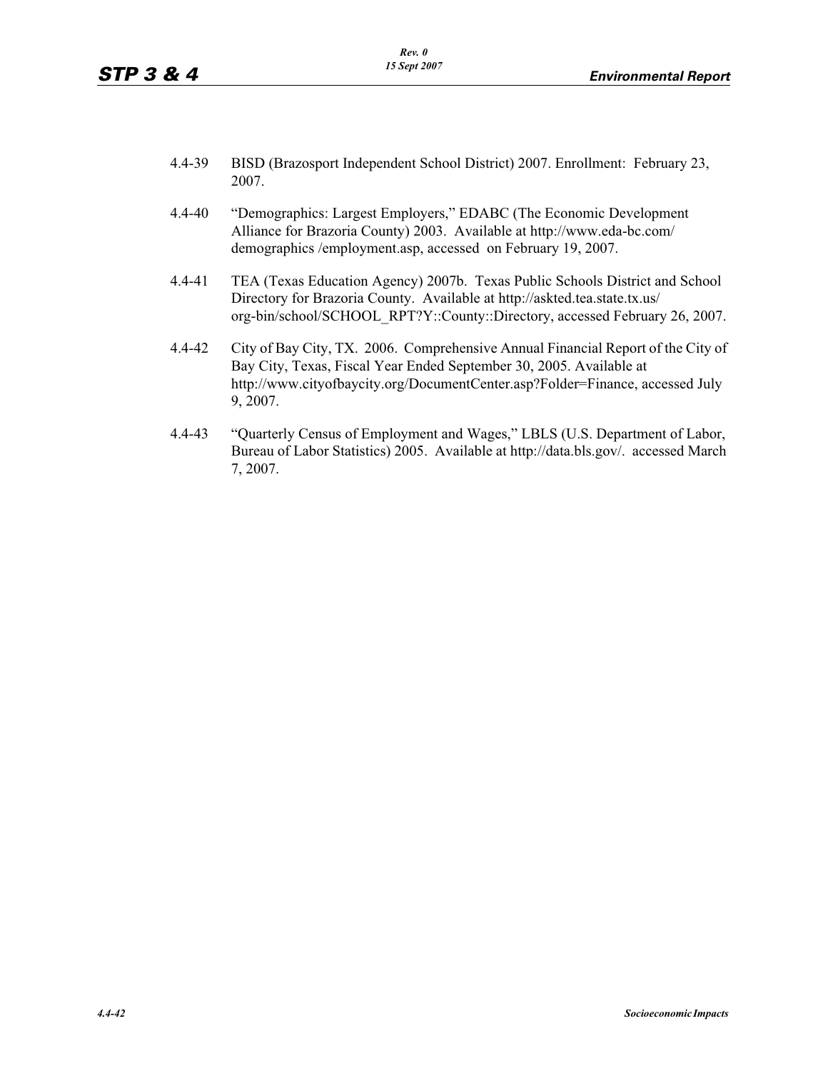4.4-39 BISD (Brazosport Independent School District) 2007. Enrollment: February 23, 2007.

4.4-40 "Demographics: Largest Employers," EDABC (The Economic Development Alliance for Brazoria County) 2003. Available at http://www.eda-bc.com/demographics /employment.asp, accessed on February 19, 2007.

4.4-41 TEA (Texas Education Agency) 2007b. Texas Public Schools District and School Directory for Brazoria County. Available at http://askted.tea.state.tx.us/org-bin/school/SCHOOL_RPT?Y::County::Directory, accessed February 26, 2007.

4.4-42 City of Bay City, TX. 2006. Comprehensive Annual Financial Report of the City of Bay City, Texas, Fiscal Year Ended September 30, 2005. Available at http://www.cityofbaycity.org/DocumentCenter.asp?Folder=Finance, accessed July 9, 2007.

4.4-43 "Quarterly Census of Employment and Wages," LBLS (U.S. Department of Labor, Bureau of Labor Statistics) 2005. Available at http://data.bls.gov/. accessed March 7, 2007.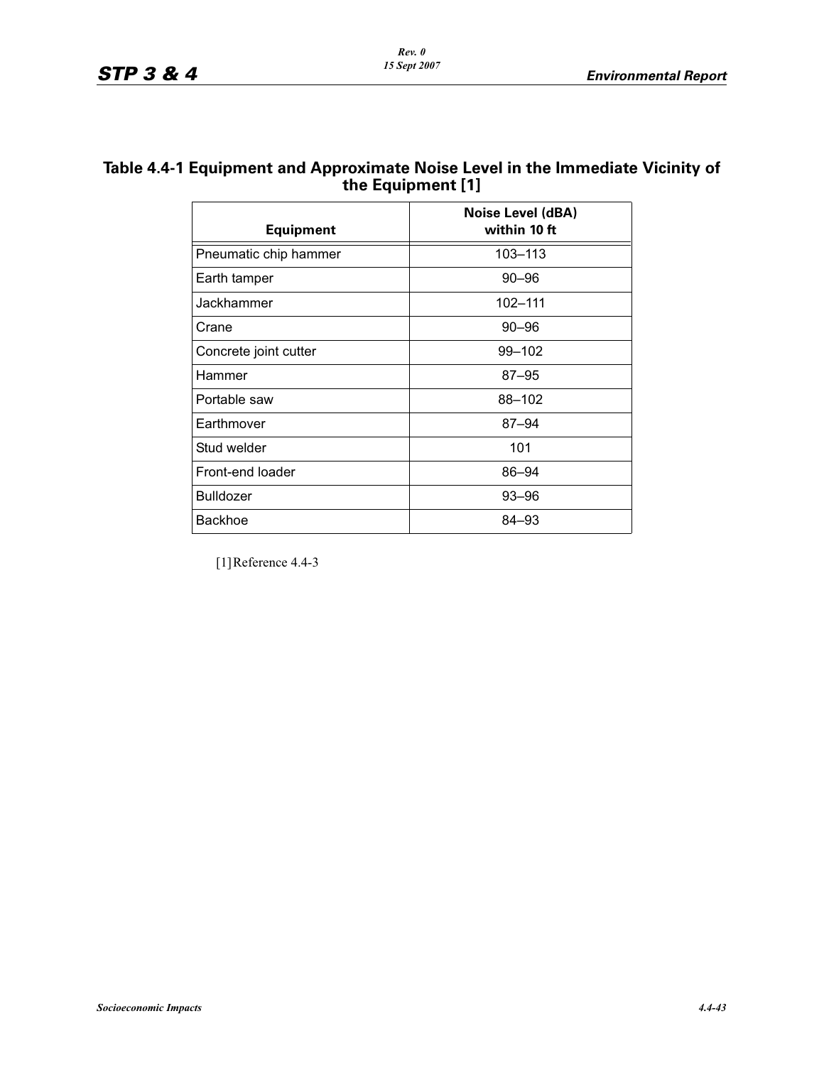## Table 4.4-1 Equipment and Approximate Noise Level in the Immediate Vicinity of the Equipment [1]

| Equipment | Noise Level (dBA) within 10 ft |
|---|---|
| Pneumatic chip hammer | 103–113 |
| Earth tamper | 90–96 |
| Jackhammer | 102–111 |
| Crane | 90–96 |
| Concrete joint cutter | 99–102 |
| Hammer | 87–95 |
| Portable saw | 88–102 |
| Earthmover | 87–94 |
| Stud welder | 101 |
| Front-end loader | 86–94 |
| Bulldozer | 93–96 |
| Backhoe | 84–93 |

[1] Reference 4.4-3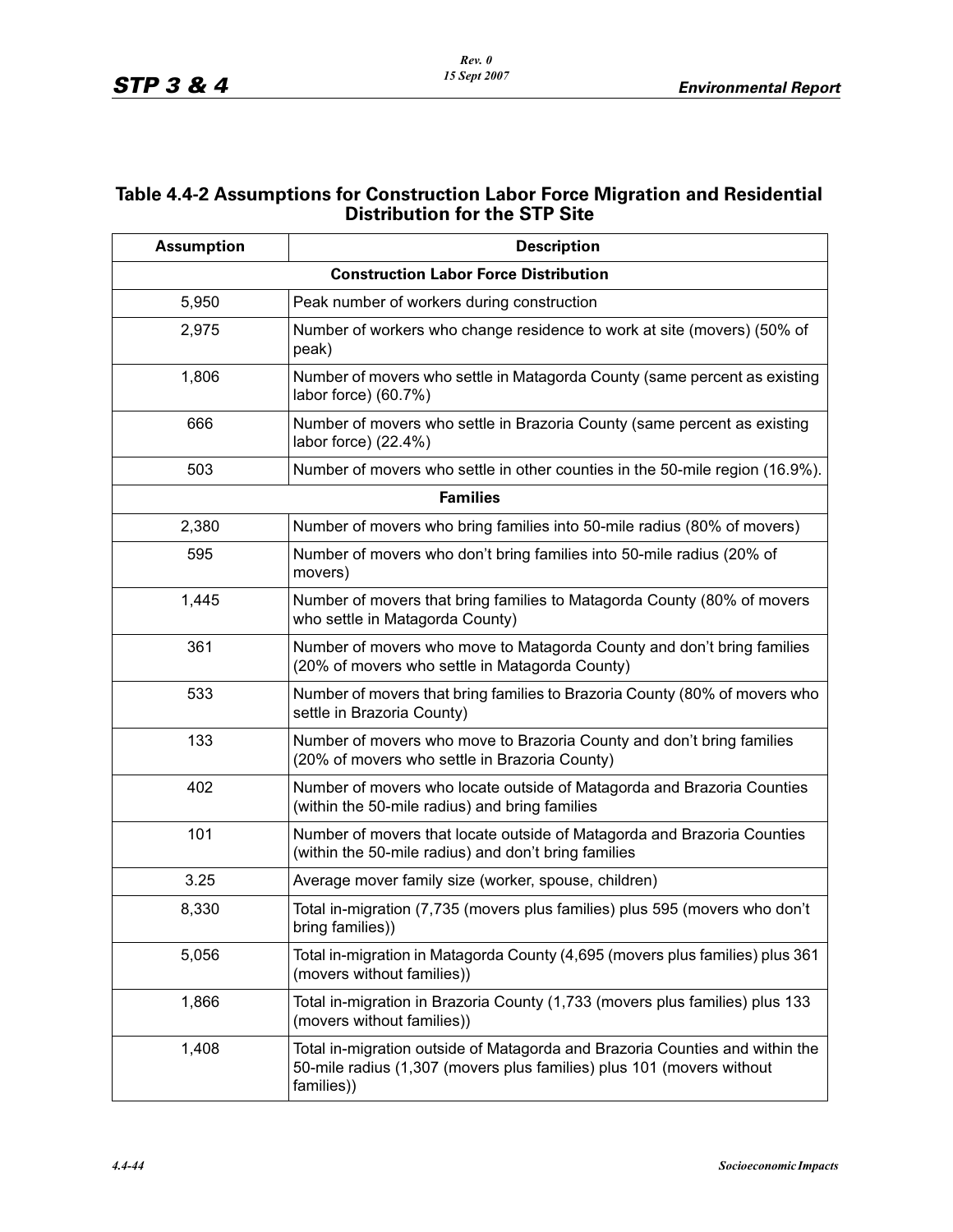## Table 4.4-2 Assumptions for Construction Labor Force Migration and Residential Distribution for the STP Site

| Assumption | Description |
|---|---|
| **Construction Labor Force Distribution** | |
| 5,950 | Peak number of workers during construction |
| 2,975 | Number of workers who change residence to work at site (movers) (50% of peak) |
| 1,806 | Number of movers who settle in Matagorda County (same percent as existing labor force) (60.7%) |
| 666 | Number of movers who settle in Brazoria County (same percent as existing labor force) (22.4%) |
| 503 | Number of movers who settle in other counties in the 50-mile region (16.9%). |
| **Families** | |
| 2,380 | Number of movers who bring families into 50-mile radius (80% of movers) |
| 595 | Number of movers who don't bring families into 50-mile radius (20% of movers) |
| 1,445 | Number of movers that bring families to Matagorda County (80% of movers who settle in Matagorda County) |
| 361 | Number of movers who move to Matagorda County and don't bring families (20% of movers who settle in Matagorda County) |
| 533 | Number of movers that bring families to Brazoria County (80% of movers who settle in Brazoria County) |
| 133 | Number of movers who move to Brazoria County and don't bring families (20% of movers who settle in Brazoria County) |
| 402 | Number of movers who locate outside of Matagorda and Brazoria Counties (within the 50-mile radius) and bring families |
| 101 | Number of movers that locate outside of Matagorda and Brazoria Counties (within the 50-mile radius) and don't bring families |
| 3.25 | Average mover family size (worker, spouse, children) |
| 8,330 | Total in-migration (7,735 (movers plus families) plus 595 (movers who don't bring families)) |
| 5,056 | Total in-migration in Matagorda County (4,695 (movers plus families) plus 361 (movers without families)) |
| 1,866 | Total in-migration in Brazoria County (1,733 (movers plus families) plus 133 (movers without families)) |
| 1,408 | Total in-migration outside of Matagorda and Brazoria Counties and within the 50-mile radius (1,307 (movers plus families) plus 101 (movers without families)) |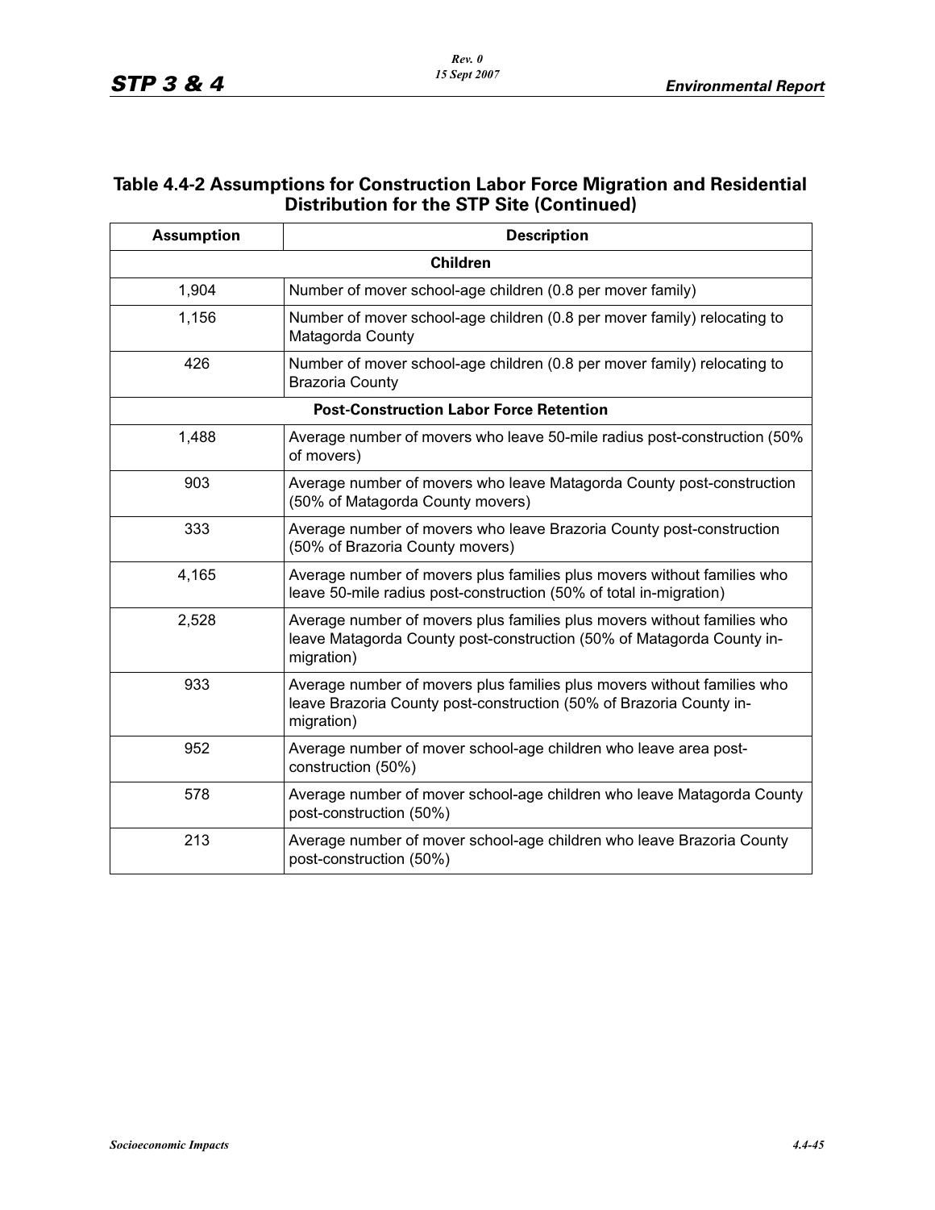## Table 4.4-2 Assumptions for Construction Labor Force Migration and Residential Distribution for the STP Site (Continued)

| Assumption | Description |
|---|---|
| **Children** | |
| 1,904 | Number of mover school-age children (0.8 per mover family) |
| 1,156 | Number of mover school-age children (0.8 per mover family) relocating to Matagorda County |
| 426 | Number of mover school-age children (0.8 per mover family) relocating to Brazoria County |
| **Post-Construction Labor Force Retention** | |
| 1,488 | Average number of movers who leave 50-mile radius post-construction (50% of movers) |
| 903 | Average number of movers who leave Matagorda County post-construction (50% of Matagorda County movers) |
| 333 | Average number of movers who leave Brazoria County post-construction (50% of Brazoria County movers) |
| 4,165 | Average number of movers plus families plus movers without families who leave 50-mile radius post-construction (50% of total in-migration) |
| 2,528 | Average number of movers plus families plus movers without families who leave Matagorda County post-construction (50% of Matagorda County in-migration) |
| 933 | Average number of movers plus families plus movers without families who leave Brazoria County post-construction (50% of Brazoria County in-migration) |
| 952 | Average number of mover school-age children who leave area post-construction (50%) |
| 578 | Average number of mover school-age children who leave Matagorda County post-construction (50%) |
| 213 | Average number of mover school-age children who leave Brazoria County post-construction (50%) |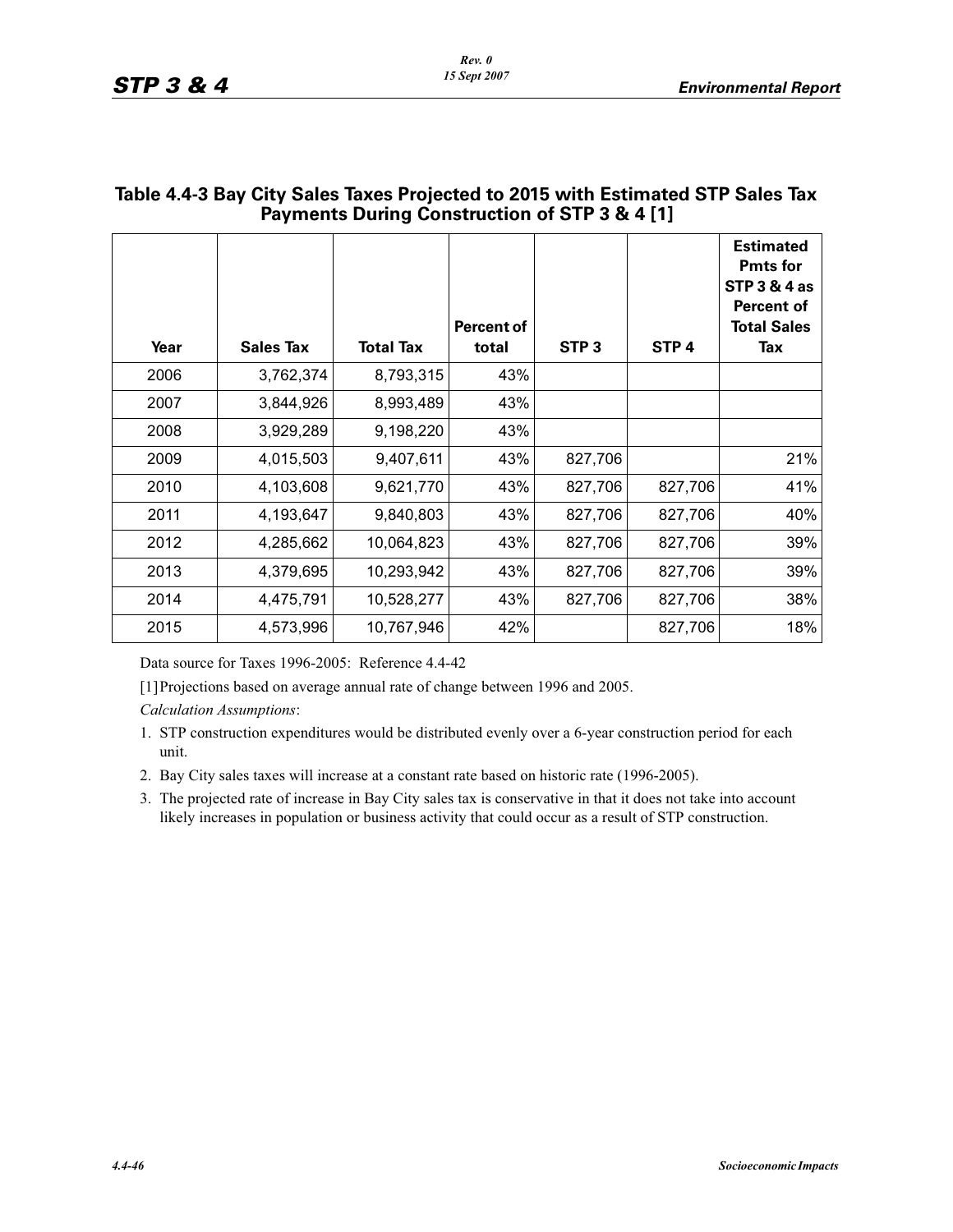## Table 4.4-3 Bay City Sales Taxes Projected to 2015 with Estimated STP Sales Tax Payments During Construction of STP 3 & 4 [1]

| Year | Sales Tax | Total Tax | Percent of total | STP 3 | STP 4 | Estimated Pmts for STP 3 & 4 as Percent of Total Sales Tax |
|---|---|---|---|---|---|---|
| 2006 | 3,762,374 | 8,793,315 | 43% | | | |
| 2007 | 3,844,926 | 8,993,489 | 43% | | | |
| 2008 | 3,929,289 | 9,198,220 | 43% | | | |
| 2009 | 4,015,503 | 9,407,611 | 43% | 827,706 | | 21% |
| 2010 | 4,103,608 | 9,621,770 | 43% | 827,706 | 827,706 | 41% |
| 2011 | 4,193,647 | 9,840,803 | 43% | 827,706 | 827,706 | 40% |
| 2012 | 4,285,662 | 10,064,823 | 43% | 827,706 | 827,706 | 39% |
| 2013 | 4,379,695 | 10,293,942 | 43% | 827,706 | 827,706 | 39% |
| 2014 | 4,475,791 | 10,528,277 | 43% | 827,706 | 827,706 | 38% |
| 2015 | 4,573,996 | 10,767,946 | 42% | | 827,706 | 18% |

Data source for Taxes 1996-2005: Reference 4.4-42

[1] Projections based on average annual rate of change between 1996 and 2005.

*Calculation Assumptions*:

1. STP construction expenditures would be distributed evenly over a 6-year construction period for each unit.
2. Bay City sales taxes will increase at a constant rate based on historic rate (1996-2005).
3. The projected rate of increase in Bay City sales tax is conservative in that it does not take into account likely increases in population or business activity that could occur as a result of STP construction.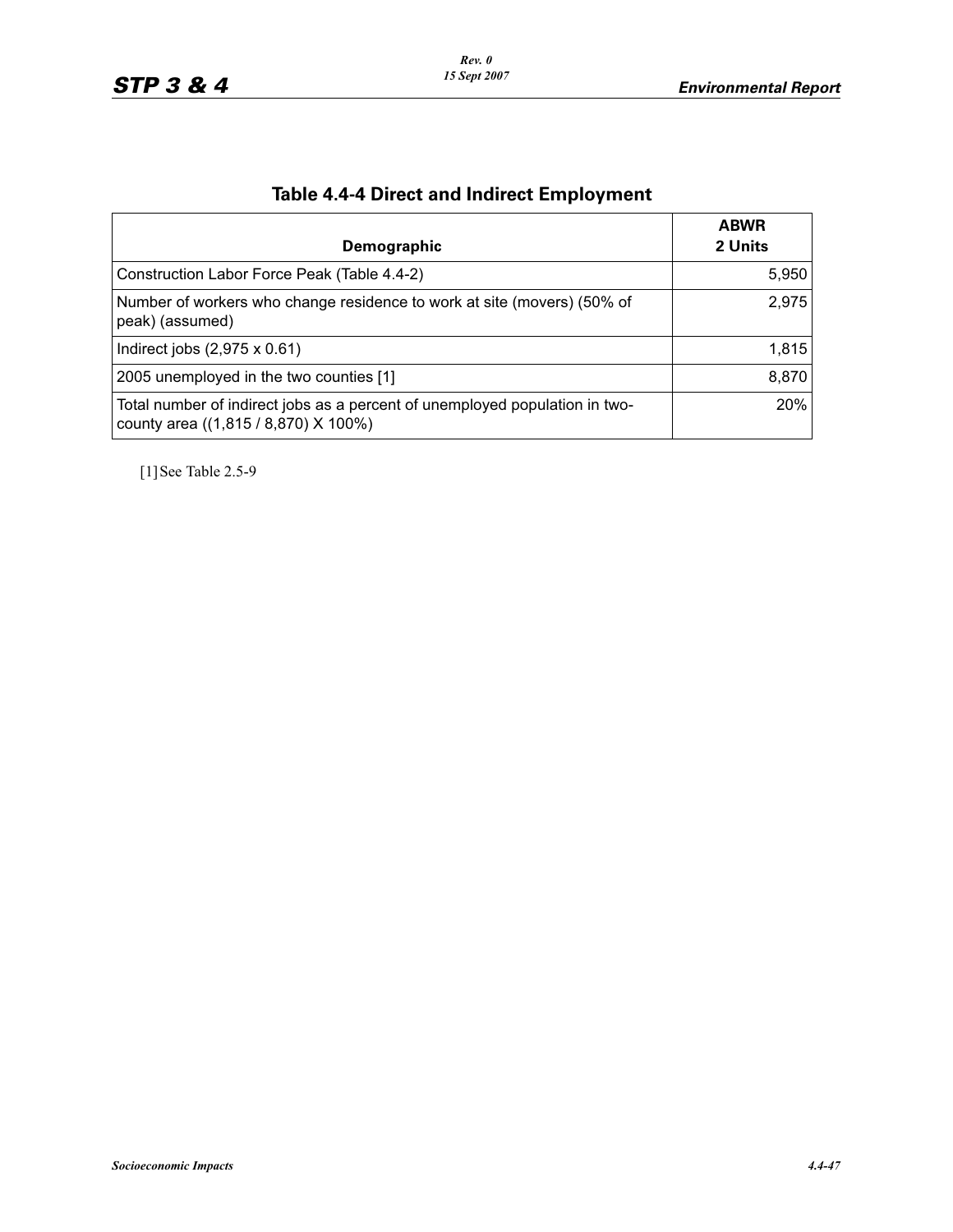## Table 4.4-4 Direct and Indirect Employment

| Demographic | ABWR 2 Units |
|---|---|
| Construction Labor Force Peak (Table 4.4-2) | 5,950 |
| Number of workers who change residence to work at site (movers) (50% of peak) (assumed) | 2,975 |
| Indirect jobs (2,975 x 0.61) | 1,815 |
| 2005 unemployed in the two counties [1] | 8,870 |
| Total number of indirect jobs as a percent of unemployed population in two-county area ((1,815 / 8,870) X 100%) | 20% |

[1] See Table 2.5-9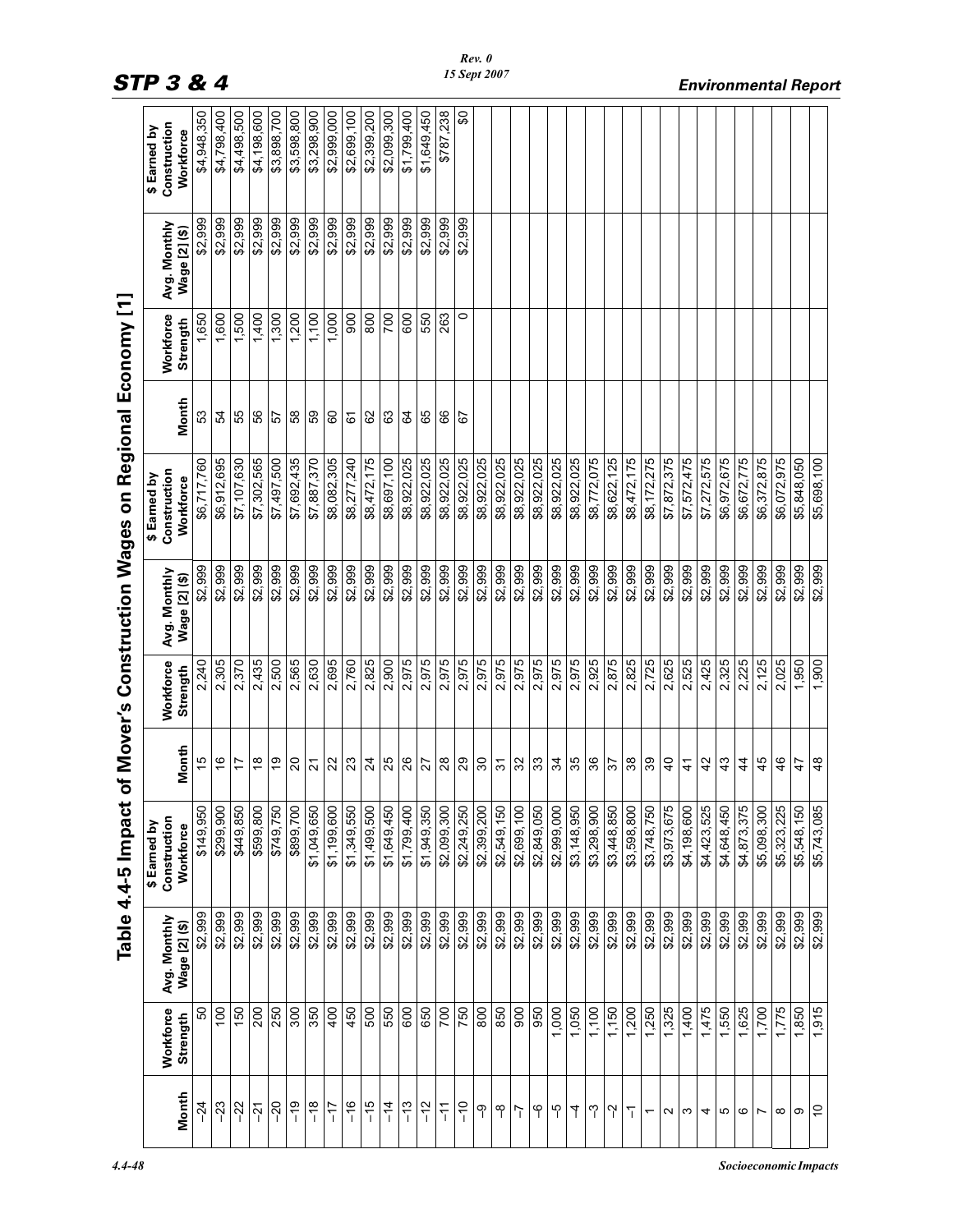# Table 4.4-5 Impact of Mover's Construction Wages on Regional Economy [1]

| Month | Workforce Strength | Avg. Monthly Wage [2] ($) | $ Earned by Construction Workforce | Month | Workforce Strength | Avg. Monthly Wage [2] ($) | $ Earned by Construction Workforce | Month | Workforce Strength | Avg. Monthly Wage [2] ($) | $ Earned by Construction Workforce |
|---|---|---|---|---|---|---|---|---|---|---|---|
| –24 | 50 | $2,999 | $149,950 | 15 | 2,240 | $2,999 | $6,717,760 | 53 | 1,650 | $2,999 | $4,948,350 |
| –23 | 100 | $2,999 | $299,900 | 16 | 2,305 | $2,999 | $6,912,695 | 54 | 1,600 | $2,999 | $4,798,400 |
| –22 | 150 | $2,999 | $449,850 | 17 | 2,370 | $2,999 | $7,107,630 | 55 | 1,500 | $2,999 | $4,498,500 |
| –21 | 200 | $2,999 | $599,800 | 18 | 2,435 | $2,999 | $7,302,565 | 56 | 1,400 | $2,999 | $4,198,600 |
| –20 | 250 | $2,999 | $749,750 | 19 | 2,500 | $2,999 | $7,497,500 | 57 | 1,300 | $2,999 | $3,898,700 |
| –19 | 300 | $2,999 | $899,700 | 20 | 2,565 | $2,999 | $7,692,435 | 58 | 1,200 | $2,999 | $3,598,800 |
| –18 | 350 | $2,999 | $1,049,650 | 21 | 2,630 | $2,999 | $7,887,370 | 59 | 1,100 | $2,999 | $3,298,900 |
| –17 | 400 | $2,999 | $1,199,600 | 22 | 2,695 | $2,999 | $8,082,305 | 60 | 1,000 | $2,999 | $2,999,000 |
| –16 | 450 | $2,999 | $1,349,550 | 23 | 2,760 | $2,999 | $8,277,240 | 61 | 900 | $2,999 | $2,699,100 |
| –15 | 500 | $2,999 | $1,499,500 | 24 | 2,825 | $2,999 | $8,472,175 | 62 | 800 | $2,999 | $2,399,200 |
| –14 | 550 | $2,999 | $1,649,450 | 25 | 2,900 | $2,999 | $8,697,100 | 63 | 700 | $2,999 | $2,099,300 |
| –13 | 600 | $2,999 | $1,799,400 | 26 | 2,975 | $2,999 | $8,922,025 | 64 | 600 | $2,999 | $1,799,400 |
| –12 | 650 | $2,999 | $1,949,350 | 27 | 2,975 | $2,999 | $8,922,025 | 65 | 550 | $2,999 | $1,649,450 |
| –11 | 700 | $2,999 | $2,099,300 | 28 | 2,975 | $2,999 | $8,922,025 | 66 | 263 | $2,999 | $787,238 |
| –10 | 750 | $2,999 | $2,249,250 | 29 | 2,975 | $2,999 | $8,922,025 | 67 | 0 | $2,999 | $0 |
| –9 | 800 | $2,999 | $2,399,200 | 30 | 2,975 | $2,999 | $8,922,025 | | | | |
| –8 | 850 | $2,999 | $2,549,150 | 31 | 2,975 | $2,999 | $8,922,025 | | | | |
| –7 | 900 | $2,999 | $2,699,100 | 32 | 2,975 | $2,999 | $8,922,025 | | | | |
| –6 | 950 | $2,999 | $2,849,050 | 33 | 2,975 | $2,999 | $8,922,025 | | | | |
| –5 | 1,000 | $2,999 | $2,999,000 | 34 | 2,975 | $2,999 | $8,922,025 | | | | |
| –4 | 1,050 | $2,999 | $3,148,950 | 35 | 2,975 | $2,999 | $8,922,025 | | | | |
| –3 | 1,100 | $2,999 | $3,298,900 | 36 | 2,925 | $2,999 | $8,772,075 | | | | |
| –2 | 1,150 | $2,999 | $3,448,850 | 37 | 2,875 | $2,999 | $8,622,125 | | | | |
| –1 | 1,200 | $2,999 | $3,598,800 | 38 | 2,825 | $2,999 | $8,472,175 | | | | |
| 1 | 1,250 | $2,999 | $3,748,750 | 39 | 2,725 | $2,999 | $8,172,275 | | | | |
| 2 | 1,325 | $2,999 | $3,973,675 | 40 | 2,625 | $2,999 | $7,872,375 | | | | |
| 3 | 1,400 | $2,999 | $4,198,600 | 41 | 2,525 | $2,999 | $7,572,475 | | | | |
| 4 | 1,475 | $2,999 | $4,423,525 | 42 | 2,425 | $2,999 | $7,272,575 | | | | |
| 5 | 1,550 | $2,999 | $4,648,450 | 43 | 2,325 | $2,999 | $6,972,675 | | | | |
| 6 | 1,625 | $2,999 | $4,873,375 | 44 | 2,225 | $2,999 | $6,672,775 | | | | |
| 7 | 1,700 | $2,999 | $5,098,300 | 45 | 2,125 | $2,999 | $6,372,875 | | | | |
| 8 | 1,775 | $2,999 | $5,323,225 | 46 | 2,025 | $2,999 | $6,072,975 | | | | |
| 9 | 1,850 | $2,999 | $5,548,150 | 47 | 1,950 | $2,999 | $5,848,050 | | | | |
| 10 | 1,915 | $2,999 | $5,743,085 | 48 | 1,900 | $2,999 | $5,698,100 | | | | |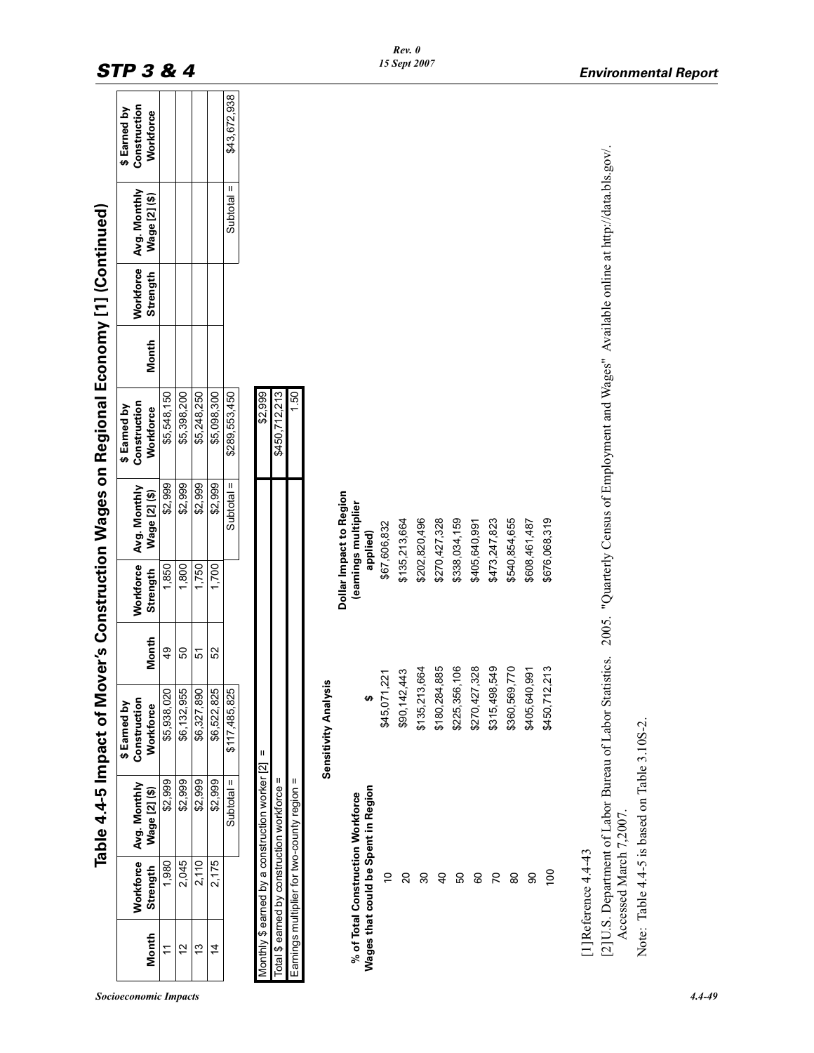## Table 4.4-5 Impact of Mover's Construction Wages on Regional Economy [1] (Continued)

| Month | Workforce Strength | Avg. Monthly Wage [2] ($) | $ Earned by Construction Workforce | Month | Workforce Strength | Avg. Monthly Wage [2] ($) | $ Earned by Construction Workforce | Month | Workforce Strength | Avg. Monthly Wage [2] ($) | $ Earned by Construction Workforce |
|---|---|---|---|---|---|---|---|---|---|---|---|
| 11 | 1,980 | $2,999 | $5,938,020 | 49 | 1,850 | $2,999 | $5,548,150 | | | | |
| 12 | 2,045 | $2,999 | $6,132,955 | 50 | 1,800 | $2,999 | $5,398,200 | | | | |
| 13 | 2,110 | $2,999 | $6,327,890 | 51 | 1,750 | $2,999 | $5,248,250 | | | | |
| 14 | 2,175 | $2,999 | $6,522,825 | 52 | 1,700 | $2,999 | $5,098,300 | | | | |
| | | Subtotal = | $117,485,825 | | | Subtotal = | $289,553,450 | | | Subtotal = | $43,672,938 |

| | |
|---|---|
| Monthly $ earned by a construction worker [2] = | $2,999 |
| Total $ earned by construction workforce = | $450,712,213 |
| Earnings multiplier for two-county region = | 1.50 |

**Sensitivity Analysis**

| % of Total Construction Workforce Wages that could be Spent in Region | $ | Dollar Impact to Region (earnings multiplier applied) |
|---|---|---|
| 10 | $45,071,221 | $67,606,832 |
| 20 | $90,142,443 | $135,213,664 |
| 30 | $135,213,664 | $202,820,496 |
| 40 | $180,284,885 | $270,427,328 |
| 50 | $225,356,106 | $338,034,159 |
| 60 | $270,427,328 | $405,640,991 |
| 70 | $315,498,549 | $473,247,823 |
| 80 | $360,569,770 | $540,854,655 |
| 90 | $405,640,991 | $608,461,487 |
| 100 | $450,712,213 | $676,068,319 |

[1] Reference 4.4-43

[2] U.S. Department of Labor Bureau of Labor Statistics. 2005. "Quarterly Census of Employment and Wages" Available online at http://data.bls.gov/. Accessed March 7,2007.

Note: Table 4.4-5 is based on Table 3.10S-2.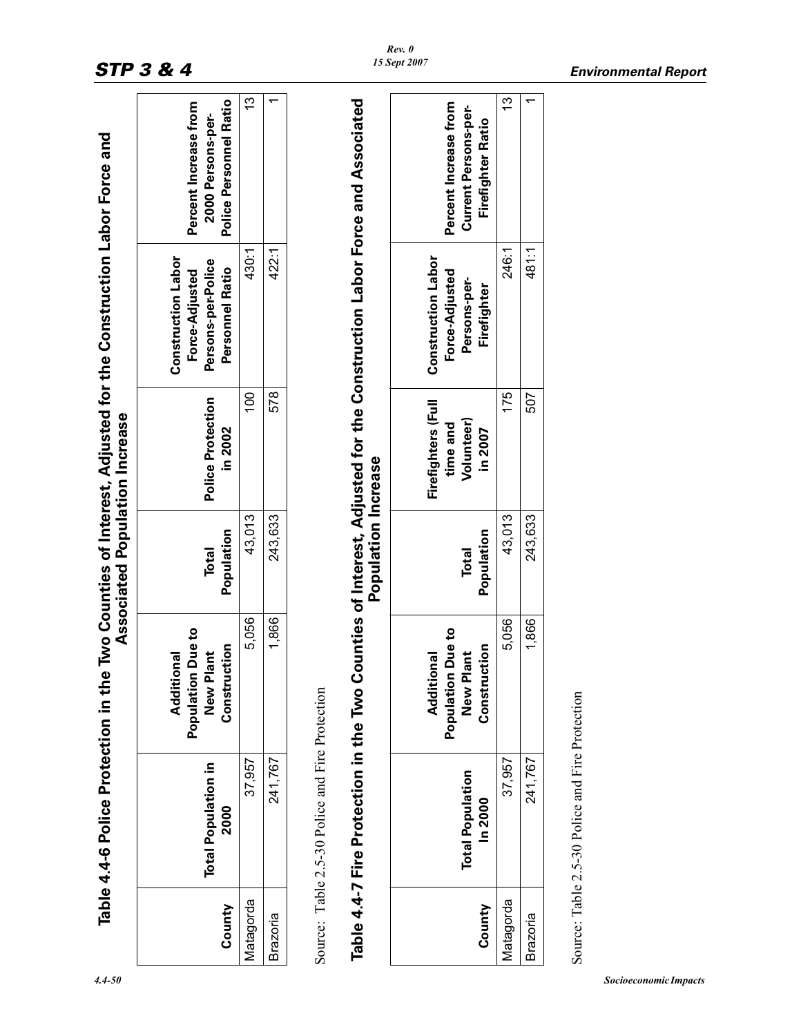## Table 4.4-6 Police Protection in the Two Counties of Interest, Adjusted for the Construction Labor Force and Associated Population Increase

| County | Total Population in 2000 | Additional Population Due to New Plant Construction | Total Population | Police Protection in 2002 | Construction Labor Force-Adjusted Persons-per-Police Personnel Ratio | Percent Increase from 2000 Persons-per-Police Personnel Ratio |
|---|---|---|---|---|---|---|
| Matagorda | 37,957 | 5,056 | 43,013 | 100 | 430:1 | 13 |
| Brazoria | 241,767 | 1,866 | 243,633 | 578 | 422:1 | 1 |

Source: Table 2.5-30 Police and Fire Protection

## Table 4.4-7 Fire Protection in the Two Counties of Interest, Adjusted for the Construction Labor Force and Associated Population Increase

| County | Total Population In 2000 | Additional Population Due to New Plant Construction | Total Population | Firefighters (Full time and Volunteer) in 2007 | Construction Labor Force-Adjusted Persons-per-Firefighter | Percent Increase from Current Persons-per-Firefighter Ratio |
|---|---|---|---|---|---|---|
| Matagorda | 37,957 | 5,056 | 43,013 | 175 | 246:1 | 13 |
| Brazoria | 241,767 | 1,866 | 243,633 | 507 | 481:1 | 1 |

Source: Table 2.5-30 Police and Fire Protection